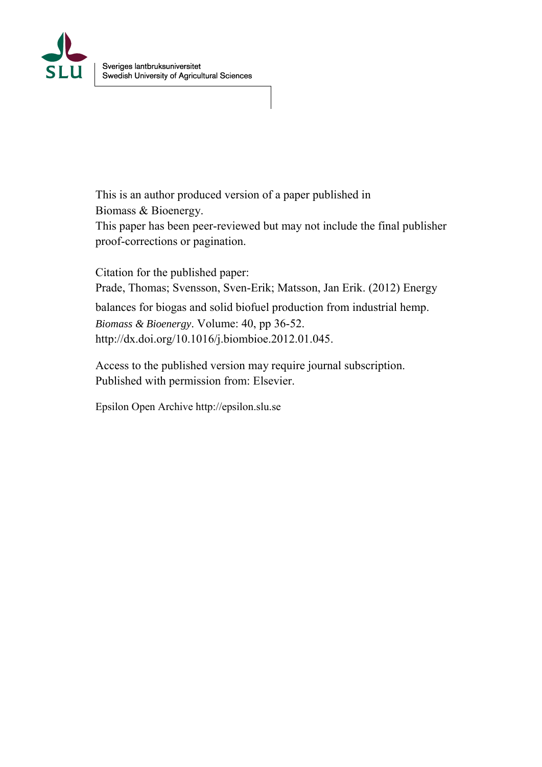Sveriges lantbruksuniversitet
Swedish University of Agricultural Sciences

This is an author produced version of a paper published in
Biomass & Bioenergy.
This paper has been peer-reviewed but may not include the final publisher proof-corrections or pagination.

Citation for the published paper:
Prade, Thomas; Svensson, Sven-Erik; Matsson, Jan Erik. (2012) Energy balances for biogas and solid biofuel production from industrial hemp.
*Biomass & Bioenergy*. Volume: 40, pp 36-52.
http://dx.doi.org/10.1016/j.biombioe.2012.01.045.

Access to the published version may require journal subscription.
Published with permission from: Elsevier.

Epsilon Open Archive http://epsilon.slu.se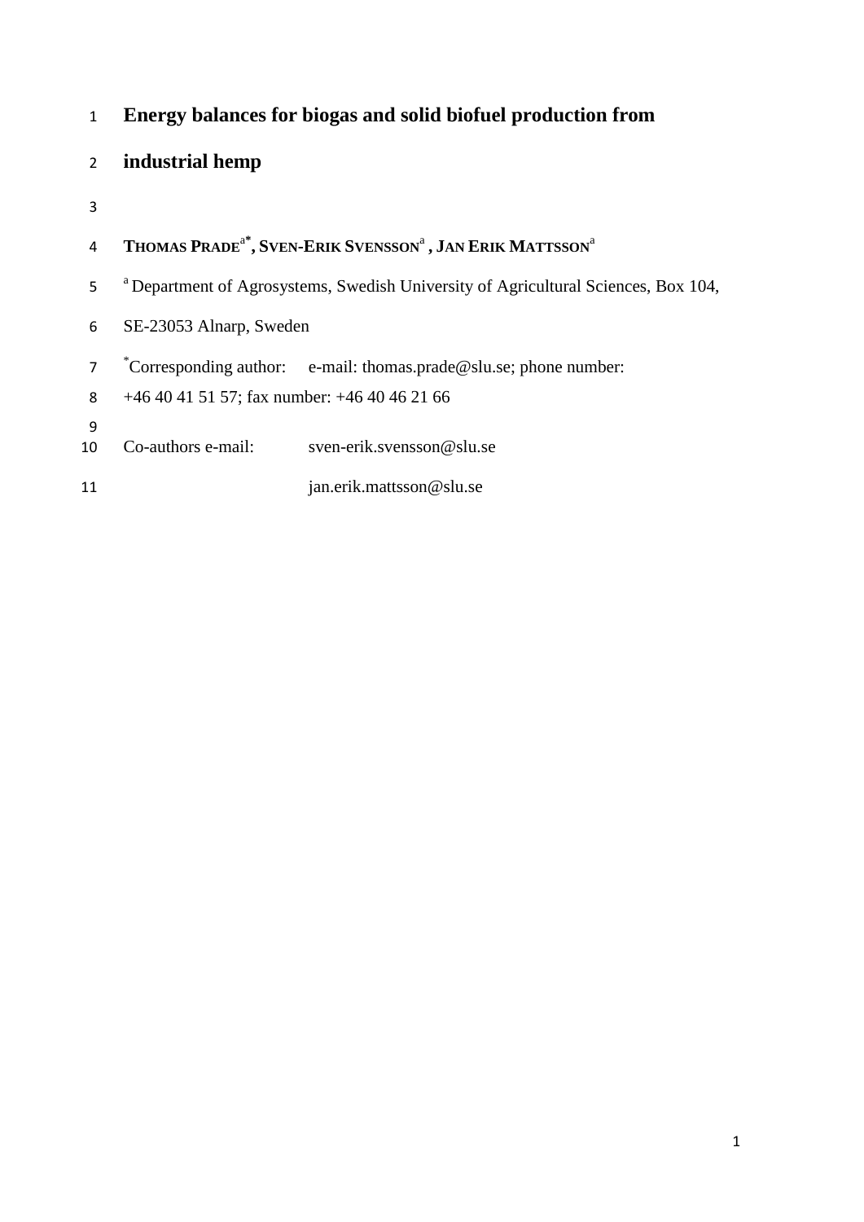# Energy balances for biogas and solid biofuel production from industrial hemp

**THOMAS PRADE**[a*]**, SVEN-ERIK SVENSSON**[a]**, JAN ERIK MATTSSON**[a]

[a] Department of Agrosystems, Swedish University of Agricultural Sciences, Box 104, SE-23053 Alnarp, Sweden

[*]Corresponding author: e-mail: thomas.prade@slu.se; phone number: +46 40 41 51 57; fax number: +46 40 46 21 66

Co-authors e-mail: sven-erik.svensson@slu.se

jan.erik.mattsson@slu.se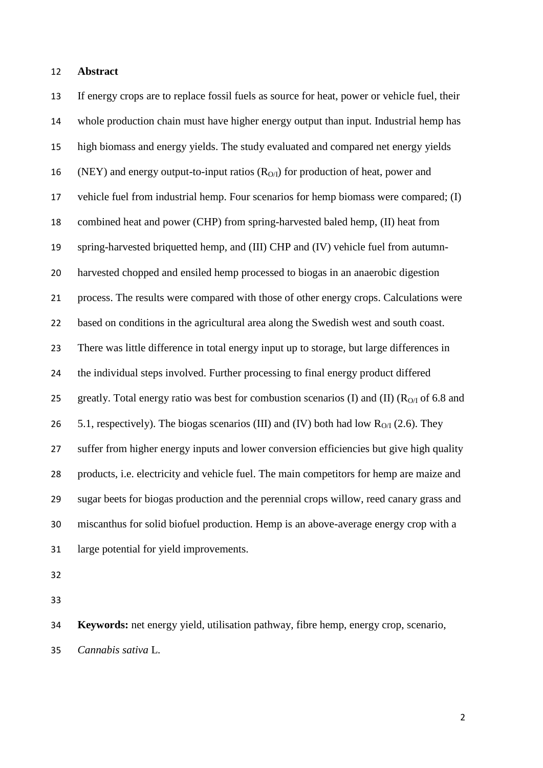## Abstract

If energy crops are to replace fossil fuels as source for heat, power or vehicle fuel, their whole production chain must have higher energy output than input. Industrial hemp has high biomass and energy yields. The study evaluated and compared net energy yields (NEY) and energy output-to-input ratios ($R_{O/I}$) for production of heat, power and vehicle fuel from industrial hemp. Four scenarios for hemp biomass were compared; (I) combined heat and power (CHP) from spring-harvested baled hemp, (II) heat from spring-harvested briquetted hemp, and (III) CHP and (IV) vehicle fuel from autumn-harvested chopped and ensiled hemp processed to biogas in an anaerobic digestion process. The results were compared with those of other energy crops. Calculations were based on conditions in the agricultural area along the Swedish west and south coast. There was little difference in total energy input up to storage, but large differences in the individual steps involved. Further processing to final energy product differed greatly. Total energy ratio was best for combustion scenarios (I) and (II) ($R_{O/I}$ of 6.8 and 5.1, respectively). The biogas scenarios (III) and (IV) both had low $R_{O/I}$ (2.6). They suffer from higher energy inputs and lower conversion efficiencies but give high quality products, i.e. electricity and vehicle fuel. The main competitors for hemp are maize and sugar beets for biogas production and the perennial crops willow, reed canary grass and miscanthus for solid biofuel production. Hemp is an above-average energy crop with a large potential for yield improvements.

**Keywords:** net energy yield, utilisation pathway, fibre hemp, energy crop, scenario, *Cannabis sativa* L.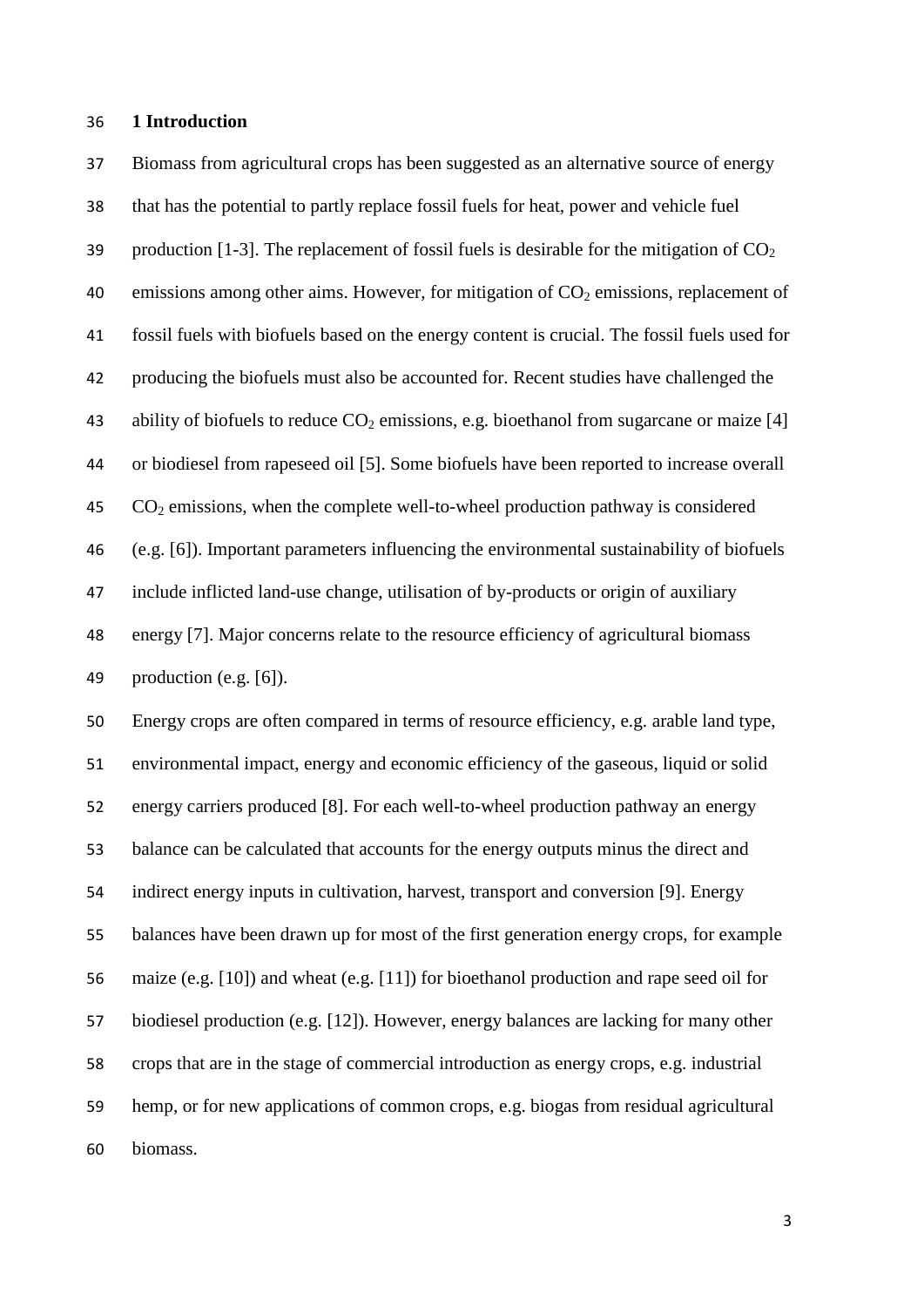# 1 Introduction

Biomass from agricultural crops has been suggested as an alternative source of energy that has the potential to partly replace fossil fuels for heat, power and vehicle fuel production [1-3]. The replacement of fossil fuels is desirable for the mitigation of $CO_2$ emissions among other aims. However, for mitigation of $CO_2$ emissions, replacement of fossil fuels with biofuels based on the energy content is crucial. The fossil fuels used for producing the biofuels must also be accounted for. Recent studies have challenged the ability of biofuels to reduce $CO_2$ emissions, e.g. bioethanol from sugarcane or maize [4] or biodiesel from rapeseed oil [5]. Some biofuels have been reported to increase overall $CO_2$ emissions, when the complete well-to-wheel production pathway is considered (e.g. [6]). Important parameters influencing the environmental sustainability of biofuels include inflicted land-use change, utilisation of by-products or origin of auxiliary energy [7]. Major concerns relate to the resource efficiency of agricultural biomass production (e.g. [6]).

Energy crops are often compared in terms of resource efficiency, e.g. arable land type, environmental impact, energy and economic efficiency of the gaseous, liquid or solid energy carriers produced [8]. For each well-to-wheel production pathway an energy balance can be calculated that accounts for the energy outputs minus the direct and indirect energy inputs in cultivation, harvest, transport and conversion [9]. Energy balances have been drawn up for most of the first generation energy crops, for example maize (e.g. [10]) and wheat (e.g. [11]) for bioethanol production and rape seed oil for biodiesel production (e.g. [12]). However, energy balances are lacking for many other crops that are in the stage of commercial introduction as energy crops, e.g. industrial hemp, or for new applications of common crops, e.g. biogas from residual agricultural biomass.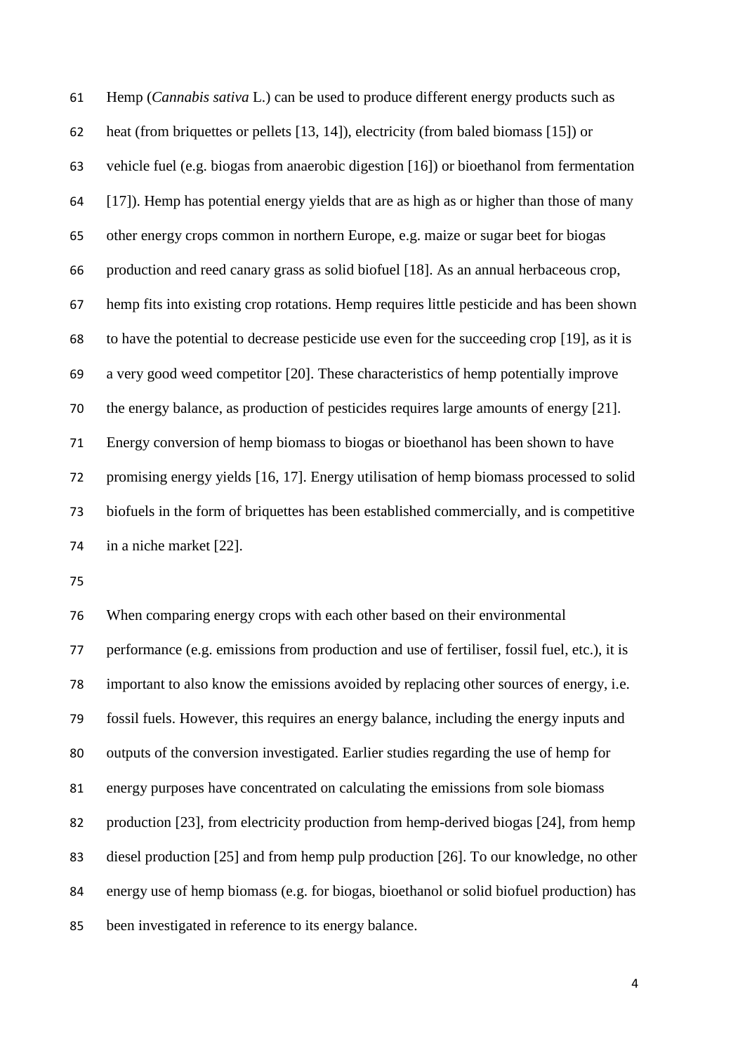Hemp (*Cannabis sativa* L.) can be used to produce different energy products such as heat (from briquettes or pellets [13, 14]), electricity (from baled biomass [15]) or vehicle fuel (e.g. biogas from anaerobic digestion [16]) or bioethanol from fermentation [17]). Hemp has potential energy yields that are as high as or higher than those of many other energy crops common in northern Europe, e.g. maize or sugar beet for biogas production and reed canary grass as solid biofuel [18]. As an annual herbaceous crop, hemp fits into existing crop rotations. Hemp requires little pesticide and has been shown to have the potential to decrease pesticide use even for the succeeding crop [19], as it is a very good weed competitor [20]. These characteristics of hemp potentially improve the energy balance, as production of pesticides requires large amounts of energy [21]. Energy conversion of hemp biomass to biogas or bioethanol has been shown to have promising energy yields [16, 17]. Energy utilisation of hemp biomass processed to solid biofuels in the form of briquettes has been established commercially, and is competitive in a niche market [22].

When comparing energy crops with each other based on their environmental performance (e.g. emissions from production and use of fertiliser, fossil fuel, etc.), it is important to also know the emissions avoided by replacing other sources of energy, i.e. fossil fuels. However, this requires an energy balance, including the energy inputs and outputs of the conversion investigated. Earlier studies regarding the use of hemp for energy purposes have concentrated on calculating the emissions from sole biomass production [23], from electricity production from hemp-derived biogas [24], from hemp diesel production [25] and from hemp pulp production [26]. To our knowledge, no other energy use of hemp biomass (e.g. for biogas, bioethanol or solid biofuel production) has been investigated in reference to its energy balance.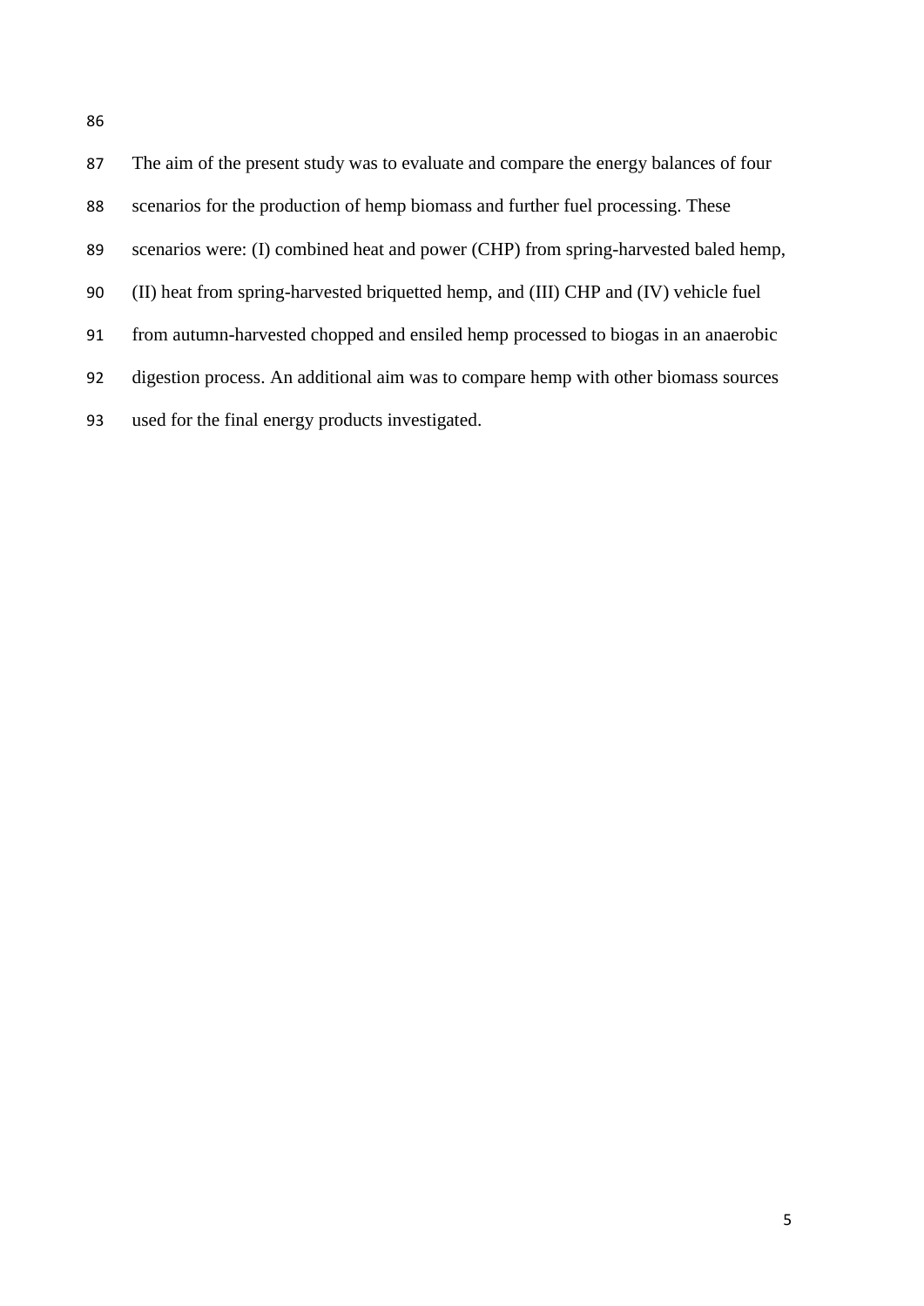The aim of the present study was to evaluate and compare the energy balances of four scenarios for the production of hemp biomass and further fuel processing. These scenarios were: (I) combined heat and power (CHP) from spring-harvested baled hemp, (II) heat from spring-harvested briquetted hemp, and (III) CHP and (IV) vehicle fuel from autumn-harvested chopped and ensiled hemp processed to biogas in an anaerobic digestion process. An additional aim was to compare hemp with other biomass sources used for the final energy products investigated.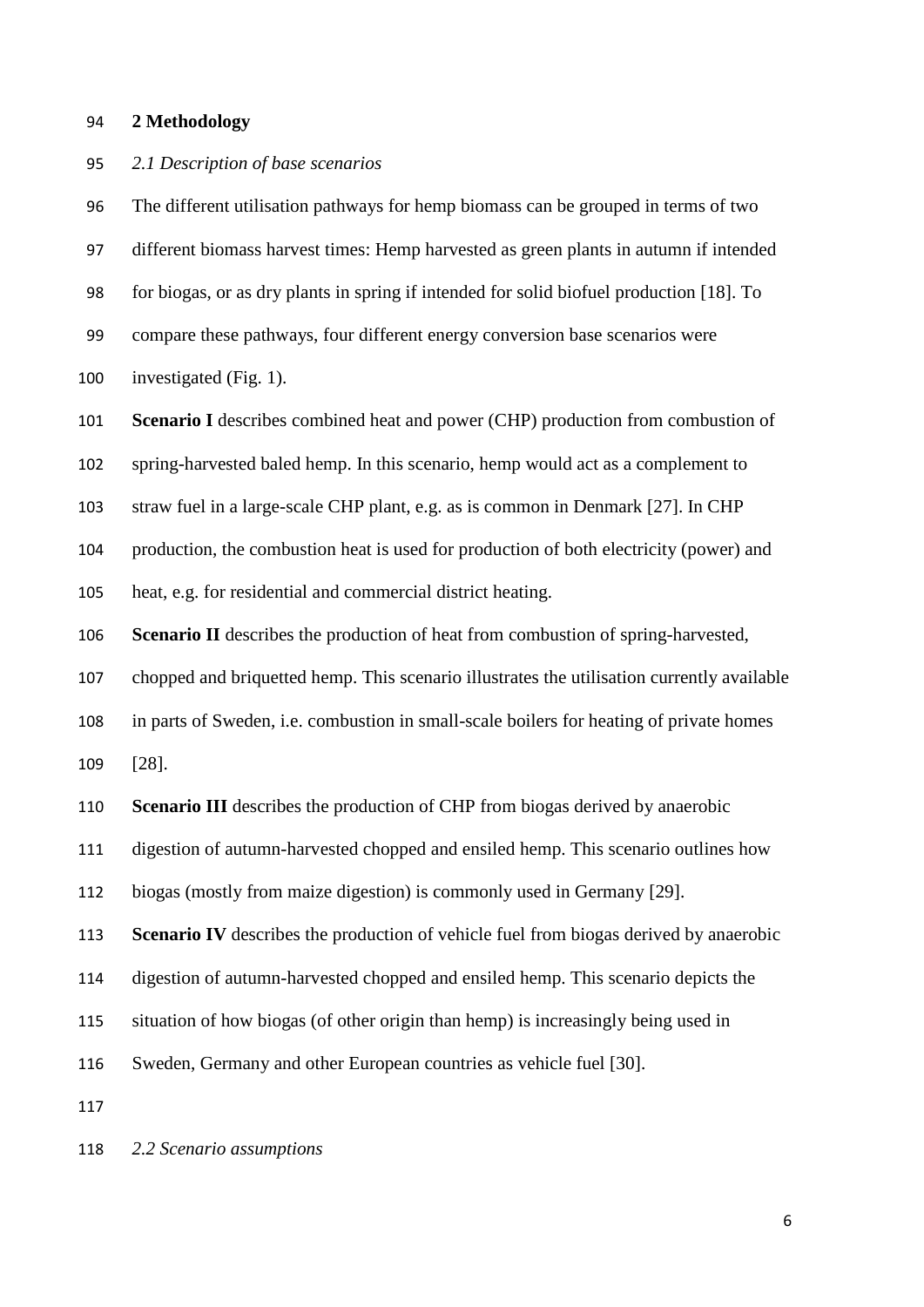## 2 Methodology

### *2.1 Description of base scenarios*

The different utilisation pathways for hemp biomass can be grouped in terms of two different biomass harvest times: Hemp harvested as green plants in autumn if intended for biogas, or as dry plants in spring if intended for solid biofuel production [18]. To compare these pathways, four different energy conversion base scenarios were investigated (Fig. 1).

**Scenario I** describes combined heat and power (CHP) production from combustion of spring-harvested baled hemp. In this scenario, hemp would act as a complement to straw fuel in a large-scale CHP plant, e.g. as is common in Denmark [27]. In CHP production, the combustion heat is used for production of both electricity (power) and heat, e.g. for residential and commercial district heating.

**Scenario II** describes the production of heat from combustion of spring-harvested, chopped and briquetted hemp. This scenario illustrates the utilisation currently available in parts of Sweden, i.e. combustion in small-scale boilers for heating of private homes [28].

**Scenario III** describes the production of CHP from biogas derived by anaerobic digestion of autumn-harvested chopped and ensiled hemp. This scenario outlines how biogas (mostly from maize digestion) is commonly used in Germany [29].

**Scenario IV** describes the production of vehicle fuel from biogas derived by anaerobic digestion of autumn-harvested chopped and ensiled hemp. This scenario depicts the situation of how biogas (of other origin than hemp) is increasingly being used in Sweden, Germany and other European countries as vehicle fuel [30].

### *2.2 Scenario assumptions*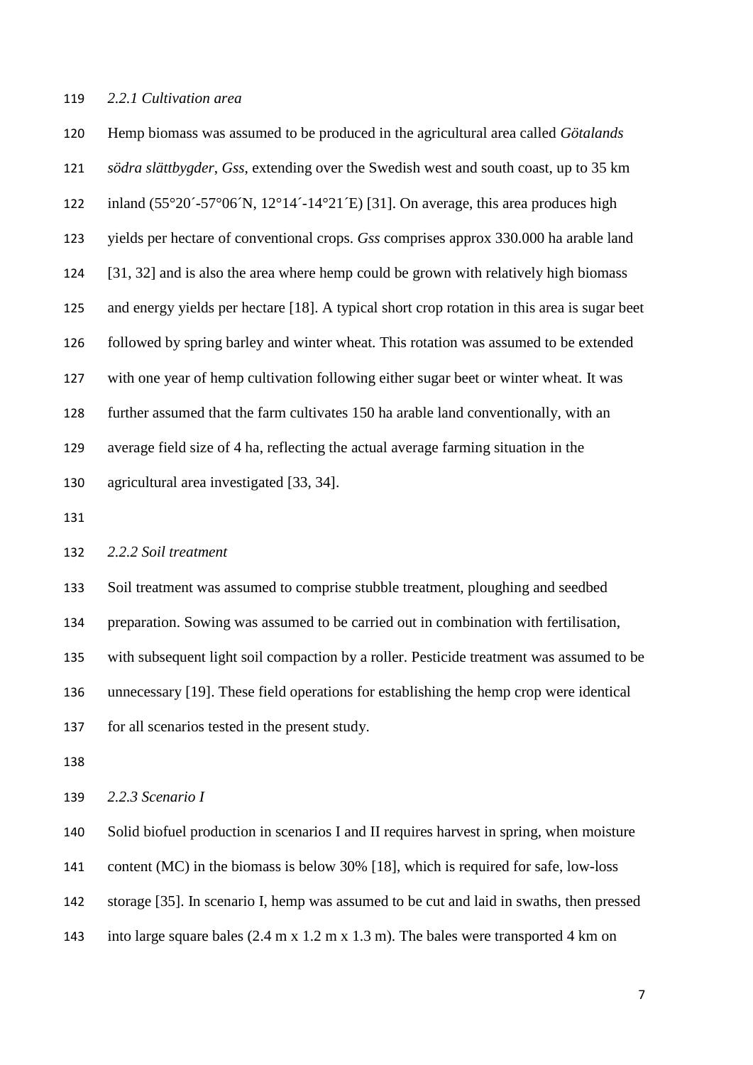### *2.2.1 Cultivation area*

Hemp biomass was assumed to be produced in the agricultural area called *Götalands södra slättbygder*, *Gss*, extending over the Swedish west and south coast, up to 35 km inland (55°20´-57°06´N, 12°14´-14°21´E) [31]. On average, this area produces high yields per hectare of conventional crops. *Gss* comprises approx 330.000 ha arable land [31, 32] and is also the area where hemp could be grown with relatively high biomass and energy yields per hectare [18]. A typical short crop rotation in this area is sugar beet followed by spring barley and winter wheat. This rotation was assumed to be extended with one year of hemp cultivation following either sugar beet or winter wheat. It was further assumed that the farm cultivates 150 ha arable land conventionally, with an average field size of 4 ha, reflecting the actual average farming situation in the agricultural area investigated [33, 34].

### *2.2.2 Soil treatment*

Soil treatment was assumed to comprise stubble treatment, ploughing and seedbed preparation. Sowing was assumed to be carried out in combination with fertilisation, with subsequent light soil compaction by a roller. Pesticide treatment was assumed to be unnecessary [19]. These field operations for establishing the hemp crop were identical for all scenarios tested in the present study.

### *2.2.3 Scenario I*

Solid biofuel production in scenarios I and II requires harvest in spring, when moisture content (MC) in the biomass is below 30% [18], which is required for safe, low-loss storage [35]. In scenario I, hemp was assumed to be cut and laid in swaths, then pressed into large square bales (2.4 m x 1.2 m x 1.3 m). The bales were transported 4 km on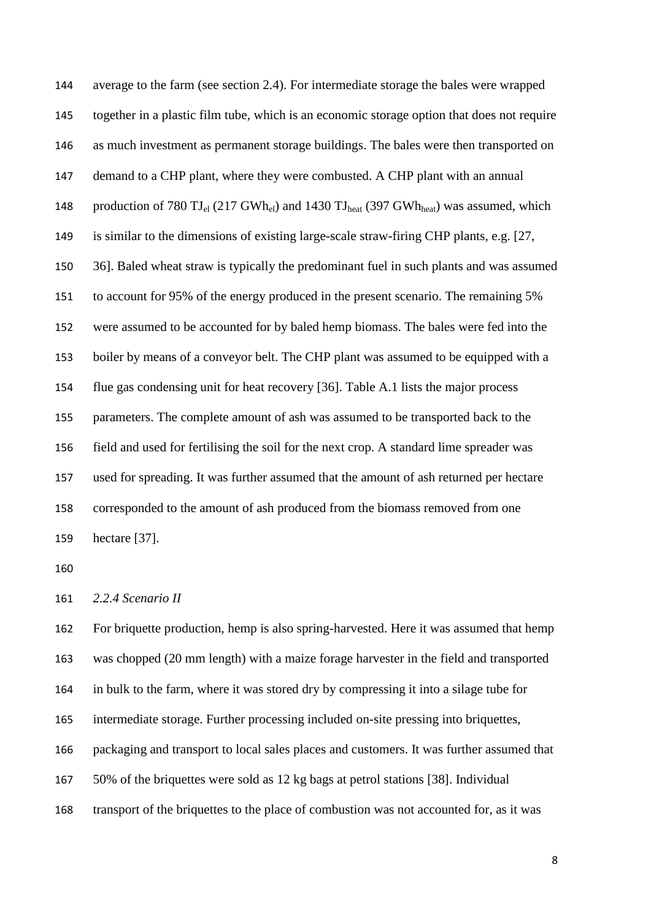average to the farm (see section 2.4). For intermediate storage the bales were wrapped together in a plastic film tube, which is an economic storage option that does not require as much investment as permanent storage buildings. The bales were then transported on demand to a CHP plant, where they were combusted. A CHP plant with an annual production of 780 $TJ_{el}$ (217 $GWh_{el}$) and 1430 $TJ_{heat}$ (397 $GWh_{heat}$) was assumed, which is similar to the dimensions of existing large-scale straw-firing CHP plants, e.g. [27, 36]. Baled wheat straw is typically the predominant fuel in such plants and was assumed to account for 95% of the energy produced in the present scenario. The remaining 5% were assumed to be accounted for by baled hemp biomass. The bales were fed into the boiler by means of a conveyor belt. The CHP plant was assumed to be equipped with a flue gas condensing unit for heat recovery [36]. Table A.1 lists the major process parameters. The complete amount of ash was assumed to be transported back to the field and used for fertilising the soil for the next crop. A standard lime spreader was used for spreading. It was further assumed that the amount of ash returned per hectare corresponded to the amount of ash produced from the biomass removed from one hectare [37].

#### *2.2.4 Scenario II*

For briquette production, hemp is also spring-harvested. Here it was assumed that hemp was chopped (20 mm length) with a maize forage harvester in the field and transported in bulk to the farm, where it was stored dry by compressing it into a silage tube for intermediate storage. Further processing included on-site pressing into briquettes, packaging and transport to local sales places and customers. It was further assumed that 50% of the briquettes were sold as 12 kg bags at petrol stations [38]. Individual transport of the briquettes to the place of combustion was not accounted for, as it was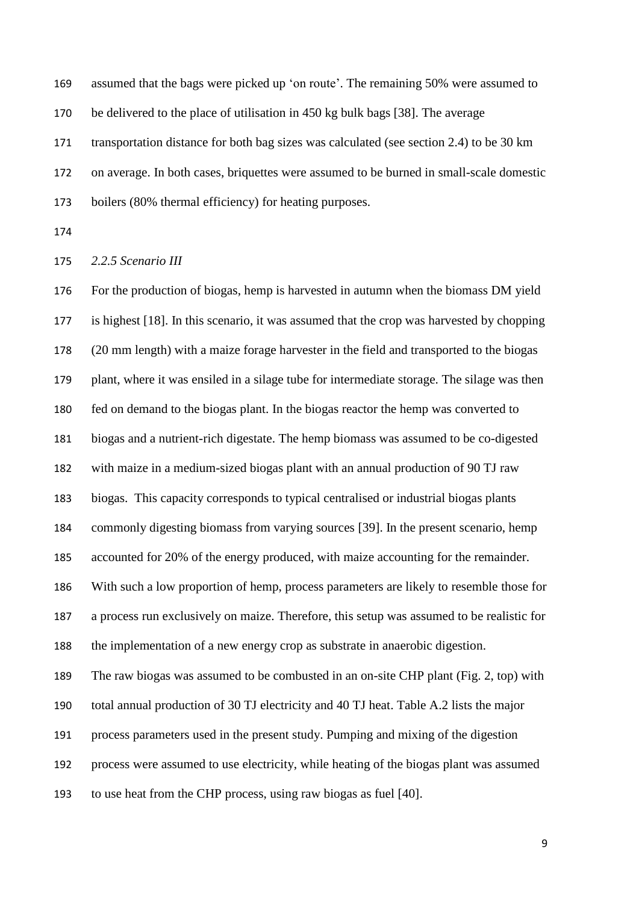assumed that the bags were picked up 'on route'. The remaining 50% were assumed to be delivered to the place of utilisation in 450 kg bulk bags [38]. The average transportation distance for both bag sizes was calculated (see section 2.4) to be 30 km on average. In both cases, briquettes were assumed to be burned in small-scale domestic boilers (80% thermal efficiency) for heating purposes.

### *2.2.5 Scenario III*

For the production of biogas, hemp is harvested in autumn when the biomass DM yield is highest [18]. In this scenario, it was assumed that the crop was harvested by chopping (20 mm length) with a maize forage harvester in the field and transported to the biogas plant, where it was ensiled in a silage tube for intermediate storage. The silage was then fed on demand to the biogas plant. In the biogas reactor the hemp was converted to biogas and a nutrient-rich digestate. The hemp biomass was assumed to be co-digested with maize in a medium-sized biogas plant with an annual production of 90 TJ raw biogas. This capacity corresponds to typical centralised or industrial biogas plants commonly digesting biomass from varying sources [39]. In the present scenario, hemp accounted for 20% of the energy produced, with maize accounting for the remainder. With such a low proportion of hemp, process parameters are likely to resemble those for a process run exclusively on maize. Therefore, this setup was assumed to be realistic for the implementation of a new energy crop as substrate in anaerobic digestion.

The raw biogas was assumed to be combusted in an on-site CHP plant (Fig. 2, top) with total annual production of 30 TJ electricity and 40 TJ heat. Table A.2 lists the major process parameters used in the present study. Pumping and mixing of the digestion process were assumed to use electricity, while heating of the biogas plant was assumed to use heat from the CHP process, using raw biogas as fuel [40].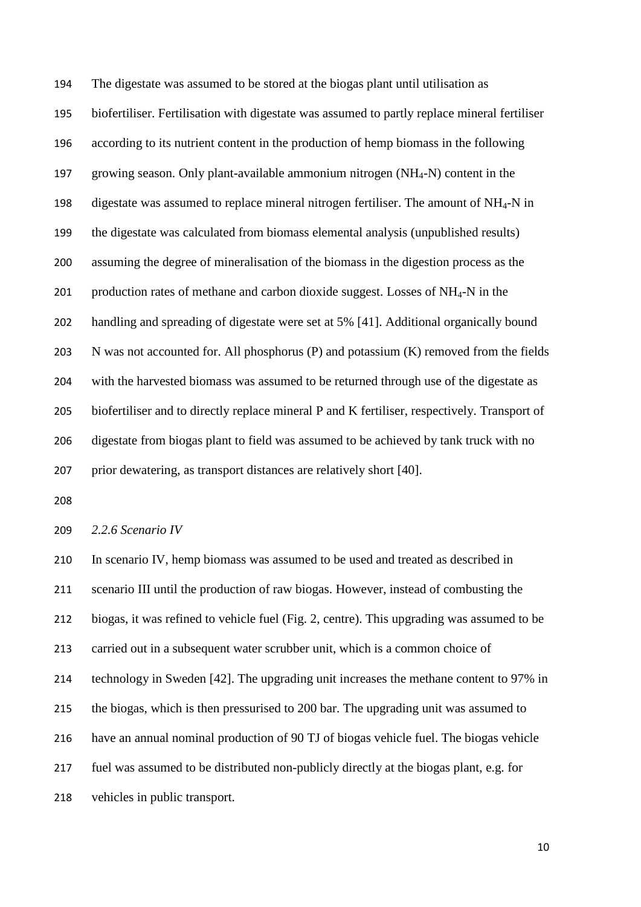The digestate was assumed to be stored at the biogas plant until utilisation as biofertiliser. Fertilisation with digestate was assumed to partly replace mineral fertiliser according to its nutrient content in the production of hemp biomass in the following growing season. Only plant-available ammonium nitrogen ($NH_4$-N) content in the digestate was assumed to replace mineral nitrogen fertiliser. The amount of $NH_4$-N in the digestate was calculated from biomass elemental analysis (unpublished results) assuming the degree of mineralisation of the biomass in the digestion process as the production rates of methane and carbon dioxide suggest. Losses of $NH_4$-N in the handling and spreading of digestate were set at 5% [41]. Additional organically bound N was not accounted for. All phosphorus (P) and potassium (K) removed from the fields with the harvested biomass was assumed to be returned through use of the digestate as biofertiliser and to directly replace mineral P and K fertiliser, respectively. Transport of digestate from biogas plant to field was assumed to be achieved by tank truck with no prior dewatering, as transport distances are relatively short [40].

### *2.2.6 Scenario IV*

In scenario IV, hemp biomass was assumed to be used and treated as described in scenario III until the production of raw biogas. However, instead of combusting the biogas, it was refined to vehicle fuel (Fig. 2, centre). This upgrading was assumed to be carried out in a subsequent water scrubber unit, which is a common choice of technology in Sweden [42]. The upgrading unit increases the methane content to 97% in the biogas, which is then pressurised to 200 bar. The upgrading unit was assumed to have an annual nominal production of 90 TJ of biogas vehicle fuel. The biogas vehicle fuel was assumed to be distributed non-publicly directly at the biogas plant, e.g. for vehicles in public transport.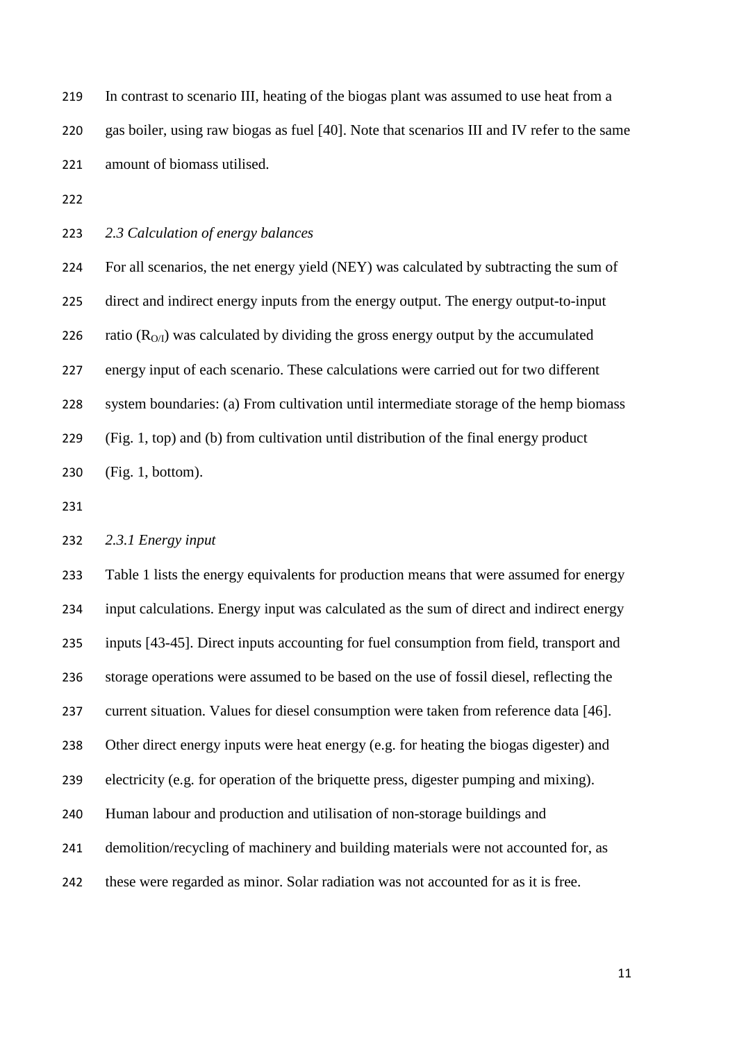In contrast to scenario III, heating of the biogas plant was assumed to use heat from a gas boiler, using raw biogas as fuel [40]. Note that scenarios III and IV refer to the same amount of biomass utilised.

### *2.3 Calculation of energy balances*

For all scenarios, the net energy yield (NEY) was calculated by subtracting the sum of direct and indirect energy inputs from the energy output. The energy output-to-input ratio ($R_{O/I}$) was calculated by dividing the gross energy output by the accumulated energy input of each scenario. These calculations were carried out for two different system boundaries: (a) From cultivation until intermediate storage of the hemp biomass (Fig. 1, top) and (b) from cultivation until distribution of the final energy product (Fig. 1, bottom).

#### *2.3.1 Energy input*

Table 1 lists the energy equivalents for production means that were assumed for energy input calculations. Energy input was calculated as the sum of direct and indirect energy inputs [43-45]. Direct inputs accounting for fuel consumption from field, transport and storage operations were assumed to be based on the use of fossil diesel, reflecting the current situation. Values for diesel consumption were taken from reference data [46]. Other direct energy inputs were heat energy (e.g. for heating the biogas digester) and electricity (e.g. for operation of the briquette press, digester pumping and mixing). Human labour and production and utilisation of non-storage buildings and demolition/recycling of machinery and building materials were not accounted for, as these were regarded as minor. Solar radiation was not accounted for as it is free.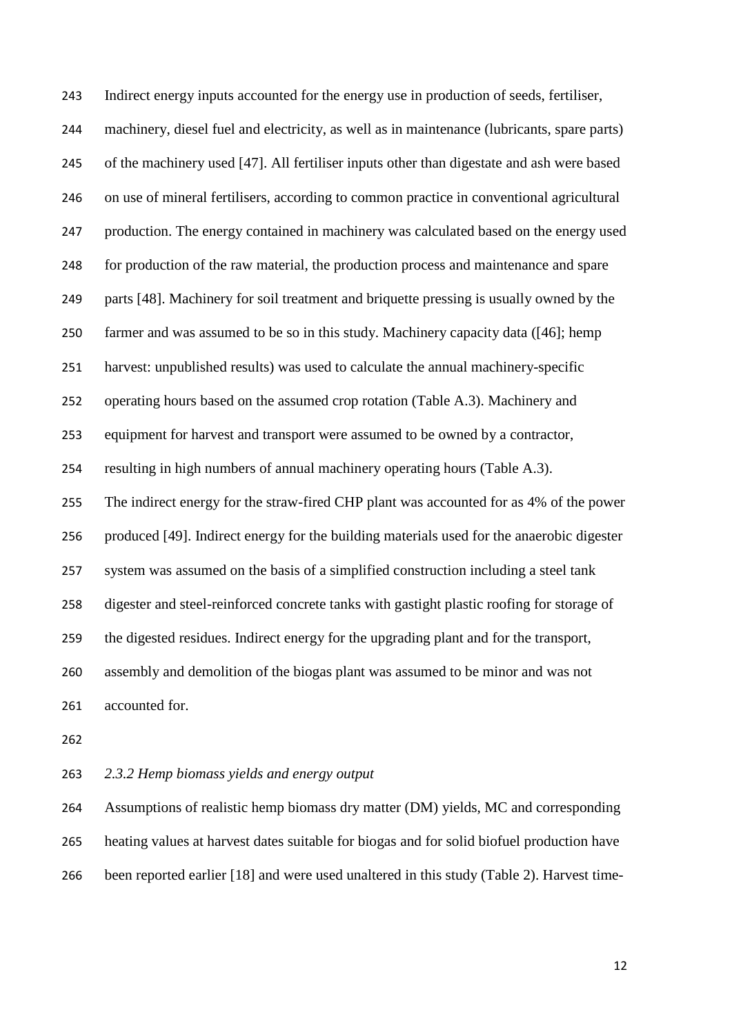Indirect energy inputs accounted for the energy use in production of seeds, fertiliser, machinery, diesel fuel and electricity, as well as in maintenance (lubricants, spare parts) of the machinery used [47]. All fertiliser inputs other than digestate and ash were based on use of mineral fertilisers, according to common practice in conventional agricultural production. The energy contained in machinery was calculated based on the energy used for production of the raw material, the production process and maintenance and spare parts [48]. Machinery for soil treatment and briquette pressing is usually owned by the farmer and was assumed to be so in this study. Machinery capacity data ([46]; hemp harvest: unpublished results) was used to calculate the annual machinery-specific operating hours based on the assumed crop rotation (Table A.3). Machinery and equipment for harvest and transport were assumed to be owned by a contractor, resulting in high numbers of annual machinery operating hours (Table A.3).

The indirect energy for the straw-fired CHP plant was accounted for as 4% of the power produced [49]. Indirect energy for the building materials used for the anaerobic digester system was assumed on the basis of a simplified construction including a steel tank digester and steel-reinforced concrete tanks with gastight plastic roofing for storage of the digested residues. Indirect energy for the upgrading plant and for the transport, assembly and demolition of the biogas plant was assumed to be minor and was not accounted for.

### *2.3.2 Hemp biomass yields and energy output*

Assumptions of realistic hemp biomass dry matter (DM) yields, MC and corresponding heating values at harvest dates suitable for biogas and for solid biofuel production have been reported earlier [18] and were used unaltered in this study (Table 2). Harvest time-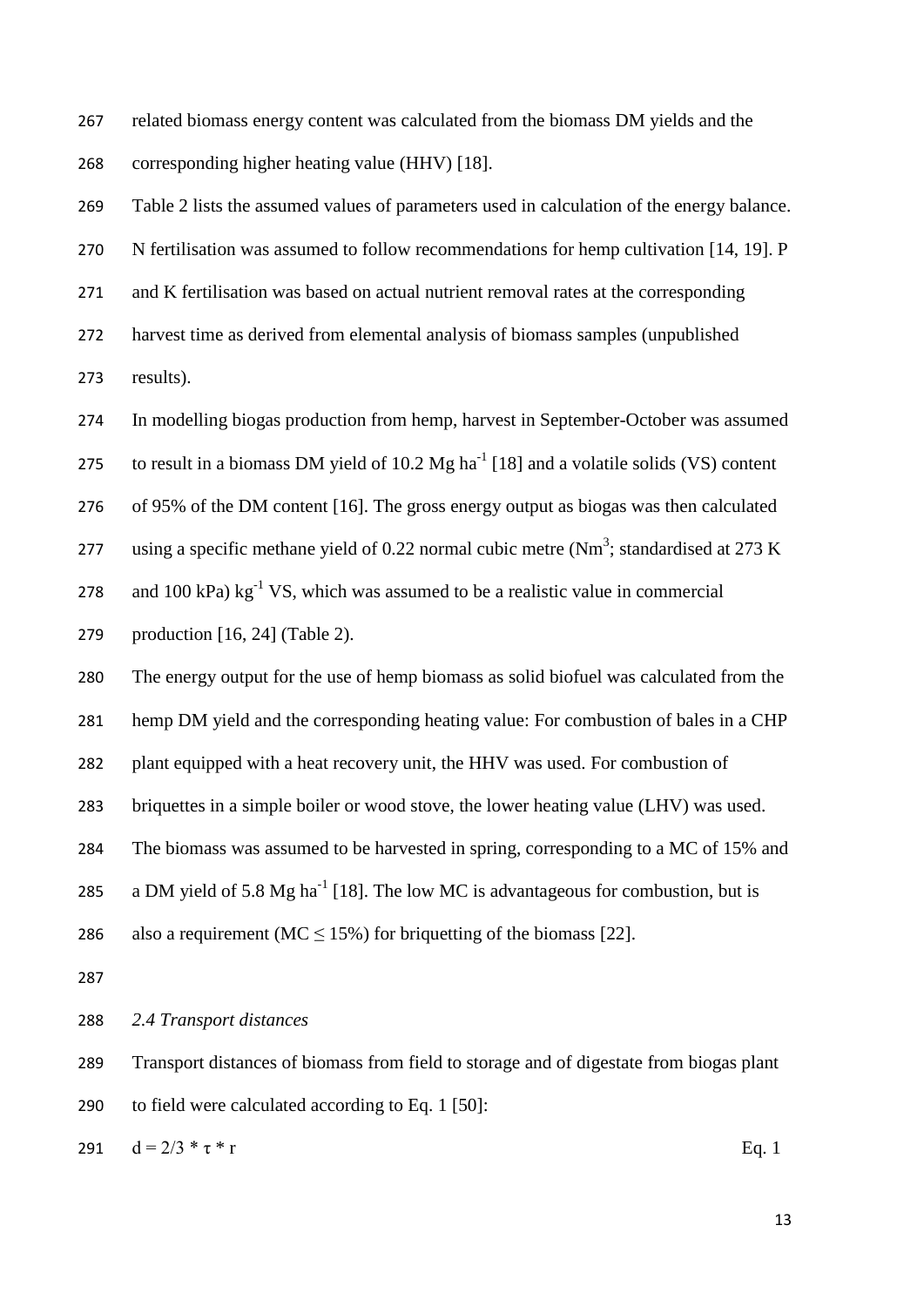related biomass energy content was calculated from the biomass DM yields and the corresponding higher heating value (HHV) [18].

Table 2 lists the assumed values of parameters used in calculation of the energy balance. N fertilisation was assumed to follow recommendations for hemp cultivation [14, 19]. P and K fertilisation was based on actual nutrient removal rates at the corresponding harvest time as derived from elemental analysis of biomass samples (unpublished results).

In modelling biogas production from hemp, harvest in September-October was assumed to result in a biomass DM yield of 10.2 Mg $ha^{-1}$ [18] and a volatile solids (VS) content of 95% of the DM content [16]. The gross energy output as biogas was then calculated using a specific methane yield of 0.22 normal cubic metre ($Nm^3$; standardised at 273 K and 100 kPa) $kg^{-1}$ VS, which was assumed to be a realistic value in commercial production [16, 24] (Table 2).

The energy output for the use of hemp biomass as solid biofuel was calculated from the hemp DM yield and the corresponding heating value: For combustion of bales in a CHP plant equipped with a heat recovery unit, the HHV was used. For combustion of briquettes in a simple boiler or wood stove, the lower heating value (LHV) was used. The biomass was assumed to be harvested in spring, corresponding to a MC of 15% and a DM yield of 5.8 Mg $ha^{-1}$ [18]. The low MC is advantageous for combustion, but is also a requirement (MC $\leq$ 15%) for briquetting of the biomass [22].

### *2.4 Transport distances*

Transport distances of biomass from field to storage and of digestate from biogas plant to field were calculated according to Eq. 1 [50]:

$$d = 2/3 * \tau * r \qquad \text{Eq. 1}$$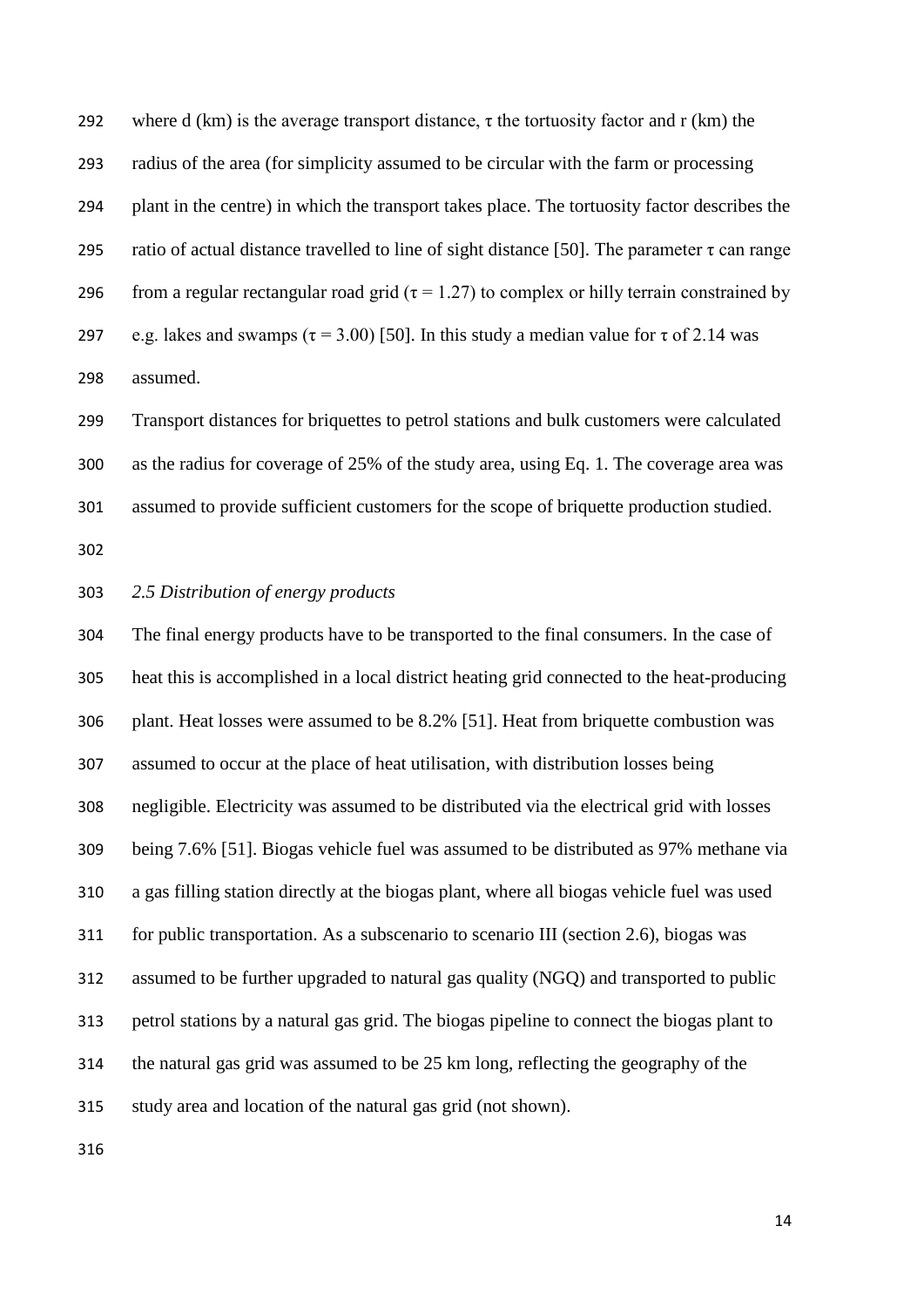where d (km) is the average transport distance, $\tau$ the tortuosity factor and r (km) the radius of the area (for simplicity assumed to be circular with the farm or processing plant in the centre) in which the transport takes place. The tortuosity factor describes the ratio of actual distance travelled to line of sight distance [50]. The parameter $\tau$ can range from a regular rectangular road grid ($\tau = 1.27$) to complex or hilly terrain constrained by e.g. lakes and swamps ($\tau = 3.00$) [50]. In this study a median value for $\tau$ of 2.14 was assumed.

Transport distances for briquettes to petrol stations and bulk customers were calculated as the radius for coverage of 25% of the study area, using Eq. 1. The coverage area was assumed to provide sufficient customers for the scope of briquette production studied.

### *2.5 Distribution of energy products*

The final energy products have to be transported to the final consumers. In the case of heat this is accomplished in a local district heating grid connected to the heat-producing plant. Heat losses were assumed to be 8.2% [51]. Heat from briquette combustion was assumed to occur at the place of heat utilisation, with distribution losses being negligible. Electricity was assumed to be distributed via the electrical grid with losses being 7.6% [51]. Biogas vehicle fuel was assumed to be distributed as 97% methane via a gas filling station directly at the biogas plant, where all biogas vehicle fuel was used for public transportation. As a subscenario to scenario III (section 2.6), biogas was assumed to be further upgraded to natural gas quality (NGQ) and transported to public petrol stations by a natural gas grid. The biogas pipeline to connect the biogas plant to the natural gas grid was assumed to be 25 km long, reflecting the geography of the study area and location of the natural gas grid (not shown).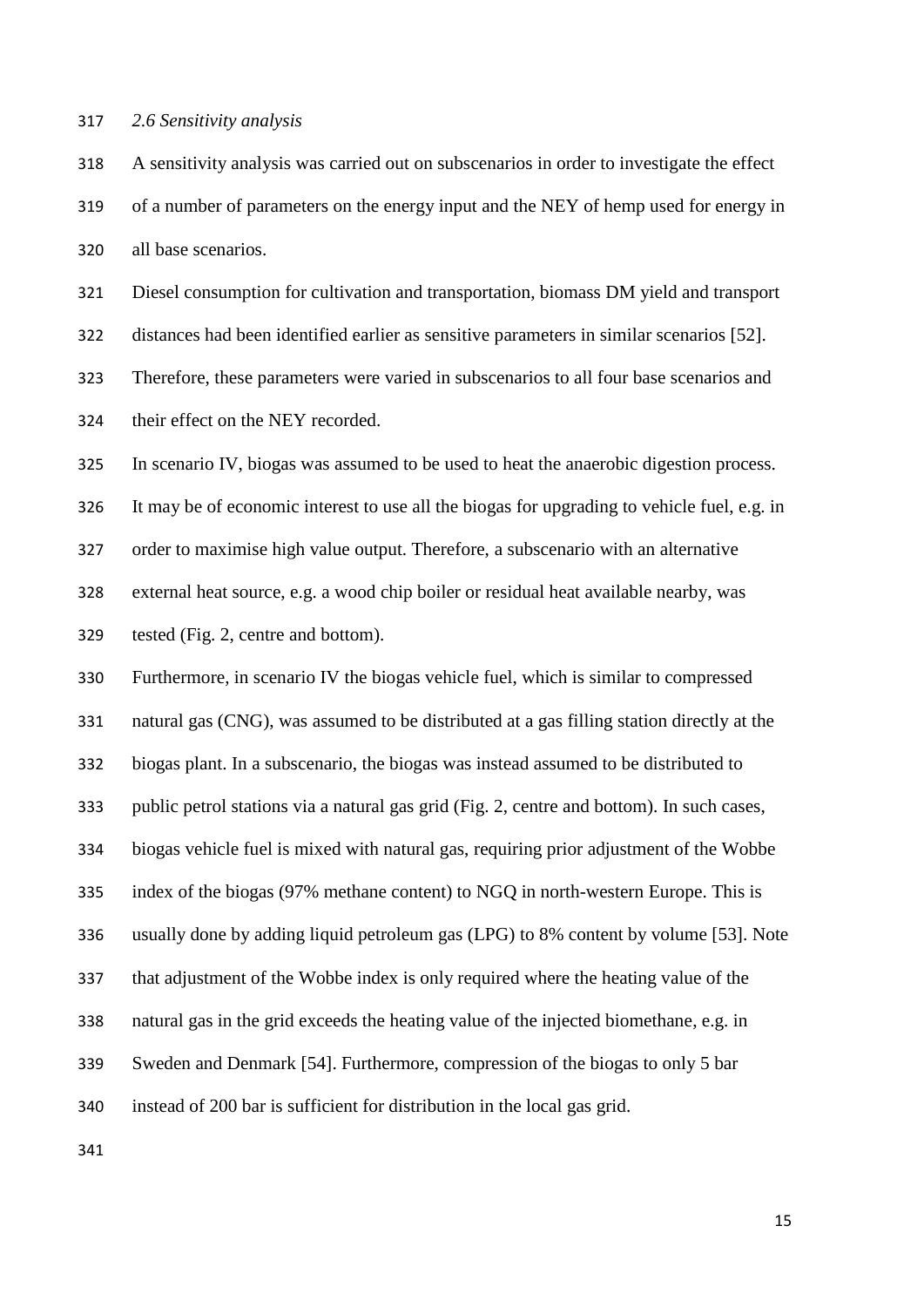*2.6 Sensitivity analysis*

A sensitivity analysis was carried out on subscenarios in order to investigate the effect of a number of parameters on the energy input and the NEY of hemp used for energy in all base scenarios.

Diesel consumption for cultivation and transportation, biomass DM yield and transport distances had been identified earlier as sensitive parameters in similar scenarios [52]. Therefore, these parameters were varied in subscenarios to all four base scenarios and their effect on the NEY recorded.

In scenario IV, biogas was assumed to be used to heat the anaerobic digestion process. It may be of economic interest to use all the biogas for upgrading to vehicle fuel, e.g. in order to maximise high value output. Therefore, a subscenario with an alternative external heat source, e.g. a wood chip boiler or residual heat available nearby, was tested (Fig. 2, centre and bottom).

Furthermore, in scenario IV the biogas vehicle fuel, which is similar to compressed natural gas (CNG), was assumed to be distributed at a gas filling station directly at the biogas plant. In a subscenario, the biogas was instead assumed to be distributed to public petrol stations via a natural gas grid (Fig. 2, centre and bottom). In such cases, biogas vehicle fuel is mixed with natural gas, requiring prior adjustment of the Wobbe index of the biogas (97% methane content) to NGQ in north-western Europe. This is usually done by adding liquid petroleum gas (LPG) to 8% content by volume [53]. Note that adjustment of the Wobbe index is only required where the heating value of the natural gas in the grid exceeds the heating value of the injected biomethane, e.g. in Sweden and Denmark [54]. Furthermore, compression of the biogas to only 5 bar instead of 200 bar is sufficient for distribution in the local gas grid.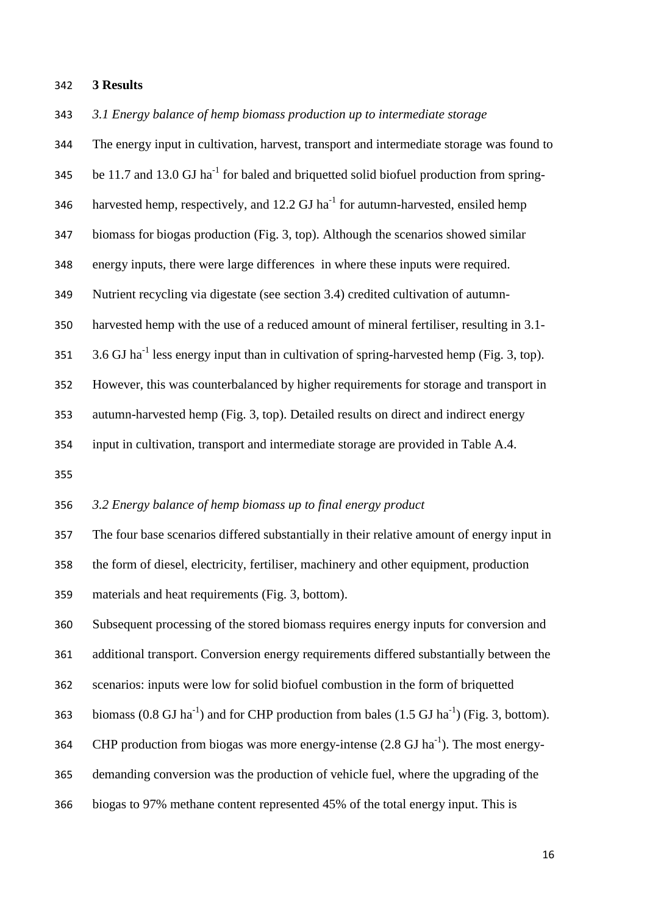## 3 Results

### *3.1 Energy balance of hemp biomass production up to intermediate storage*

The energy input in cultivation, harvest, transport and intermediate storage was found to be 11.7 and 13.0 GJ $ha^{-1}$ for baled and briquetted solid biofuel production from spring-harvested hemp, respectively, and 12.2 GJ $ha^{-1}$ for autumn-harvested, ensiled hemp biomass for biogas production (Fig. 3, top). Although the scenarios showed similar energy inputs, there were large differences in where these inputs were required. Nutrient recycling via digestate (see section 3.4) credited cultivation of autumn-harvested hemp with the use of a reduced amount of mineral fertiliser, resulting in 3.1-3.6 GJ $ha^{-1}$ less energy input than in cultivation of spring-harvested hemp (Fig. 3, top). However, this was counterbalanced by higher requirements for storage and transport in autumn-harvested hemp (Fig. 3, top). Detailed results on direct and indirect energy input in cultivation, transport and intermediate storage are provided in Table A.4.

### *3.2 Energy balance of hemp biomass up to final energy product*

The four base scenarios differed substantially in their relative amount of energy input in the form of diesel, electricity, fertiliser, machinery and other equipment, production materials and heat requirements (Fig. 3, bottom).

Subsequent processing of the stored biomass requires energy inputs for conversion and additional transport. Conversion energy requirements differed substantially between the scenarios: inputs were low for solid biofuel combustion in the form of briquetted biomass (0.8 GJ $ha^{-1}$) and for CHP production from bales (1.5 GJ $ha^{-1}$) (Fig. 3, bottom). CHP production from biogas was more energy-intense (2.8 GJ $ha^{-1}$). The most energy-demanding conversion was the production of vehicle fuel, where the upgrading of the biogas to 97% methane content represented 45% of the total energy input. This is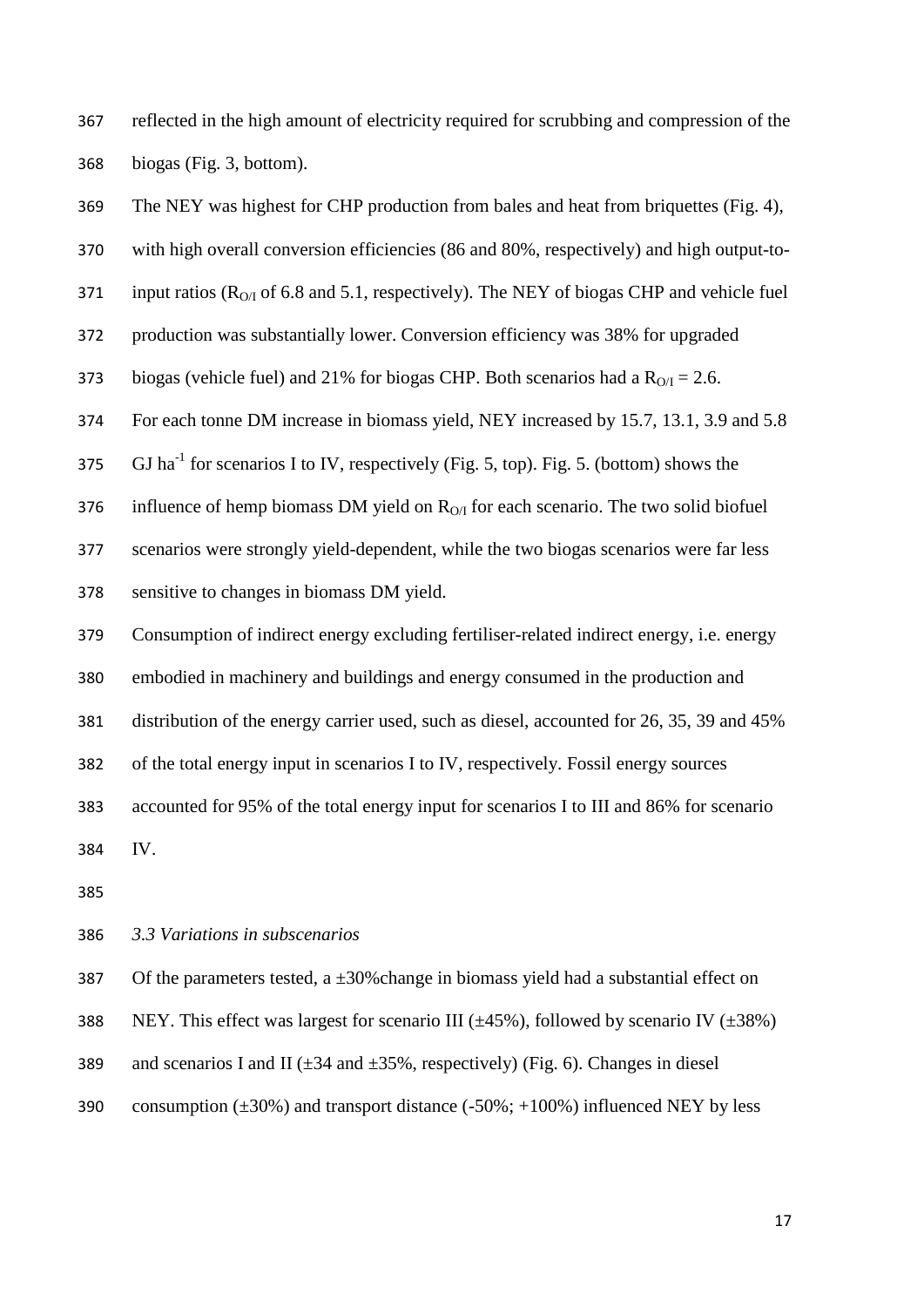reflected in the high amount of electricity required for scrubbing and compression of the biogas (Fig. 3, bottom).

The NEY was highest for CHP production from bales and heat from briquettes (Fig. 4), with high overall conversion efficiencies (86 and 80%, respectively) and high output-to-input ratios ($R_{O/I}$ of 6.8 and 5.1, respectively). The NEY of biogas CHP and vehicle fuel production was substantially lower. Conversion efficiency was 38% for upgraded biogas (vehicle fuel) and 21% for biogas CHP. Both scenarios had a $R_{O/I} = 2.6$.

For each tonne DM increase in biomass yield, NEY increased by 15.7, 13.1, 3.9 and 5.8 GJ $ha^{-1}$ for scenarios I to IV, respectively (Fig. 5, top). Fig. 5. (bottom) shows the influence of hemp biomass DM yield on $R_{O/I}$ for each scenario. The two solid biofuel scenarios were strongly yield-dependent, while the two biogas scenarios were far less sensitive to changes in biomass DM yield.

Consumption of indirect energy excluding fertiliser-related indirect energy, i.e. energy embodied in machinery and buildings and energy consumed in the production and distribution of the energy carrier used, such as diesel, accounted for 26, 35, 39 and 45% of the total energy input in scenarios I to IV, respectively. Fossil energy sources accounted for 95% of the total energy input for scenarios I to III and 86% for scenario IV.

*3.3 Variations in subscenarios*

Of the parameters tested, a ±30%change in biomass yield had a substantial effect on NEY. This effect was largest for scenario III (±45%), followed by scenario IV (±38%) and scenarios I and II (±34 and ±35%, respectively) (Fig. 6). Changes in diesel consumption (±30%) and transport distance (-50%; +100%) influenced NEY by less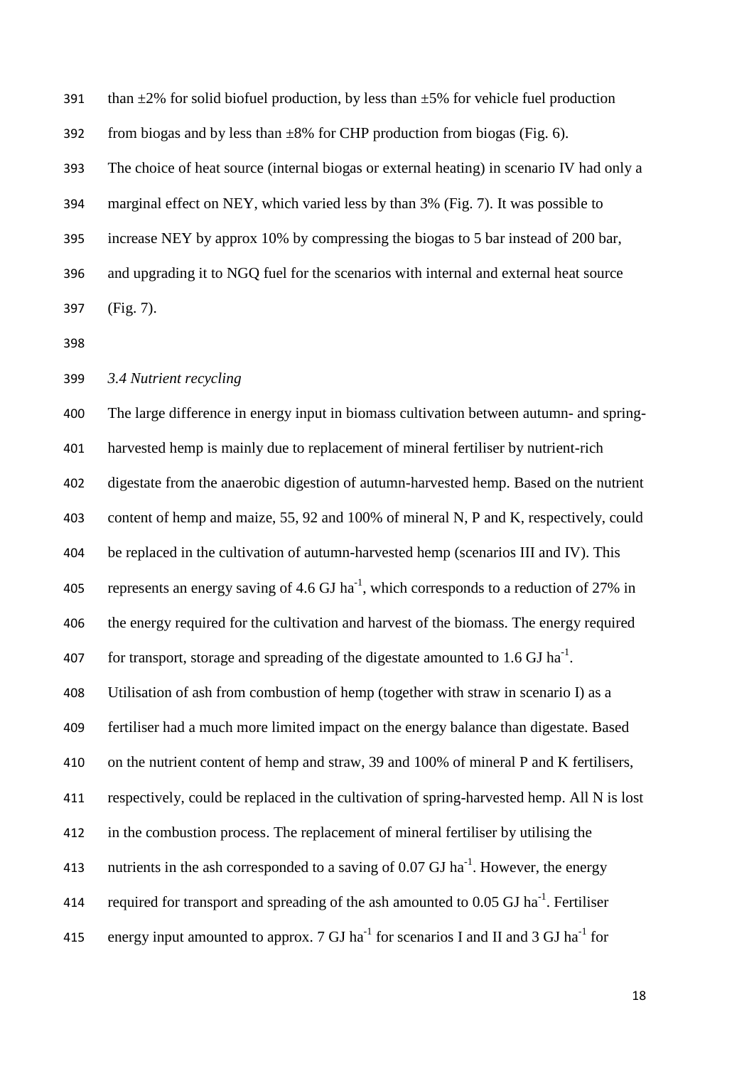than ±2% for solid biofuel production, by less than ±5% for vehicle fuel production from biogas and by less than ±8% for CHP production from biogas (Fig. 6).

The choice of heat source (internal biogas or external heating) in scenario IV had only a marginal effect on NEY, which varied less by than 3% (Fig. 7). It was possible to increase NEY by approx 10% by compressing the biogas to 5 bar instead of 200 bar, and upgrading it to NGQ fuel for the scenarios with internal and external heat source (Fig. 7).

### *3.4 Nutrient recycling*

The large difference in energy input in biomass cultivation between autumn- and spring-harvested hemp is mainly due to replacement of mineral fertiliser by nutrient-rich digestate from the anaerobic digestion of autumn-harvested hemp. Based on the nutrient content of hemp and maize, 55, 92 and 100% of mineral N, P and K, respectively, could be replaced in the cultivation of autumn-harvested hemp (scenarios III and IV). This represents an energy saving of 4.6 GJ $ha^{-1}$, which corresponds to a reduction of 27% in the energy required for the cultivation and harvest of the biomass. The energy required for transport, storage and spreading of the digestate amounted to 1.6 GJ $ha^{-1}$.

Utilisation of ash from combustion of hemp (together with straw in scenario I) as a fertiliser had a much more limited impact on the energy balance than digestate. Based on the nutrient content of hemp and straw, 39 and 100% of mineral P and K fertilisers, respectively, could be replaced in the cultivation of spring-harvested hemp. All N is lost in the combustion process. The replacement of mineral fertiliser by utilising the nutrients in the ash corresponded to a saving of 0.07 GJ $ha^{-1}$. However, the energy required for transport and spreading of the ash amounted to 0.05 GJ $ha^{-1}$. Fertiliser energy input amounted to approx. 7 GJ $ha^{-1}$ for scenarios I and II and 3 GJ $ha^{-1}$ for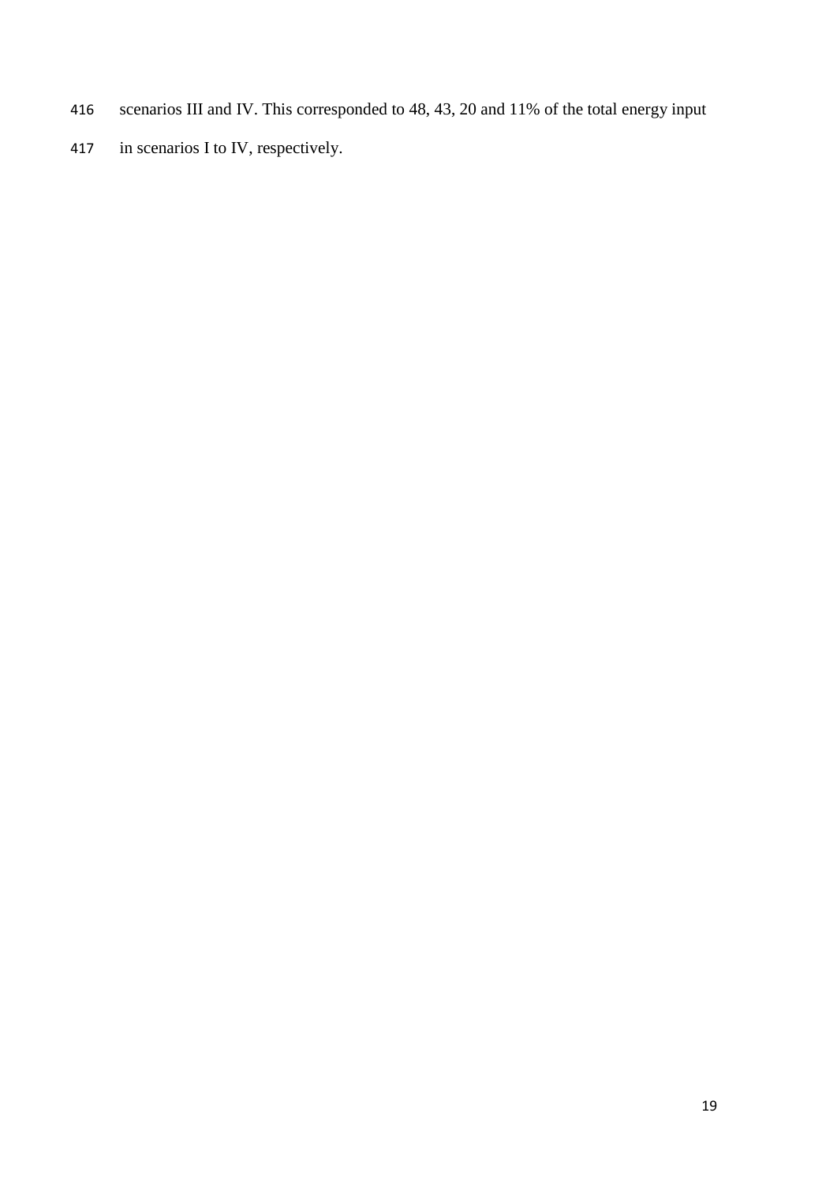scenarios III and IV. This corresponded to 48, 43, 20 and 11% of the total energy input in scenarios I to IV, respectively.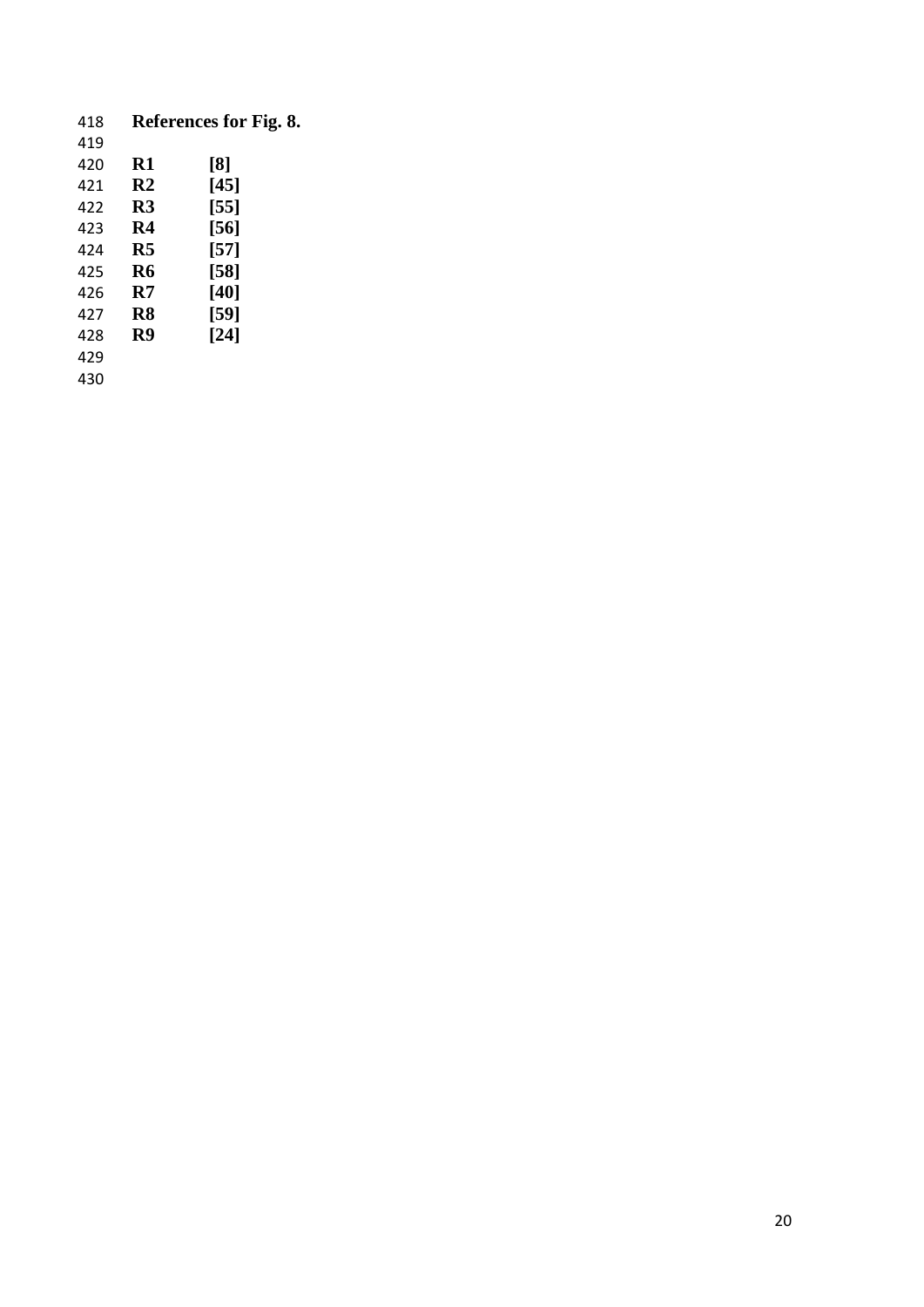**References for Fig. 8.**

| | |
|---|---|
| **R1** | **[8]** |
| **R2** | **[45]** |
| **R3** | **[55]** |
| **R4** | **[56]** |
| **R5** | **[57]** |
| **R6** | **[58]** |
| **R7** | **[40]** |
| **R8** | **[59]** |
| **R9** | **[24]** |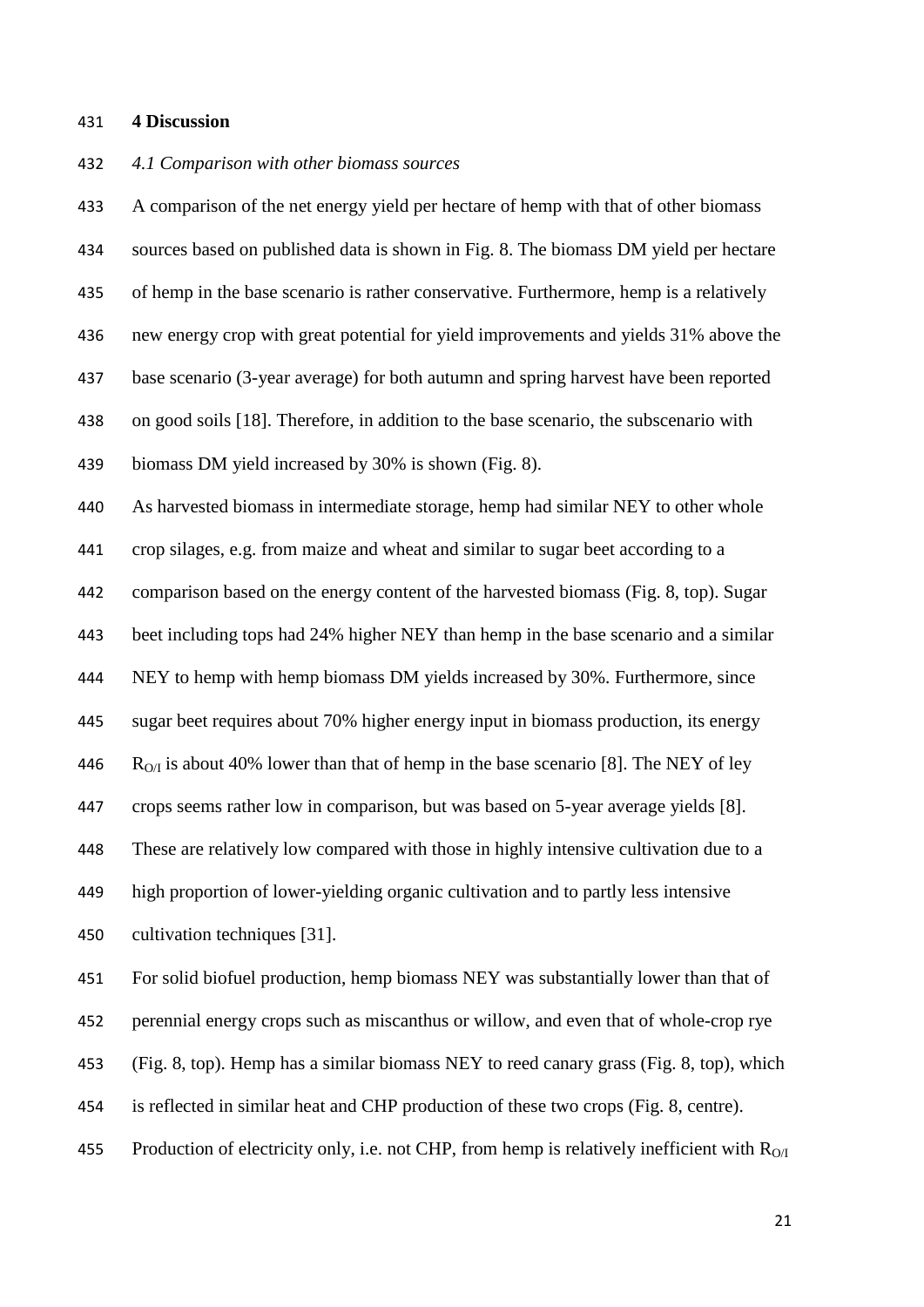## 4 Discussion

### *4.1 Comparison with other biomass sources*

A comparison of the net energy yield per hectare of hemp with that of other biomass sources based on published data is shown in Fig. 8. The biomass DM yield per hectare of hemp in the base scenario is rather conservative. Furthermore, hemp is a relatively new energy crop with great potential for yield improvements and yields 31% above the base scenario (3-year average) for both autumn and spring harvest have been reported on good soils [18]. Therefore, in addition to the base scenario, the subscenario with biomass DM yield increased by 30% is shown (Fig. 8).

As harvested biomass in intermediate storage, hemp had similar NEY to other whole crop silages, e.g. from maize and wheat and similar to sugar beet according to a comparison based on the energy content of the harvested biomass (Fig. 8, top). Sugar beet including tops had 24% higher NEY than hemp in the base scenario and a similar NEY to hemp with hemp biomass DM yields increased by 30%. Furthermore, since sugar beet requires about 70% higher energy input in biomass production, its energy $R_{O/I}$ is about 40% lower than that of hemp in the base scenario [8]. The NEY of ley crops seems rather low in comparison, but was based on 5-year average yields [8]. These are relatively low compared with those in highly intensive cultivation due to a high proportion of lower-yielding organic cultivation and to partly less intensive cultivation techniques [31].

For solid biofuel production, hemp biomass NEY was substantially lower than that of perennial energy crops such as miscanthus or willow, and even that of whole-crop rye (Fig. 8, top). Hemp has a similar biomass NEY to reed canary grass (Fig. 8, top), which is reflected in similar heat and CHP production of these two crops (Fig. 8, centre). Production of electricity only, i.e. not CHP, from hemp is relatively inefficient with $R_{O/I}$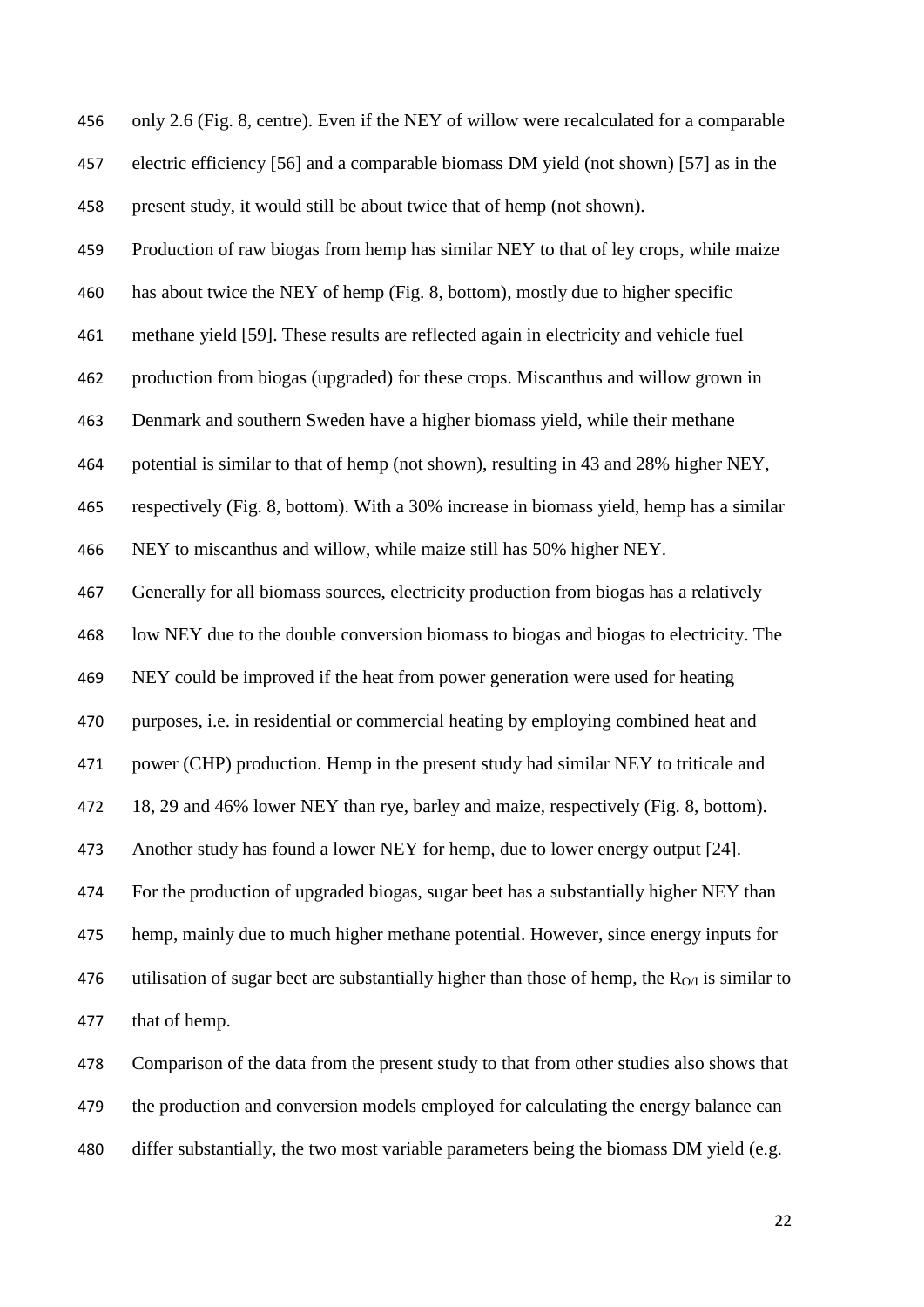only 2.6 (Fig. 8, centre). Even if the NEY of willow were recalculated for a comparable electric efficiency [56] and a comparable biomass DM yield (not shown) [57] as in the present study, it would still be about twice that of hemp (not shown).

Production of raw biogas from hemp has similar NEY to that of ley crops, while maize has about twice the NEY of hemp (Fig. 8, bottom), mostly due to higher specific methane yield [59]. These results are reflected again in electricity and vehicle fuel production from biogas (upgraded) for these crops. Miscanthus and willow grown in Denmark and southern Sweden have a higher biomass yield, while their methane potential is similar to that of hemp (not shown), resulting in 43 and 28% higher NEY, respectively (Fig. 8, bottom). With a 30% increase in biomass yield, hemp has a similar NEY to miscanthus and willow, while maize still has 50% higher NEY.

Generally for all biomass sources, electricity production from biogas has a relatively low NEY due to the double conversion biomass to biogas and biogas to electricity. The NEY could be improved if the heat from power generation were used for heating purposes, i.e. in residential or commercial heating by employing combined heat and power (CHP) production. Hemp in the present study had similar NEY to triticale and 18, 29 and 46% lower NEY than rye, barley and maize, respectively (Fig. 8, bottom). Another study has found a lower NEY for hemp, due to lower energy output [24].

For the production of upgraded biogas, sugar beet has a substantially higher NEY than hemp, mainly due to much higher methane potential. However, since energy inputs for utilisation of sugar beet are substantially higher than those of hemp, the $R_{O/I}$ is similar to that of hemp.

Comparison of the data from the present study to that from other studies also shows that the production and conversion models employed for calculating the energy balance can differ substantially, the two most variable parameters being the biomass DM yield (e.g.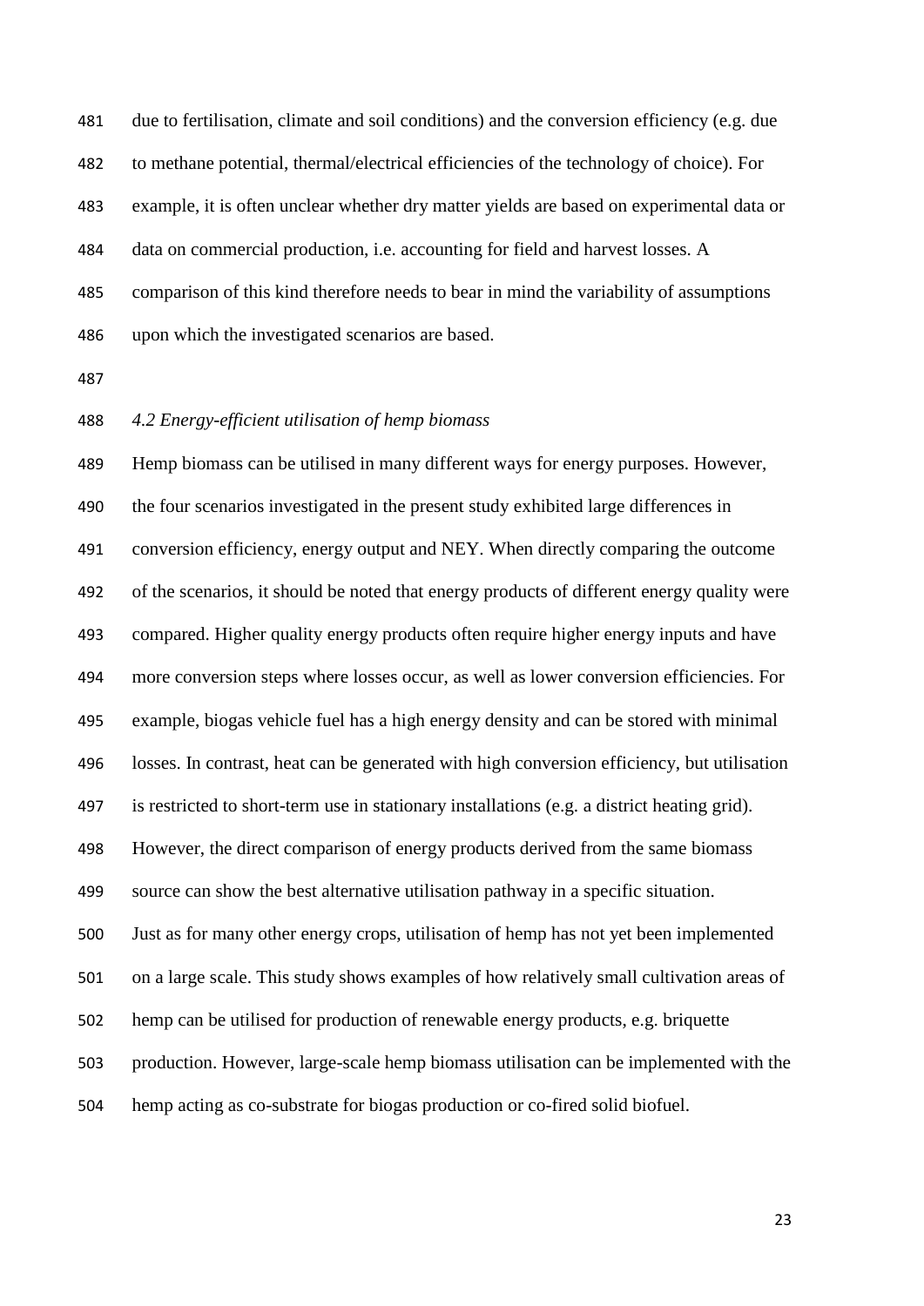due to fertilisation, climate and soil conditions) and the conversion efficiency (e.g. due to methane potential, thermal/electrical efficiencies of the technology of choice). For example, it is often unclear whether dry matter yields are based on experimental data or data on commercial production, i.e. accounting for field and harvest losses. A comparison of this kind therefore needs to bear in mind the variability of assumptions upon which the investigated scenarios are based.

### *4.2 Energy-efficient utilisation of hemp biomass*

Hemp biomass can be utilised in many different ways for energy purposes. However, the four scenarios investigated in the present study exhibited large differences in conversion efficiency, energy output and NEY. When directly comparing the outcome of the scenarios, it should be noted that energy products of different energy quality were compared. Higher quality energy products often require higher energy inputs and have more conversion steps where losses occur, as well as lower conversion efficiencies. For example, biogas vehicle fuel has a high energy density and can be stored with minimal losses. In contrast, heat can be generated with high conversion efficiency, but utilisation is restricted to short-term use in stationary installations (e.g. a district heating grid). However, the direct comparison of energy products derived from the same biomass source can show the best alternative utilisation pathway in a specific situation.

Just as for many other energy crops, utilisation of hemp has not yet been implemented on a large scale. This study shows examples of how relatively small cultivation areas of hemp can be utilised for production of renewable energy products, e.g. briquette production. However, large-scale hemp biomass utilisation can be implemented with the hemp acting as co-substrate for biogas production or co-fired solid biofuel.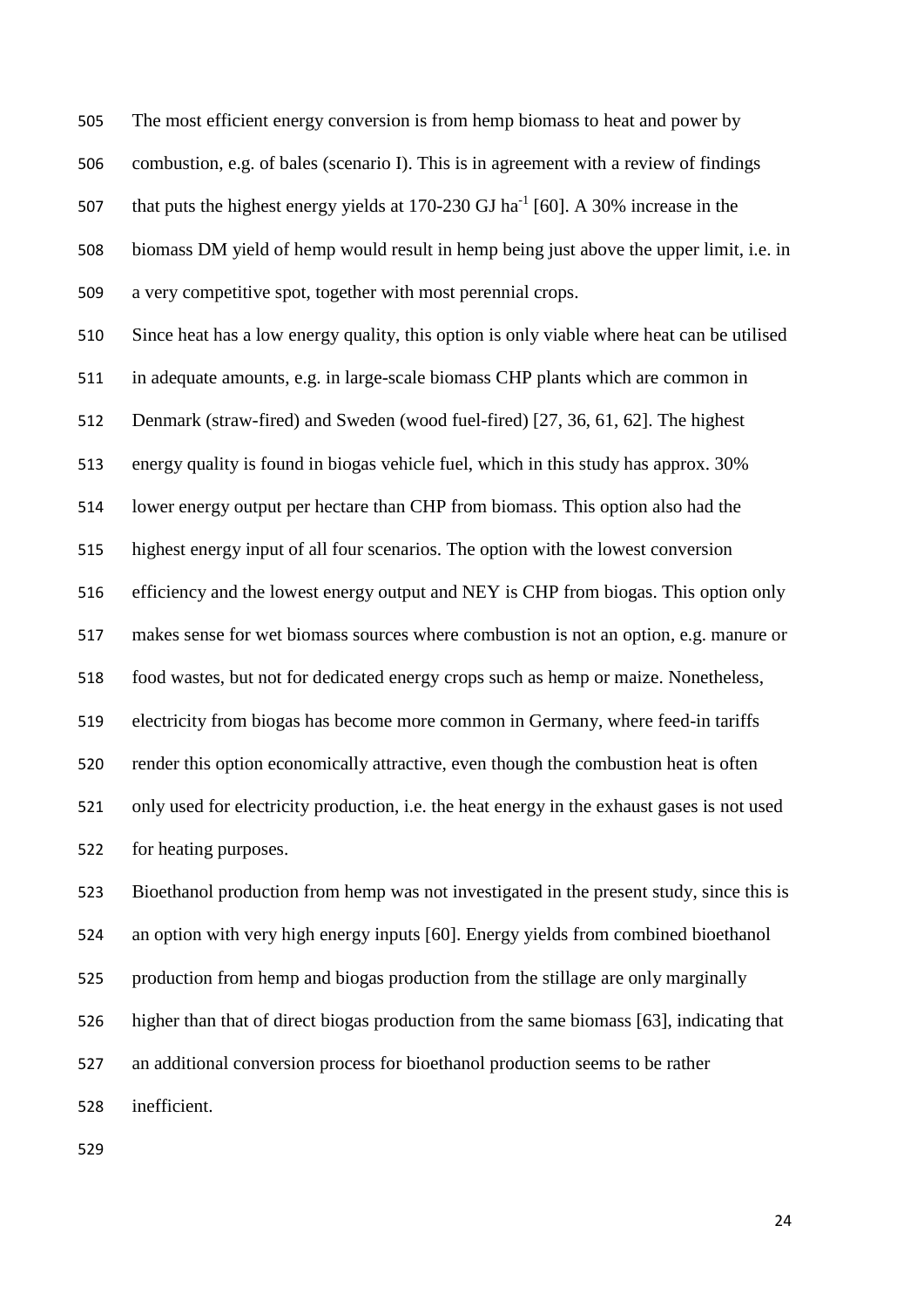The most efficient energy conversion is from hemp biomass to heat and power by combustion, e.g. of bales (scenario I). This is in agreement with a review of findings that puts the highest energy yields at 170-230 GJ $ha^{-1}$ [60]. A 30% increase in the biomass DM yield of hemp would result in hemp being just above the upper limit, i.e. in a very competitive spot, together with most perennial crops.

Since heat has a low energy quality, this option is only viable where heat can be utilised in adequate amounts, e.g. in large-scale biomass CHP plants which are common in Denmark (straw-fired) and Sweden (wood fuel-fired) [27, 36, 61, 62]. The highest energy quality is found in biogas vehicle fuel, which in this study has approx. 30% lower energy output per hectare than CHP from biomass. This option also had the highest energy input of all four scenarios. The option with the lowest conversion efficiency and the lowest energy output and NEY is CHP from biogas. This option only makes sense for wet biomass sources where combustion is not an option, e.g. manure or food wastes, but not for dedicated energy crops such as hemp or maize. Nonetheless, electricity from biogas has become more common in Germany, where feed-in tariffs render this option economically attractive, even though the combustion heat is often only used for electricity production, i.e. the heat energy in the exhaust gases is not used for heating purposes.

Bioethanol production from hemp was not investigated in the present study, since this is an option with very high energy inputs [60]. Energy yields from combined bioethanol production from hemp and biogas production from the stillage are only marginally higher than that of direct biogas production from the same biomass [63], indicating that an additional conversion process for bioethanol production seems to be rather inefficient.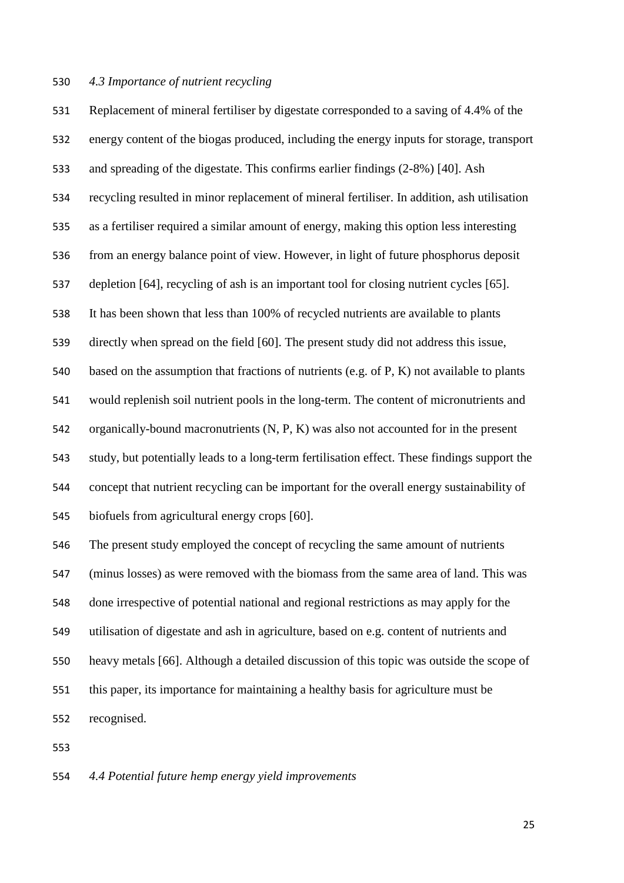### *4.3 Importance of nutrient recycling*

Replacement of mineral fertiliser by digestate corresponded to a saving of 4.4% of the energy content of the biogas produced, including the energy inputs for storage, transport and spreading of the digestate. This confirms earlier findings (2-8%) [40]. Ash recycling resulted in minor replacement of mineral fertiliser. In addition, ash utilisation as a fertiliser required a similar amount of energy, making this option less interesting from an energy balance point of view. However, in light of future phosphorus deposit depletion [64], recycling of ash is an important tool for closing nutrient cycles [65]. It has been shown that less than 100% of recycled nutrients are available to plants directly when spread on the field [60]. The present study did not address this issue, based on the assumption that fractions of nutrients (e.g. of P, K) not available to plants would replenish soil nutrient pools in the long-term. The content of micronutrients and organically-bound macronutrients (N, P, K) was also not accounted for in the present study, but potentially leads to a long-term fertilisation effect. These findings support the concept that nutrient recycling can be important for the overall energy sustainability of biofuels from agricultural energy crops [60].

The present study employed the concept of recycling the same amount of nutrients (minus losses) as were removed with the biomass from the same area of land. This was done irrespective of potential national and regional restrictions as may apply for the utilisation of digestate and ash in agriculture, based on e.g. content of nutrients and heavy metals [66]. Although a detailed discussion of this topic was outside the scope of this paper, its importance for maintaining a healthy basis for agriculture must be recognised.

### *4.4 Potential future hemp energy yield improvements*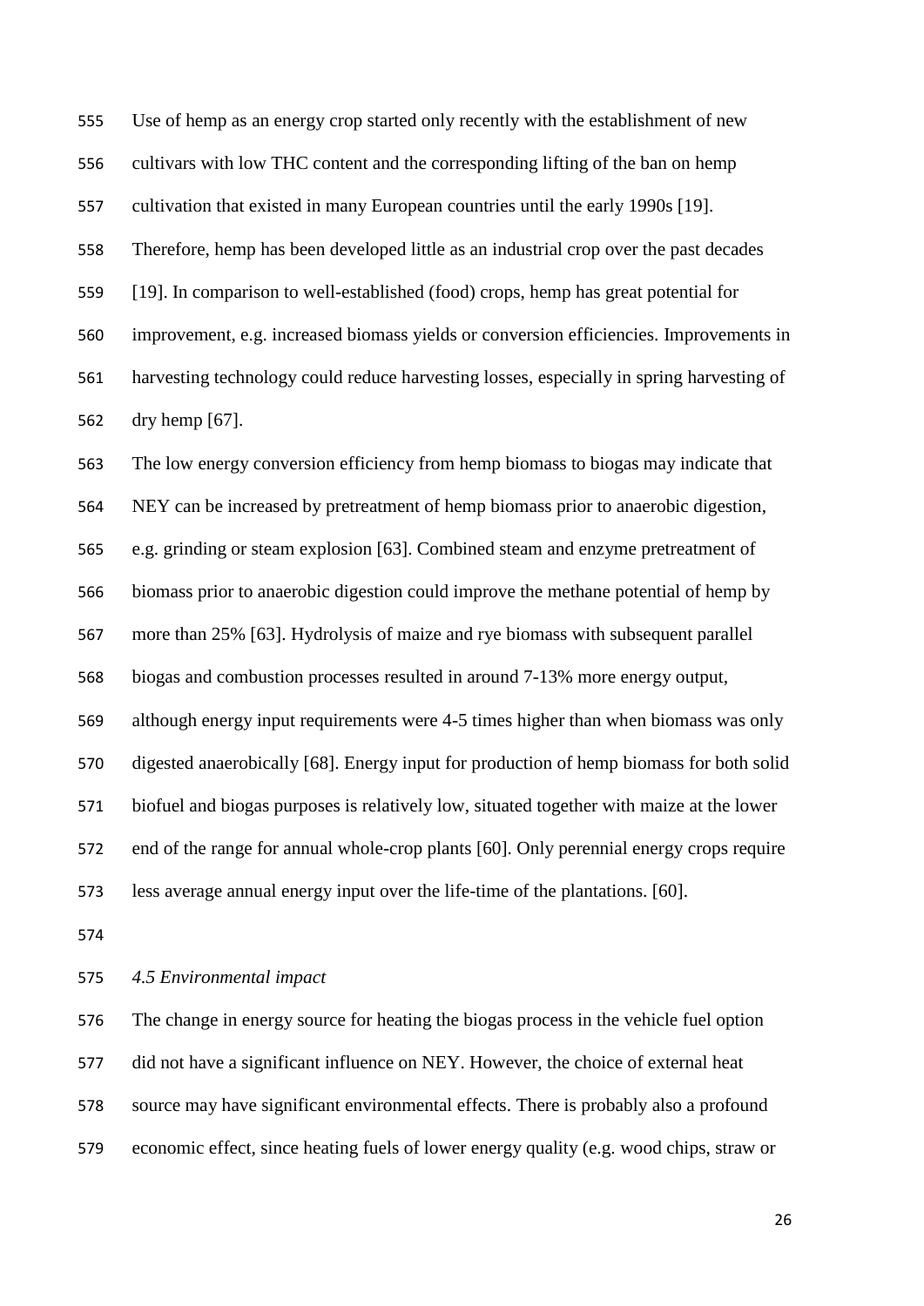Use of hemp as an energy crop started only recently with the establishment of new cultivars with low THC content and the corresponding lifting of the ban on hemp cultivation that existed in many European countries until the early 1990s [19]. Therefore, hemp has been developed little as an industrial crop over the past decades [19]. In comparison to well-established (food) crops, hemp has great potential for improvement, e.g. increased biomass yields or conversion efficiencies. Improvements in harvesting technology could reduce harvesting losses, especially in spring harvesting of dry hemp [67].

The low energy conversion efficiency from hemp biomass to biogas may indicate that NEY can be increased by pretreatment of hemp biomass prior to anaerobic digestion, e.g. grinding or steam explosion [63]. Combined steam and enzyme pretreatment of biomass prior to anaerobic digestion could improve the methane potential of hemp by more than 25% [63]. Hydrolysis of maize and rye biomass with subsequent parallel biogas and combustion processes resulted in around 7-13% more energy output, although energy input requirements were 4-5 times higher than when biomass was only digested anaerobically [68]. Energy input for production of hemp biomass for both solid biofuel and biogas purposes is relatively low, situated together with maize at the lower end of the range for annual whole-crop plants [60]. Only perennial energy crops require less average annual energy input over the life-time of the plantations. [60].

### *4.5 Environmental impact*

The change in energy source for heating the biogas process in the vehicle fuel option did not have a significant influence on NEY. However, the choice of external heat source may have significant environmental effects. There is probably also a profound economic effect, since heating fuels of lower energy quality (e.g. wood chips, straw or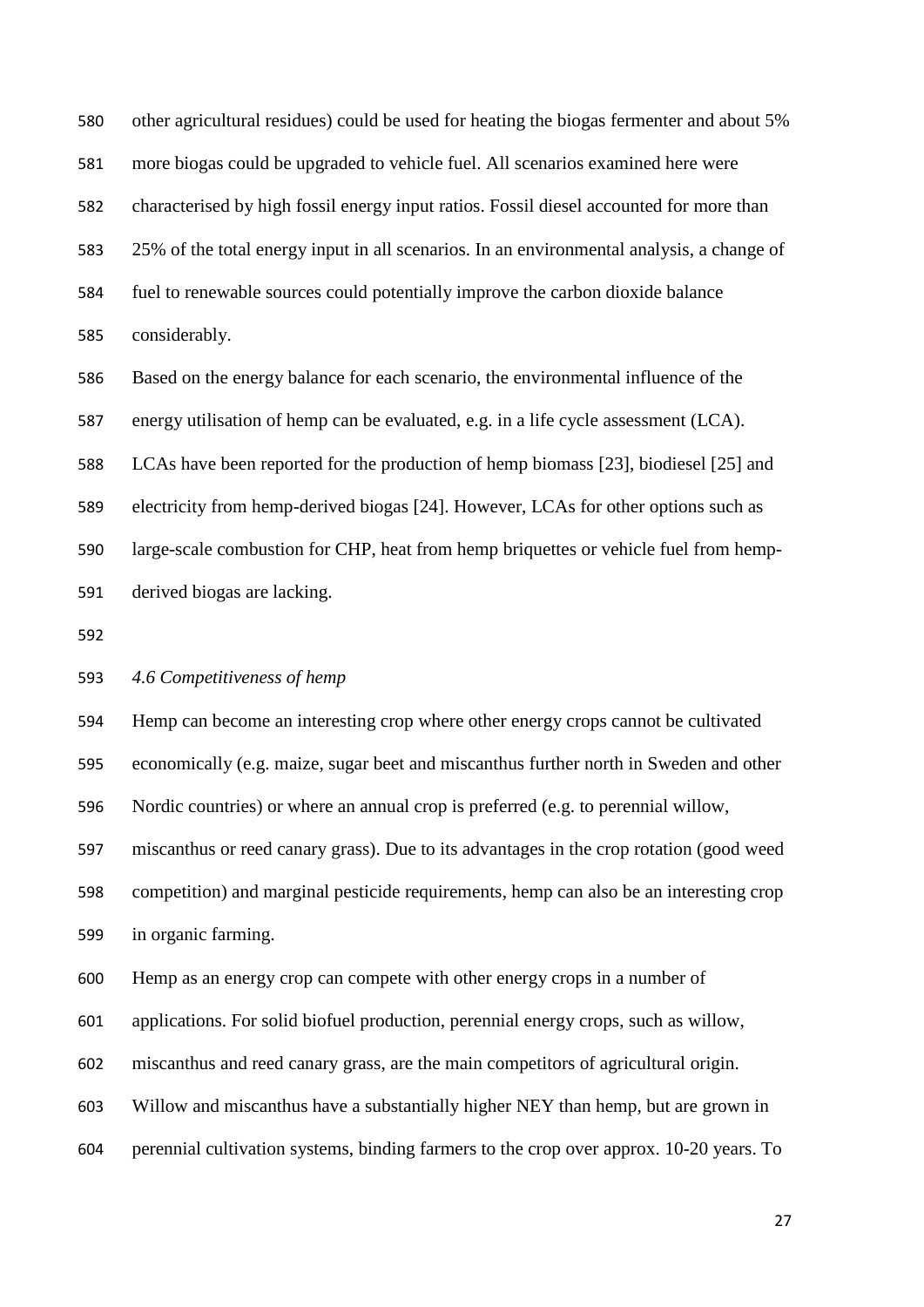other agricultural residues) could be used for heating the biogas fermenter and about 5% more biogas could be upgraded to vehicle fuel. All scenarios examined here were characterised by high fossil energy input ratios. Fossil diesel accounted for more than 25% of the total energy input in all scenarios. In an environmental analysis, a change of fuel to renewable sources could potentially improve the carbon dioxide balance considerably.

Based on the energy balance for each scenario, the environmental influence of the energy utilisation of hemp can be evaluated, e.g. in a life cycle assessment (LCA). LCAs have been reported for the production of hemp biomass [23], biodiesel [25] and electricity from hemp-derived biogas [24]. However, LCAs for other options such as large-scale combustion for CHP, heat from hemp briquettes or vehicle fuel from hemp-derived biogas are lacking.

### *4.6 Competitiveness of hemp*

Hemp can become an interesting crop where other energy crops cannot be cultivated economically (e.g. maize, sugar beet and miscanthus further north in Sweden and other Nordic countries) or where an annual crop is preferred (e.g. to perennial willow, miscanthus or reed canary grass). Due to its advantages in the crop rotation (good weed competition) and marginal pesticide requirements, hemp can also be an interesting crop in organic farming.

Hemp as an energy crop can compete with other energy crops in a number of applications. For solid biofuel production, perennial energy crops, such as willow, miscanthus and reed canary grass, are the main competitors of agricultural origin. Willow and miscanthus have a substantially higher NEY than hemp, but are grown in perennial cultivation systems, binding farmers to the crop over approx. 10-20 years. To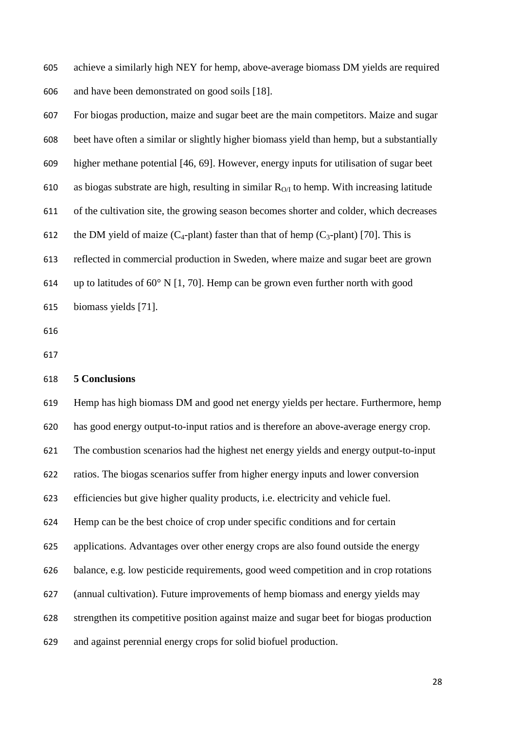achieve a similarly high NEY for hemp, above-average biomass DM yields are required and have been demonstrated on good soils [18].

For biogas production, maize and sugar beet are the main competitors. Maize and sugar beet have often a similar or slightly higher biomass yield than hemp, but a substantially higher methane potential [46, 69]. However, energy inputs for utilisation of sugar beet as biogas substrate are high, resulting in similar $R_{O/I}$ to hemp. With increasing latitude of the cultivation site, the growing season becomes shorter and colder, which decreases the DM yield of maize ($C_4$-plant) faster than that of hemp ($C_3$-plant) [70]. This is reflected in commercial production in Sweden, where maize and sugar beet are grown up to latitudes of 60° N [1, 70]. Hemp can be grown even further north with good biomass yields [71].

## 5 Conclusions

Hemp has high biomass DM and good net energy yields per hectare. Furthermore, hemp has good energy output-to-input ratios and is therefore an above-average energy crop. The combustion scenarios had the highest net energy yields and energy output-to-input ratios. The biogas scenarios suffer from higher energy inputs and lower conversion efficiencies but give higher quality products, i.e. electricity and vehicle fuel. Hemp can be the best choice of crop under specific conditions and for certain applications. Advantages over other energy crops are also found outside the energy balance, e.g. low pesticide requirements, good weed competition and in crop rotations (annual cultivation). Future improvements of hemp biomass and energy yields may strengthen its competitive position against maize and sugar beet for biogas production and against perennial energy crops for solid biofuel production.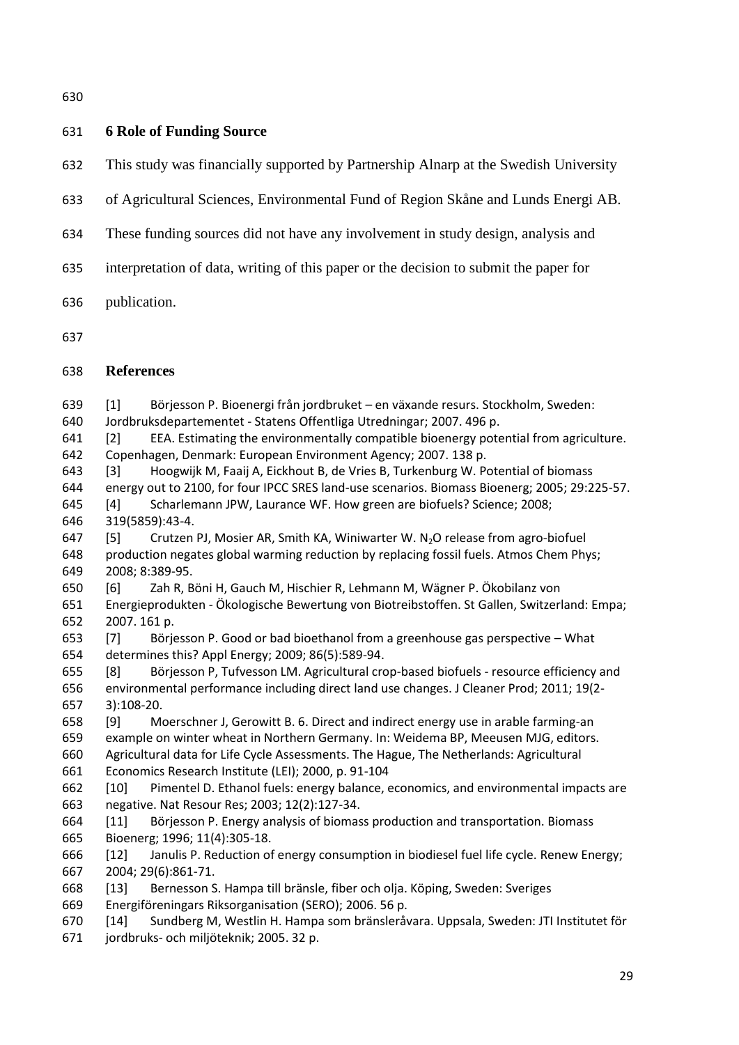## 6 Role of Funding Source

This study was financially supported by Partnership Alnarp at the Swedish University of Agricultural Sciences, Environmental Fund of Region Skåne and Lunds Energi AB. These funding sources did not have any involvement in study design, analysis and interpretation of data, writing of this paper or the decision to submit the paper for publication.

## References

[1] Börjesson P. Bioenergi från jordbruket – en växande resurs. Stockholm, Sweden: Jordbruksdepartementet - Statens Offentliga Utredningar; 2007. 496 p.

[2] EEA. Estimating the environmentally compatible bioenergy potential from agriculture. Copenhagen, Denmark: European Environment Agency; 2007. 138 p.

[3] Hoogwijk M, Faaij A, Eickhout B, de Vries B, Turkenburg W. Potential of biomass energy out to 2100, for four IPCC SRES land-use scenarios. Biomass Bioenerg; 2005; 29:225-57.

[4] Scharlemann JPW, Laurance WF. How green are biofuels? Science; 2008; 319(5859):43-4.

[5] Crutzen PJ, Mosier AR, Smith KA, Winiwarter W. $N_2O$ release from agro-biofuel production negates global warming reduction by replacing fossil fuels. Atmos Chem Phys; 2008; 8:389-95.

[6] Zah R, Böni H, Gauch M, Hischier R, Lehmann M, Wägner P. Ökobilanz von Energieprodukten - Ökologische Bewertung von Biotreibstoffen. St Gallen, Switzerland: Empa; 2007. 161 p.

[7] Börjesson P. Good or bad bioethanol from a greenhouse gas perspective – What determines this? Appl Energy; 2009; 86(5):589-94.

[8] Börjesson P, Tufvesson LM. Agricultural crop-based biofuels - resource efficiency and environmental performance including direct land use changes. J Cleaner Prod; 2011; 19(2-3):108-20.

[9] Moerschner J, Gerowitt B. 6. Direct and indirect energy use in arable farming-an example on winter wheat in Northern Germany. In: Weidema BP, Meeusen MJG, editors. Agricultural data for Life Cycle Assessments. The Hague, The Netherlands: Agricultural Economics Research Institute (LEI); 2000, p. 91-104

[10] Pimentel D. Ethanol fuels: energy balance, economics, and environmental impacts are negative. Nat Resour Res; 2003; 12(2):127-34.

[11] Börjesson P. Energy analysis of biomass production and transportation. Biomass Bioenerg; 1996; 11(4):305-18.

[12] Janulis P. Reduction of energy consumption in biodiesel fuel life cycle. Renew Energy; 2004; 29(6):861-71.

[13] Bernesson S. Hampa till bränsle, fiber och olja. Köping, Sweden: Sveriges Energiföreningars Riksorganisation (SERO); 2006. 56 p.

[14] Sundberg M, Westlin H. Hampa som bränsleråvara. Uppsala, Sweden: JTI Institutet för jordbruks- och miljöteknik; 2005. 32 p.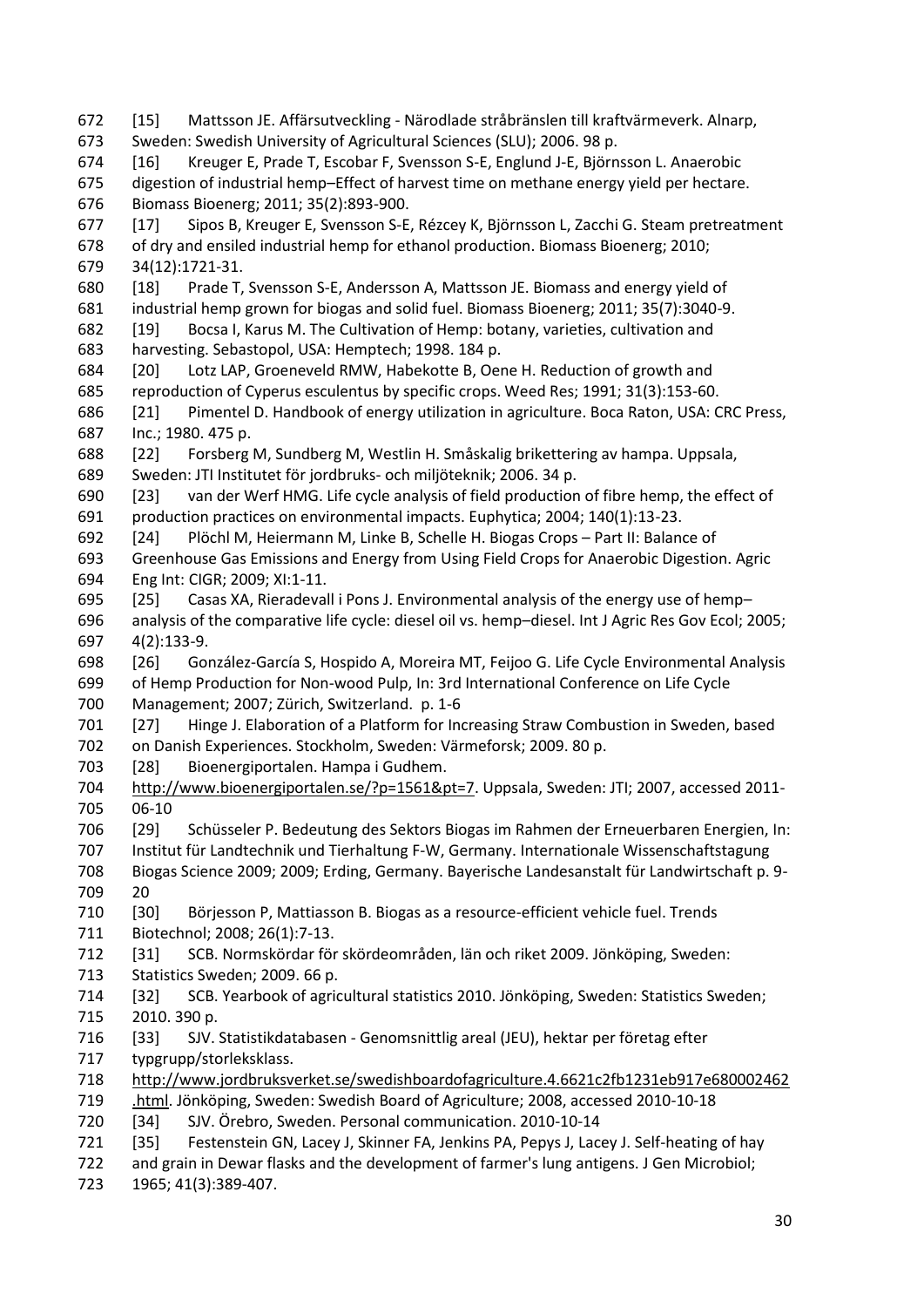[15] Mattsson JE. Affärsutveckling - Närodlade stråbränslen till kraftvärmeverk. Alnarp, Sweden: Swedish University of Agricultural Sciences (SLU); 2006. 98 p.

[16] Kreuger E, Prade T, Escobar F, Svensson S-E, Englund J-E, Björnsson L. Anaerobic digestion of industrial hemp–Effect of harvest time on methane energy yield per hectare. Biomass Bioenerg; 2011; 35(2):893-900.

[17] Sipos B, Kreuger E, Svensson S-E, Rézcey K, Björnsson L, Zacchi G. Steam pretreatment of dry and ensiled industrial hemp for ethanol production. Biomass Bioenerg; 2010; 34(12):1721-31.

[18] Prade T, Svensson S-E, Andersson A, Mattsson JE. Biomass and energy yield of industrial hemp grown for biogas and solid fuel. Biomass Bioenerg; 2011; 35(7):3040-9.

[19] Bocsa I, Karus M. The Cultivation of Hemp: botany, varieties, cultivation and harvesting. Sebastopol, USA: Hemptech; 1998. 184 p.

[20] Lotz LAP, Groeneveld RMW, Habekotte B, Oene H. Reduction of growth and reproduction of Cyperus esculentus by specific crops. Weed Res; 1991; 31(3):153-60.

[21] Pimentel D. Handbook of energy utilization in agriculture. Boca Raton, USA: CRC Press, Inc.; 1980. 475 p.

[22] Forsberg M, Sundberg M, Westlin H. Småskalig brikettering av hampa. Uppsala, Sweden: JTI Institutet för jordbruks- och miljöteknik; 2006. 34 p.

[23] van der Werf HMG. Life cycle analysis of field production of fibre hemp, the effect of production practices on environmental impacts. Euphytica; 2004; 140(1):13-23.

[24] Plöchl M, Heiermann M, Linke B, Schelle H. Biogas Crops – Part II: Balance of Greenhouse Gas Emissions and Energy from Using Field Crops for Anaerobic Digestion. Agric Eng Int: CIGR; 2009; XI:1-11.

[25] Casas XA, Rieradevall i Pons J. Environmental analysis of the energy use of hemp–analysis of the comparative life cycle: diesel oil vs. hemp–diesel. Int J Agric Res Gov Ecol; 2005; 4(2):133-9.

[26] González-García S, Hospido A, Moreira MT, Feijoo G. Life Cycle Environmental Analysis of Hemp Production for Non-wood Pulp, In: 3rd International Conference on Life Cycle Management; 2007; Zürich, Switzerland. p. 1-6

[27] Hinge J. Elaboration of a Platform for Increasing Straw Combustion in Sweden, based on Danish Experiences. Stockholm, Sweden: Värmeforsk; 2009. 80 p.

[28] Bioenergiportalen. Hampa i Gudhem. http://www.bioenergiportalen.se/?p=1561&pt=7. Uppsala, Sweden: JTI; 2007, accessed 2011-06-10

[29] Schüsseler P. Bedeutung des Sektors Biogas im Rahmen der Erneuerbaren Energien, In: Institut für Landtechnik und Tierhaltung F-W, Germany. Internationale Wissenschaftstagung Biogas Science 2009; 2009; Erding, Germany. Bayerische Landesanstalt für Landwirtschaft p. 9-20

[30] Börjesson P, Mattiasson B. Biogas as a resource-efficient vehicle fuel. Trends Biotechnol; 2008; 26(1):7-13.

[31] SCB. Normskördar för skördeområden, län och riket 2009. Jönköping, Sweden: Statistics Sweden; 2009. 66 p.

[32] SCB. Yearbook of agricultural statistics 2010. Jönköping, Sweden: Statistics Sweden; 2010. 390 p.

[33] SJV. Statistikdatabasen - Genomsnittlig areal (JEU), hektar per företag efter typgrupp/storleksklass. http://www.jordbruksverket.se/swedishboardofagriculture.4.6621c2fb1231eb917e680002462.html. Jönköping, Sweden: Swedish Board of Agriculture; 2008, accessed 2010-10-18

[34] SJV. Örebro, Sweden. Personal communication. 2010-10-14

[35] Festenstein GN, Lacey J, Skinner FA, Jenkins PA, Pepys J, Lacey J. Self-heating of hay and grain in Dewar flasks and the development of farmer's lung antigens. J Gen Microbiol; 1965; 41(3):389-407.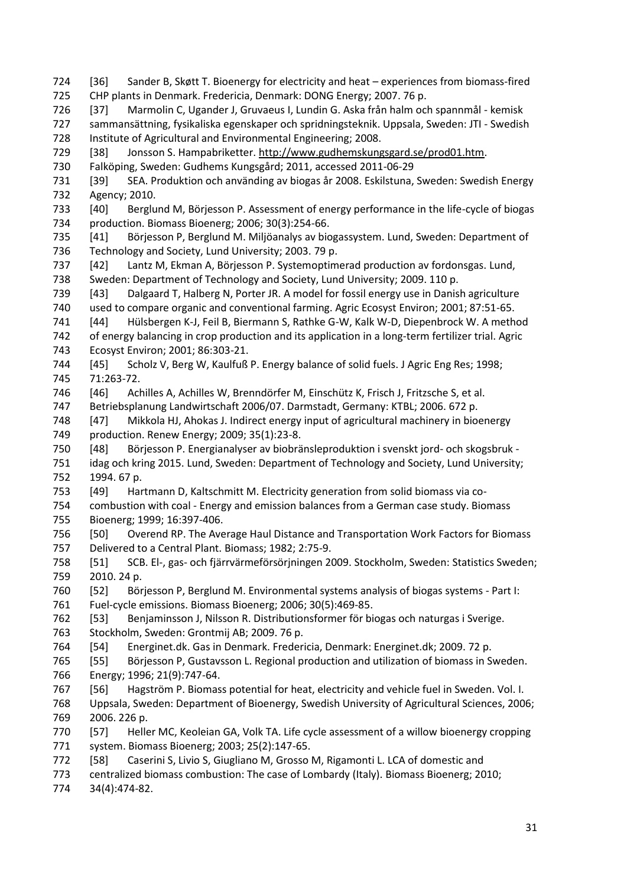[36] Sander B, Skøtt T. Bioenergy for electricity and heat – experiences from biomass-fired CHP plants in Denmark. Fredericia, Denmark: DONG Energy; 2007. 76 p.

[37] Marmolin C, Ugander J, Gruvaeus I, Lundin G. Aska från halm och spannmål - kemisk sammansättning, fysikaliska egenskaper och spridningsteknik. Uppsala, Sweden: JTI - Swedish Institute of Agricultural and Environmental Engineering; 2008.

[38] Jonsson S. Hampabriketter. http://www.gudhemskungsgard.se/prod01.htm. Falköping, Sweden: Gudhems Kungsgård; 2011, accessed 2011-06-29

[39] SEA. Produktion och använding av biogas år 2008. Eskilstuna, Sweden: Swedish Energy Agency; 2010.

[40] Berglund M, Börjesson P. Assessment of energy performance in the life-cycle of biogas production. Biomass Bioenerg; 2006; 30(3):254-66.

[41] Börjesson P, Berglund M. Miljöanalys av biogassystem. Lund, Sweden: Department of Technology and Society, Lund University; 2003. 79 p.

[42] Lantz M, Ekman A, Börjesson P. Systemoptimerad production av fordonsgas. Lund, Sweden: Department of Technology and Society, Lund University; 2009. 110 p.

[43] Dalgaard T, Halberg N, Porter JR. A model for fossil energy use in Danish agriculture used to compare organic and conventional farming. Agric Ecosyst Environ; 2001; 87:51-65.

[44] Hülsbergen K-J, Feil B, Biermann S, Rathke G-W, Kalk W-D, Diepenbrock W. A method of energy balancing in crop production and its application in a long-term fertilizer trial. Agric Ecosyst Environ; 2001; 86:303-21.

[45] Scholz V, Berg W, Kaulfuß P. Energy balance of solid fuels. J Agric Eng Res; 1998; 71:263-72.

[46] Achilles A, Achilles W, Brenndörfer M, Einschütz K, Frisch J, Fritzsche S, et al. Betriebsplanung Landwirtschaft 2006/07. Darmstadt, Germany: KTBL; 2006. 672 p.

[47] Mikkola HJ, Ahokas J. Indirect energy input of agricultural machinery in bioenergy production. Renew Energy; 2009; 35(1):23-8.

[48] Börjesson P. Energianalyser av biobränsleproduktion i svenskt jord- och skogsbruk - idag och kring 2015. Lund, Sweden: Department of Technology and Society, Lund University; 1994. 67 p.

[49] Hartmann D, Kaltschmitt M. Electricity generation from solid biomass via co-combustion with coal - Energy and emission balances from a German case study. Biomass Bioenerg; 1999; 16:397-406.

[50] Overend RP. The Average Haul Distance and Transportation Work Factors for Biomass Delivered to a Central Plant. Biomass; 1982; 2:75-9.

[51] SCB. El-, gas- och fjärrvärmeförsörjningen 2009. Stockholm, Sweden: Statistics Sweden; 2010. 24 p.

[52] Börjesson P, Berglund M. Environmental systems analysis of biogas systems - Part I: Fuel-cycle emissions. Biomass Bioenerg; 2006; 30(5):469-85.

[53] Benjaminsson J, Nilsson R. Distributionsformer för biogas och naturgas i Sverige. Stockholm, Sweden: Grontmij AB; 2009. 76 p.

[54] Energinet.dk. Gas in Denmark. Fredericia, Denmark: Energinet.dk; 2009. 72 p.

[55] Börjesson P, Gustavsson L. Regional production and utilization of biomass in Sweden. Energy; 1996; 21(9):747-64.

[56] Hagström P. Biomass potential for heat, electricity and vehicle fuel in Sweden. Vol. I. Uppsala, Sweden: Department of Bioenergy, Swedish University of Agricultural Sciences, 2006; 2006. 226 p.

[57] Heller MC, Keoleian GA, Volk TA. Life cycle assessment of a willow bioenergy cropping system. Biomass Bioenerg; 2003; 25(2):147-65.

[58] Caserini S, Livio S, Giugliano M, Grosso M, Rigamonti L. LCA of domestic and centralized biomass combustion: The case of Lombardy (Italy). Biomass Bioenerg; 2010; 34(4):474-82.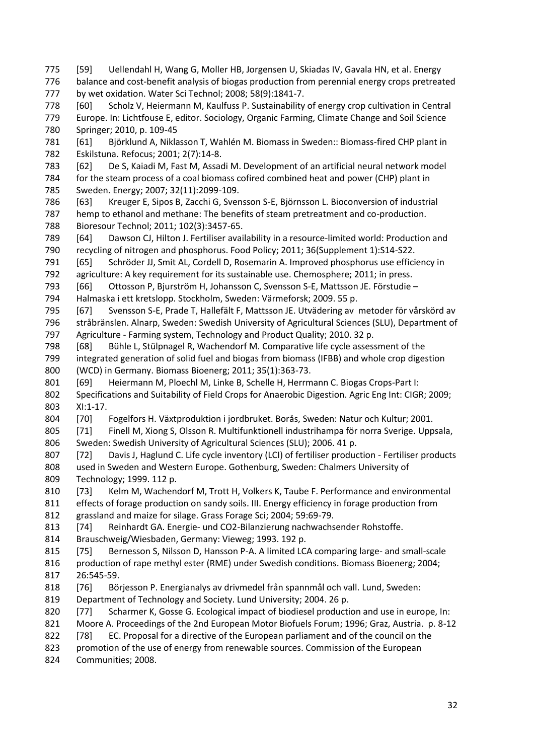[59] Uellendahl H, Wang G, Moller HB, Jorgensen U, Skiadas IV, Gavala HN, et al. Energy balance and cost-benefit analysis of biogas production from perennial energy crops pretreated by wet oxidation. Water Sci Technol; 2008; 58(9):1841-7.

[60] Scholz V, Heiermann M, Kaulfuss P. Sustainability of energy crop cultivation in Central Europe. In: Lichtfouse E, editor. Sociology, Organic Farming, Climate Change and Soil Science Springer; 2010, p. 109-45

[61] Björklund A, Niklasson T, Wahlén M. Biomass in Sweden:: Biomass-fired CHP plant in Eskilstuna. Refocus; 2001; 2(7):14-8.

[62] De S, Kaiadi M, Fast M, Assadi M. Development of an artificial neural network model for the steam process of a coal biomass cofired combined heat and power (CHP) plant in Sweden. Energy; 2007; 32(11):2099-109.

[63] Kreuger E, Sipos B, Zacchi G, Svensson S-E, Björnsson L. Bioconversion of industrial hemp to ethanol and methane: The benefits of steam pretreatment and co-production. Bioresour Technol; 2011; 102(3):3457-65.

[64] Dawson CJ, Hilton J. Fertiliser availability in a resource-limited world: Production and recycling of nitrogen and phosphorus. Food Policy; 2011; 36(Supplement 1):S14-S22.

[65] Schröder JJ, Smit AL, Cordell D, Rosemarin A. Improved phosphorus use efficiency in agriculture: A key requirement for its sustainable use. Chemosphere; 2011; in press.

[66] Ottosson P, Bjurström H, Johansson C, Svensson S-E, Mattsson JE. Förstudie – Halmaska i ett kretslopp. Stockholm, Sweden: Värmeforsk; 2009. 55 p.

[67] Svensson S-E, Prade T, Hallefält F, Mattsson JE. Utvädering av metoder för vårskörd av stråbränslen. Alnarp, Sweden: Swedish University of Agricultural Sciences (SLU), Department of Agriculture - Farming system, Technology and Product Quality; 2010. 32 p.

[68] Bühle L, Stülpnagel R, Wachendorf M. Comparative life cycle assessment of the integrated generation of solid fuel and biogas from biomass (IFBB) and whole crop digestion (WCD) in Germany. Biomass Bioenerg; 2011; 35(1):363-73.

[69] Heiermann M, Ploechl M, Linke B, Schelle H, Herrmann C. Biogas Crops-Part I: Specifications and Suitability of Field Crops for Anaerobic Digestion. Agric Eng Int: CIGR; 2009; XI:1-17.

[70] Fogelfors H. Växtproduktion i jordbruket. Borås, Sweden: Natur och Kultur; 2001.

[71] Finell M, Xiong S, Olsson R. Multifunktionell industrihampa för norra Sverige. Uppsala, Sweden: Swedish University of Agricultural Sciences (SLU); 2006. 41 p.

[72] Davis J, Haglund C. Life cycle inventory (LCI) of fertiliser production - Fertiliser products used in Sweden and Western Europe. Gothenburg, Sweden: Chalmers University of Technology; 1999. 112 p.

[73] Kelm M, Wachendorf M, Trott H, Volkers K, Taube F. Performance and environmental effects of forage production on sandy soils. III. Energy efficiency in forage production from grassland and maize for silage. Grass Forage Sci; 2004; 59:69-79.

[74] Reinhardt GA. Energie- und CO2-Bilanzierung nachwachsender Rohstoffe. Brauschweig/Wiesbaden, Germany: Vieweg; 1993. 192 p.

[75] Bernesson S, Nilsson D, Hansson P-A. A limited LCA comparing large- and small-scale production of rape methyl ester (RME) under Swedish conditions. Biomass Bioenerg; 2004; 26:545-59.

[76] Börjesson P. Energianalys av drivmedel från spannmål och vall. Lund, Sweden: Department of Technology and Society. Lund University; 2004. 26 p.

[77] Scharmer K, Gosse G. Ecological impact of biodiesel production and use in europe, In: Moore A. Proceedings of the 2nd European Motor Biofuels Forum; 1996; Graz, Austria. p. 8-12

[78] EC. Proposal for a directive of the European parliament and of the council on the promotion of the use of energy from renewable sources. Commission of the European Communities; 2008.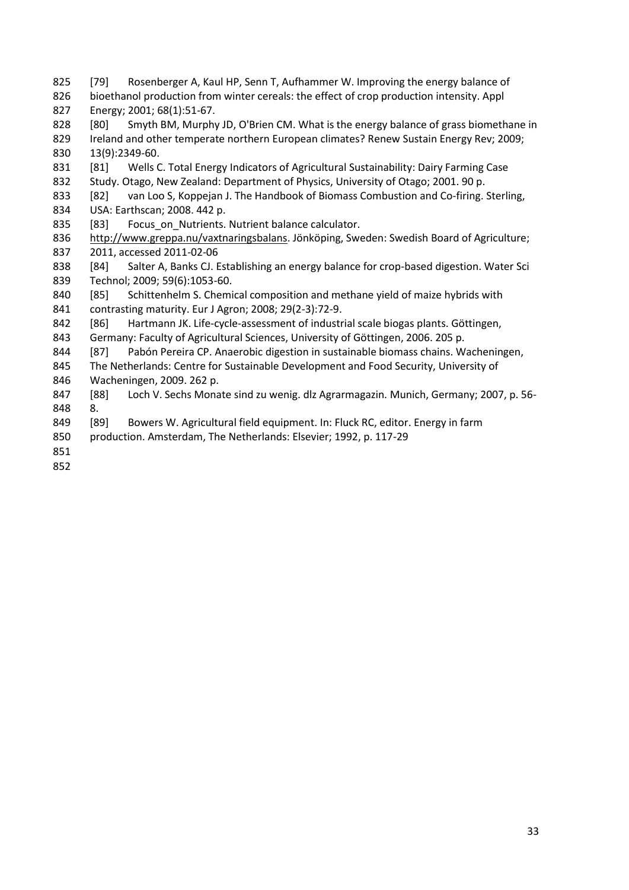[79] Rosenberger A, Kaul HP, Senn T, Aufhammer W. Improving the energy balance of bioethanol production from winter cereals: the effect of crop production intensity. Appl Energy; 2001; 68(1):51-67.

[80] Smyth BM, Murphy JD, O'Brien CM. What is the energy balance of grass biomethane in Ireland and other temperate northern European climates? Renew Sustain Energy Rev; 2009; 13(9):2349-60.

[81] Wells C. Total Energy Indicators of Agricultural Sustainability: Dairy Farming Case Study. Otago, New Zealand: Department of Physics, University of Otago; 2001. 90 p.

[82] van Loo S, Koppejan J. The Handbook of Biomass Combustion and Co-firing. Sterling, USA: Earthscan; 2008. 442 p.

[83] Focus_on_Nutrients. Nutrient balance calculator. http://www.greppa.nu/vaxtnaringsbalans. Jönköping, Sweden: Swedish Board of Agriculture; 2011, accessed 2011-02-06

[84] Salter A, Banks CJ. Establishing an energy balance for crop-based digestion. Water Sci Technol; 2009; 59(6):1053-60.

[85] Schittenhelm S. Chemical composition and methane yield of maize hybrids with contrasting maturity. Eur J Agron; 2008; 29(2-3):72-9.

[86] Hartmann JK. Life-cycle-assessment of industrial scale biogas plants. Göttingen, Germany: Faculty of Agricultural Sciences, University of Göttingen, 2006. 205 p.

[87] Pabón Pereira CP. Anaerobic digestion in sustainable biomass chains. Wacheningen, The Netherlands: Centre for Sustainable Development and Food Security, University of Wacheningen, 2009. 262 p.

[88] Loch V. Sechs Monate sind zu wenig. dlz Agrarmagazin. Munich, Germany; 2007, p. 56-8.

[89] Bowers W. Agricultural field equipment. In: Fluck RC, editor. Energy in farm production. Amsterdam, The Netherlands: Elsevier; 1992, p. 117-29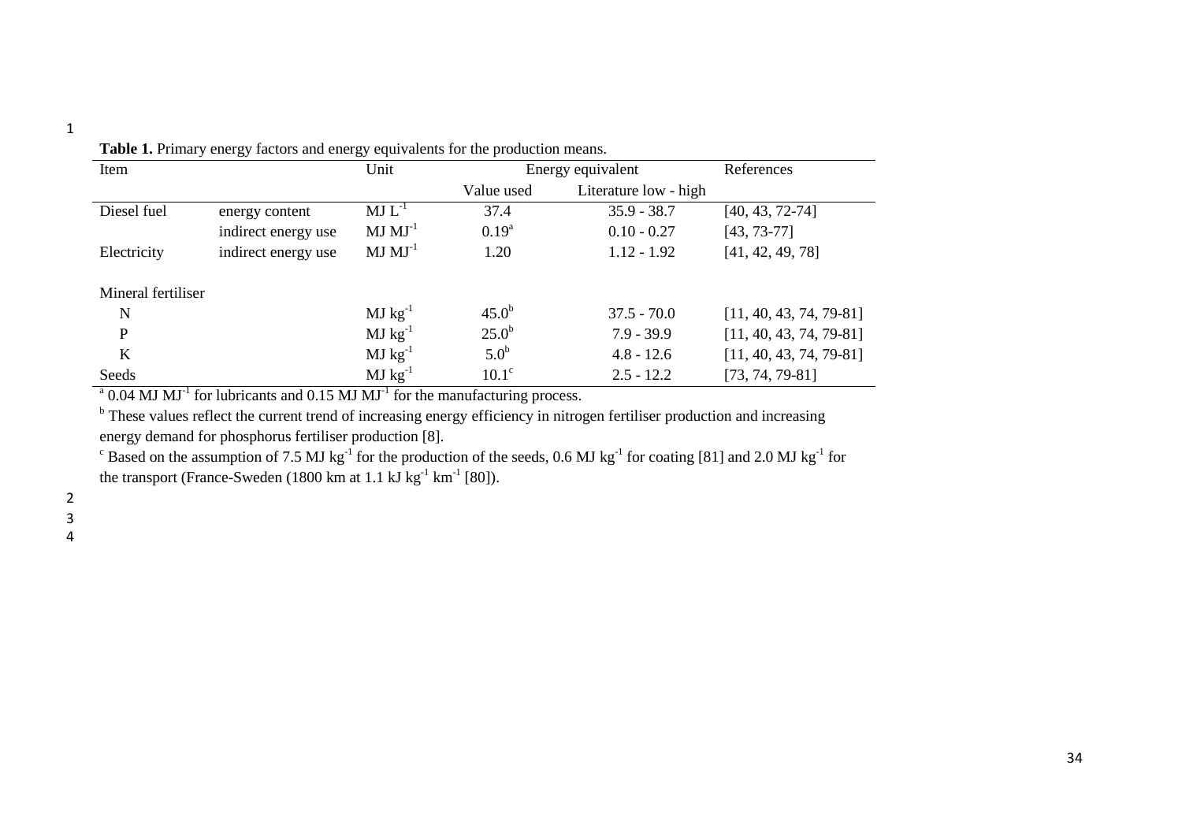**Table 1.** Primary energy factors and energy equivalents for the production means.

| Item | | Unit | Energy equivalent | | References |
|---|---|---|---|---|---|
| | | | Value used | Literature low - high | |
| Diesel fuel | energy content | MJ $L^{-1}$ | 37.4 | 35.9 - 38.7 | [40, 43, 72-74] |
| | indirect energy use | MJ $MJ^{-1}$ | 0.19[a] | 0.10 - 0.27 | [43, 73-77] |
| Electricity | indirect energy use | MJ $MJ^{-1}$ | 1.20 | 1.12 - 1.92 | [41, 42, 49, 78] |
| | | | | | |
| Mineral fertiliser | | | | | |
| N | | MJ $kg^{-1}$ | 45.0[b] | 37.5 - 70.0 | [11, 40, 43, 74, 79-81] |
| P | | MJ $kg^{-1}$ | 25.0[b] | 7.9 - 39.9 | [11, 40, 43, 74, 79-81] |
| K | | MJ $kg^{-1}$ | 5.0[b] | 4.8 - 12.6 | [11, 40, 43, 74, 79-81] |
| Seeds | | MJ $kg^{-1}$ | 10.1[c] | 2.5 - 12.2 | [73, 74, 79-81] |

[a] 0.04 MJ $MJ^{-1}$ for lubricants and 0.15 MJ $MJ^{-1}$ for the manufacturing process.

[b] These values reflect the current trend of increasing energy efficiency in nitrogen fertiliser production and increasing energy demand for phosphorus fertiliser production [8].

[c] Based on the assumption of 7.5 MJ $kg^{-1}$ for the production of the seeds, 0.6 MJ $kg^{-1}$ for coating [81] and 2.0 MJ $kg^{-1}$ for the transport (France-Sweden (1800 km at 1.1 kJ $kg^{-1}$ $km^{-1}$ [80]).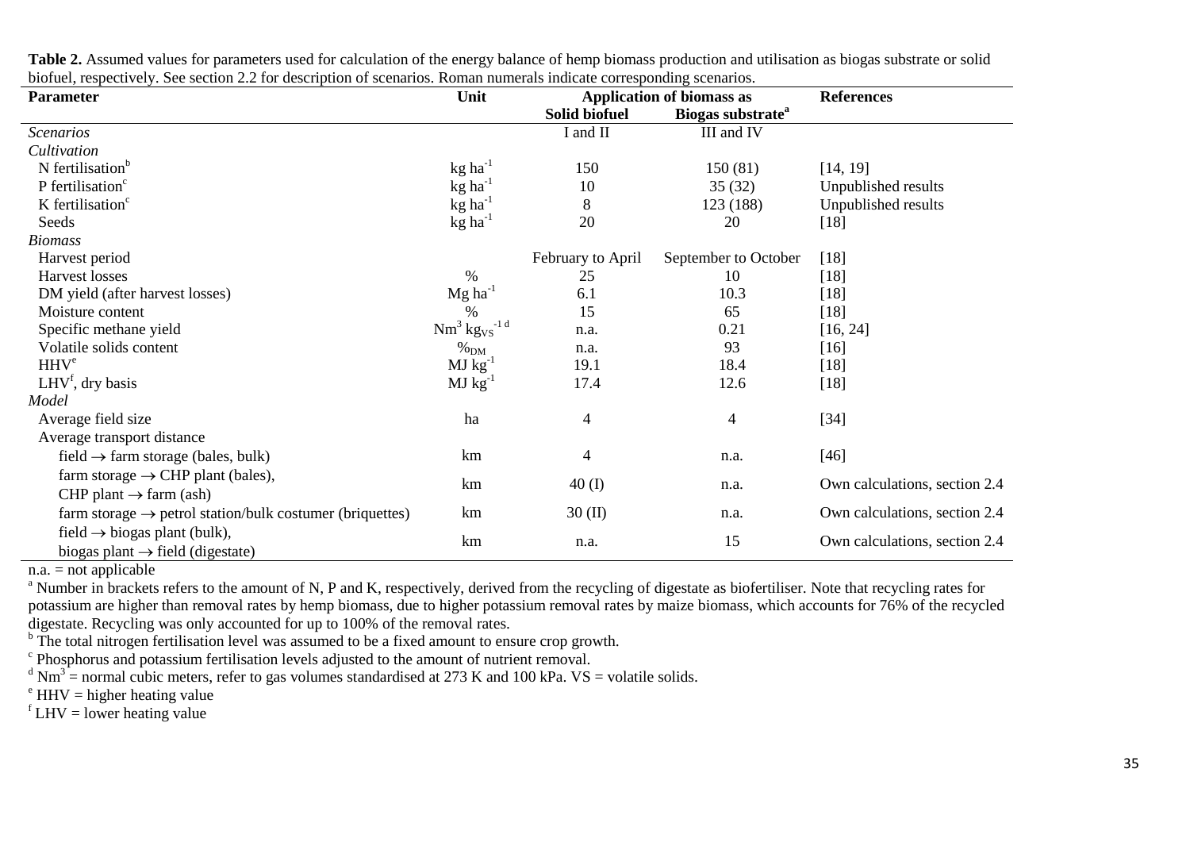**Table 2.** Assumed values for parameters used for calculation of the energy balance of hemp biomass production and utilisation as biogas substrate or solid biofuel, respectively. See section 2.2 for description of scenarios. Roman numerals indicate corresponding scenarios.

| Parameter | Unit | Application of biomass as | | References |
|---|---|---|---|---|
| | | **Solid biofuel** | **Biogas substrate**[a] | |
| *Scenarios* | | I and II | III and IV | |
| *Cultivation* | | | | |
| N fertilisation[b] | $kg\ ha^{-1}$ | 150 | 150 (81) | [14, 19] |
| P fertilisation[c] | $kg\ ha^{-1}$ | 10 | 35 (32) | Unpublished results |
| K fertilisation[c] | $kg\ ha^{-1}$ | 8 | 123 (188) | Unpublished results |
| Seeds | $kg\ ha^{-1}$ | 20 | 20 | [18] |
| *Biomass* | | | | |
| Harvest period | | February to April | September to October | [18] |
| Harvest losses | % | 25 | 10 | [18] |
| DM yield (after harvest losses) | $Mg\ ha^{-1}$ | 6.1 | 10.3 | [18] |
| Moisture content | % | 15 | 65 | [18] |
| Specific methane yield | $Nm^3\ kg_{VS}^{-1}$ [d] | n.a. | 0.21 | [16, 24] |
| Volatile solids content | $\%_{DM}$ | n.a. | 93 | [16] |
| HHV[e] | $MJ\ kg^{-1}$ | 19.1 | 18.4 | [18] |
| LHV[f], dry basis | $MJ\ kg^{-1}$ | 17.4 | 12.6 | [18] |
| *Model* | | | | |
| Average field size | ha | 4 | 4 | [34] |
| Average transport distance | | | | |
| field → farm storage (bales, bulk) | km | 4 | n.a. | [46] |
| farm storage → CHP plant (bales), CHP plant → farm (ash) | km | 40 (I) | n.a. | Own calculations, section 2.4 |
| farm storage → petrol station/bulk costumer (briquettes) | km | 30 (II) | n.a. | Own calculations, section 2.4 |
| field → biogas plant (bulk), biogas plant → field (digestate) | km | n.a. | 15 | Own calculations, section 2.4 |

n.a. = not applicable

[a] Number in brackets refers to the amount of N, P and K, respectively, derived from the recycling of digestate as biofertiliser. Note that recycling rates for potassium are higher than removal rates by hemp biomass, due to higher potassium removal rates by maize biomass, which accounts for 76% of the recycled digestate. Recycling was only accounted for up to 100% of the removal rates.

[b] The total nitrogen fertilisation level was assumed to be a fixed amount to ensure crop growth.

[c] Phosphorus and potassium fertilisation levels adjusted to the amount of nutrient removal.

[d] $Nm^3$ = normal cubic meters, refer to gas volumes standardised at 273 K and 100 kPa. VS = volatile solids.

[e] HHV = higher heating value

[f] LHV = lower heating value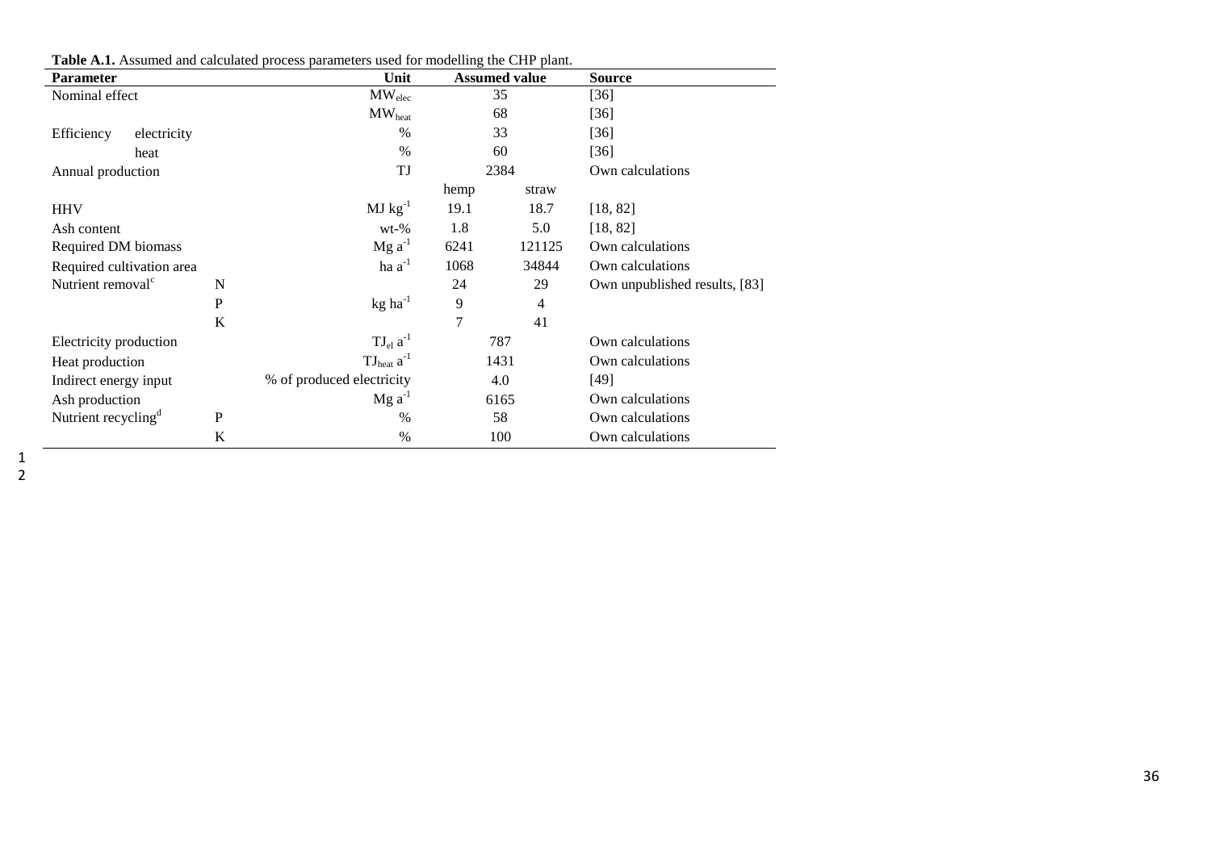**Table A.1.** Assumed and calculated process parameters used for modelling the CHP plant.

| Parameter | | Unit | Assumed value | | Source |
|---|---|---|---|---|---|
| Nominal effect | | $MW_{elec}$ | 35 | | [36] |
| | | $MW_{heat}$ | 68 | | [36] |
| Efficiency | electricity | % | 33 | | [36] |
| | heat | % | 60 | | [36] |
| Annual production | | TJ | 2384 | | Own calculations |
| | | | hemp | straw | |
| HHV | | MJ $kg^{-1}$ | 19.1 | 18.7 | [18, 82] |
| Ash content | | wt-% | 1.8 | 5.0 | [18, 82] |
| Required DM biomass | | Mg $a^{-1}$ | 6241 | 121125 | Own calculations |
| Required cultivation area | | ha $a^{-1}$ | 1068 | 34844 | Own calculations |
| Nutrient removal[c] | N | | 24 | 29 | Own unpublished results, [83] |
| | P | kg $ha^{-1}$ | 9 | 4 | |
| | K | | 7 | 41 | |
| Electricity production | | $TJ_{el}$ $a^{-1}$ | 787 | | Own calculations |
| Heat production | | $TJ_{heat}$ $a^{-1}$ | 1431 | | Own calculations |
| Indirect energy input | | % of produced electricity | 4.0 | | [49] |
| Ash production | | Mg $a^{-1}$ | 6165 | | Own calculations |
| Nutrient recycling[d] | P | % | 58 | | Own calculations |
| | K | % | 100 | | Own calculations |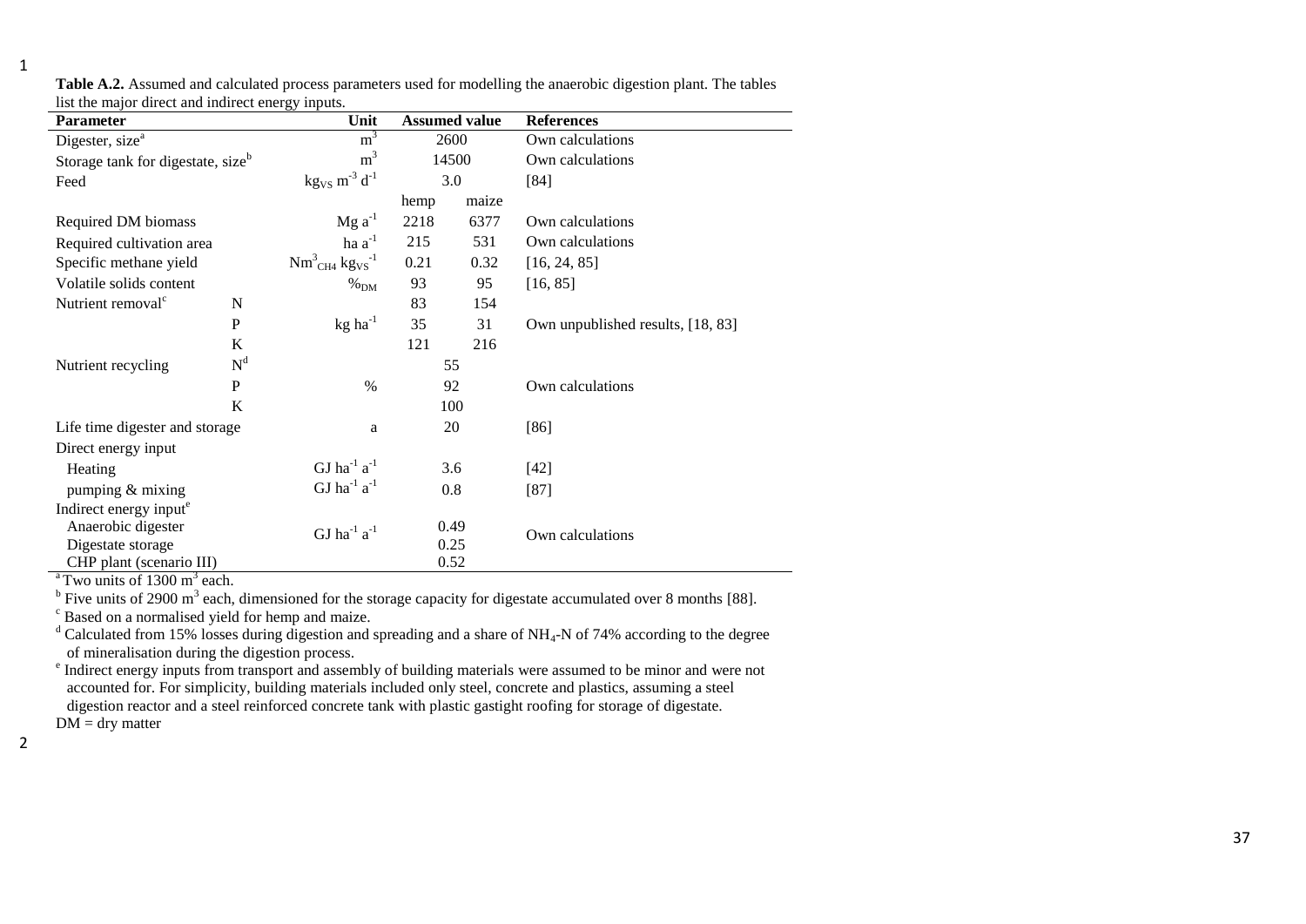**Table A.2.** Assumed and calculated process parameters used for modelling the anaerobic digestion plant. The tables list the major direct and indirect energy inputs.

| Parameter | | Unit | Assumed value | | References |
|---|---|---|---|---|---|
| Digester, size[a] | | $m^3$ | 2600 | | Own calculations |
| Storage tank for digestate, size[b] | | $m^3$ | 14500 | | Own calculations |
| Feed | | $kg_{VS}\ m^{-3}\ d^{-1}$ | 3.0 | | [84] |
| | | | hemp | maize | |
| Required DM biomass | | $Mg\ a^{-1}$ | 2218 | 6377 | Own calculations |
| Required cultivation area | | $ha\ a^{-1}$ | 215 | 531 | Own calculations |
| Specific methane yield | | $Nm^3_{CH4}\ kg_{VS}^{-1}$ | 0.21 | 0.32 | [16, 24, 85] |
| Volatile solids content | | $\%_{DM}$ | 93 | 95 | [16, 85] |
| Nutrient removal[c] | N | | 83 | 154 | |
| | P | $kg\ ha^{-1}$ | 35 | 31 | Own unpublished results, [18, 83] |
| | K | | 121 | 216 | |
| Nutrient recycling | N[d] | | 55 | | |
| | P | % | 92 | | Own calculations |
| | K | | 100 | | |
| Life time digester and storage | | a | 20 | | [86] |
| Direct energy input | | | | | |
| Heating | | $GJ\ ha^{-1}\ a^{-1}$ | 3.6 | | [42] |
| pumping & mixing | | $GJ\ ha^{-1}\ a^{-1}$ | 0.8 | | [87] |
| Indirect energy input[e] | | | | | |
| Anaerobic digester | | $GJ\ ha^{-1}\ a^{-1}$ | 0.49 | | Own calculations |
| Digestate storage | | | 0.25 | | |
| CHP plant (scenario III) | | | 0.52 | | |

[a] Two units of 1300 $m^3$ each.

[b] Five units of 2900 $m^3$ each, dimensioned for the storage capacity for digestate accumulated over 8 months [88].

[c] Based on a normalised yield for hemp and maize.

[d] Calculated from 15% losses during digestion and spreading and a share of $NH_4$-N of 74% according to the degree of mineralisation during the digestion process.

[e] Indirect energy inputs from transport and assembly of building materials were assumed to be minor and were not accounted for. For simplicity, building materials included only steel, concrete and plastics, assuming a steel digestion reactor and a steel reinforced concrete tank with plastic gastight roofing for storage of digestate.

DM = dry matter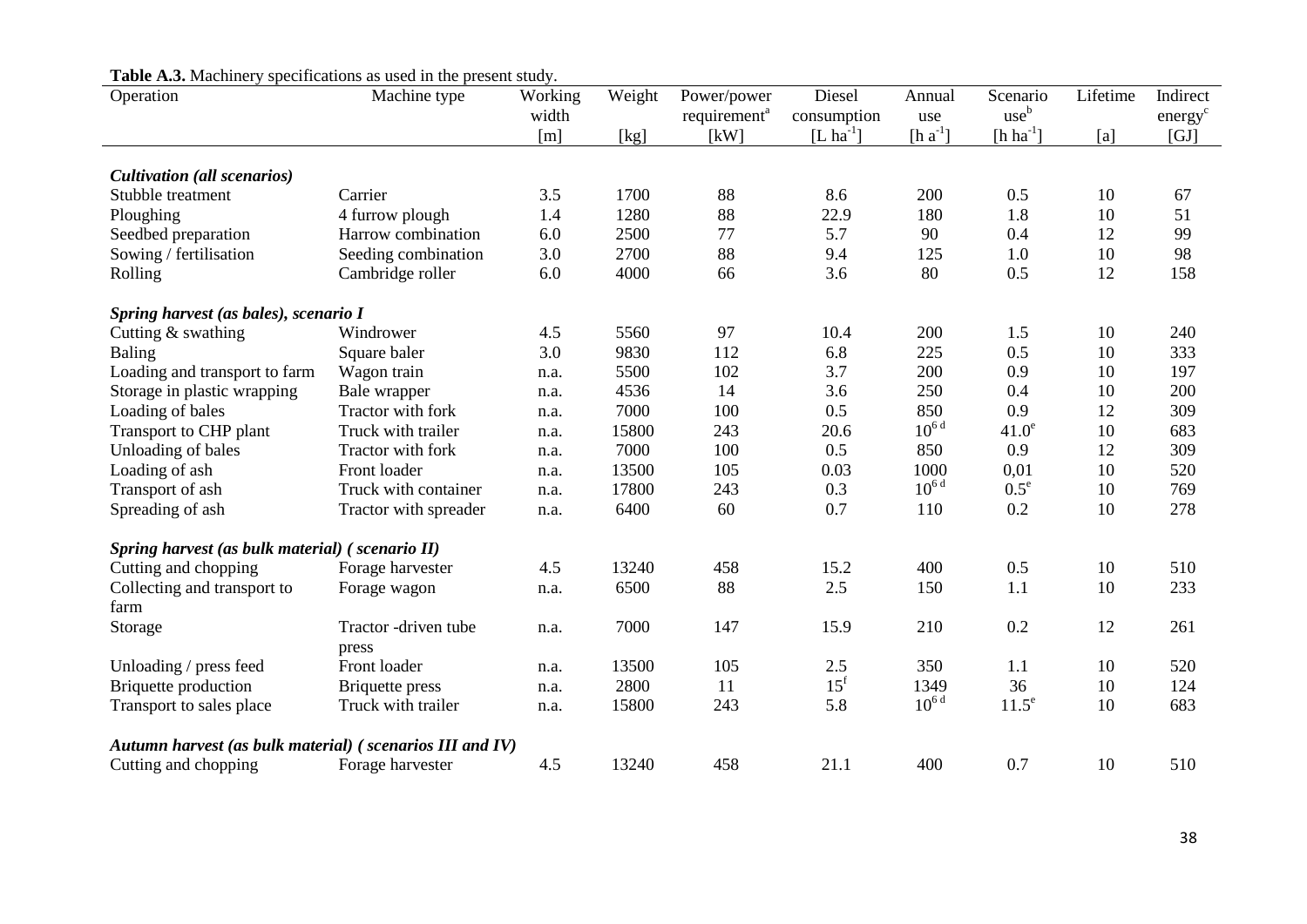**Table A.3.** Machinery specifications as used in the present study.

| Operation | Machine type | Working width [m] | Weight [kg] | Power/power requirement[a] [kW] | Diesel consumption [L ha$^{-1}$] | Annual use [h a$^{-1}$] | Scenario use[b] [h ha$^{-1}$] | Lifetime [a] | Indirect energy[c] [GJ] |
|---|---|---|---|---|---|---|---|---|---|
| ***Cultivation (all scenarios)*** | | | | | | | | | |
| Stubble treatment | Carrier | 3.5 | 1700 | 88 | 8.6 | 200 | 0.5 | 10 | 67 |
| Ploughing | 4 furrow plough | 1.4 | 1280 | 88 | 22.9 | 180 | 1.8 | 10 | 51 |
| Seedbed preparation | Harrow combination | 6.0 | 2500 | 77 | 5.7 | 90 | 0.4 | 12 | 99 |
| Sowing / fertilisation | Seeding combination | 3.0 | 2700 | 88 | 9.4 | 125 | 1.0 | 10 | 98 |
| Rolling | Cambridge roller | 6.0 | 4000 | 66 | 3.6 | 80 | 0.5 | 12 | 158 |
| ***Spring harvest (as bales), scenario I*** | | | | | | | | | |
| Cutting & swathing | Windrower | 4.5 | 5560 | 97 | 10.4 | 200 | 1.5 | 10 | 240 |
| Baling | Square baler | 3.0 | 9830 | 112 | 6.8 | 225 | 0.5 | 10 | 333 |
| Loading and transport to farm | Wagon train | n.a. | 5500 | 102 | 3.7 | 200 | 0.9 | 10 | 197 |
| Storage in plastic wrapping | Bale wrapper | n.a. | 4536 | 14 | 3.6 | 250 | 0.4 | 10 | 200 |
| Loading of bales | Tractor with fork | n.a. | 7000 | 100 | 0.5 | 850 | 0.9 | 12 | 309 |
| Transport to CHP plant | Truck with trailer | n.a. | 15800 | 243 | 20.6 | $10^{6}$ [d] | 41.0[e] | 10 | 683 |
| Unloading of bales | Tractor with fork | n.a. | 7000 | 100 | 0.5 | 850 | 0.9 | 12 | 309 |
| Loading of ash | Front loader | n.a. | 13500 | 105 | 0.03 | 1000 | 0,01 | 10 | 520 |
| Transport of ash | Truck with container | n.a. | 17800 | 243 | 0.3 | $10^{6}$ [d] | 0.5[e] | 10 | 769 |
| Spreading of ash | Tractor with spreader | n.a. | 6400 | 60 | 0.7 | 110 | 0.2 | 10 | 278 |
| ***Spring harvest (as bulk material) ( scenario II)*** | | | | | | | | | |
| Cutting and chopping | Forage harvester | 4.5 | 13240 | 458 | 15.2 | 400 | 0.5 | 10 | 510 |
| Collecting and transport to farm | Forage wagon | n.a. | 6500 | 88 | 2.5 | 150 | 1.1 | 10 | 233 |
| Storage | Tractor -driven tube press | n.a. | 7000 | 147 | 15.9 | 210 | 0.2 | 12 | 261 |
| Unloading / press feed | Front loader | n.a. | 13500 | 105 | 2.5 | 350 | 1.1 | 10 | 520 |
| Briquette production | Briquette press | n.a. | 2800 | 11 | 15[f] | 1349 | 36 | 10 | 124 |
| Transport to sales place | Truck with trailer | n.a. | 15800 | 243 | 5.8 | $10^{6}$ [d] | 11.5[e] | 10 | 683 |
| ***Autumn harvest (as bulk material) ( scenarios III and IV)*** | | | | | | | | | |
| Cutting and chopping | Forage harvester | 4.5 | 13240 | 458 | 21.1 | 400 | 0.7 | 10 | 510 |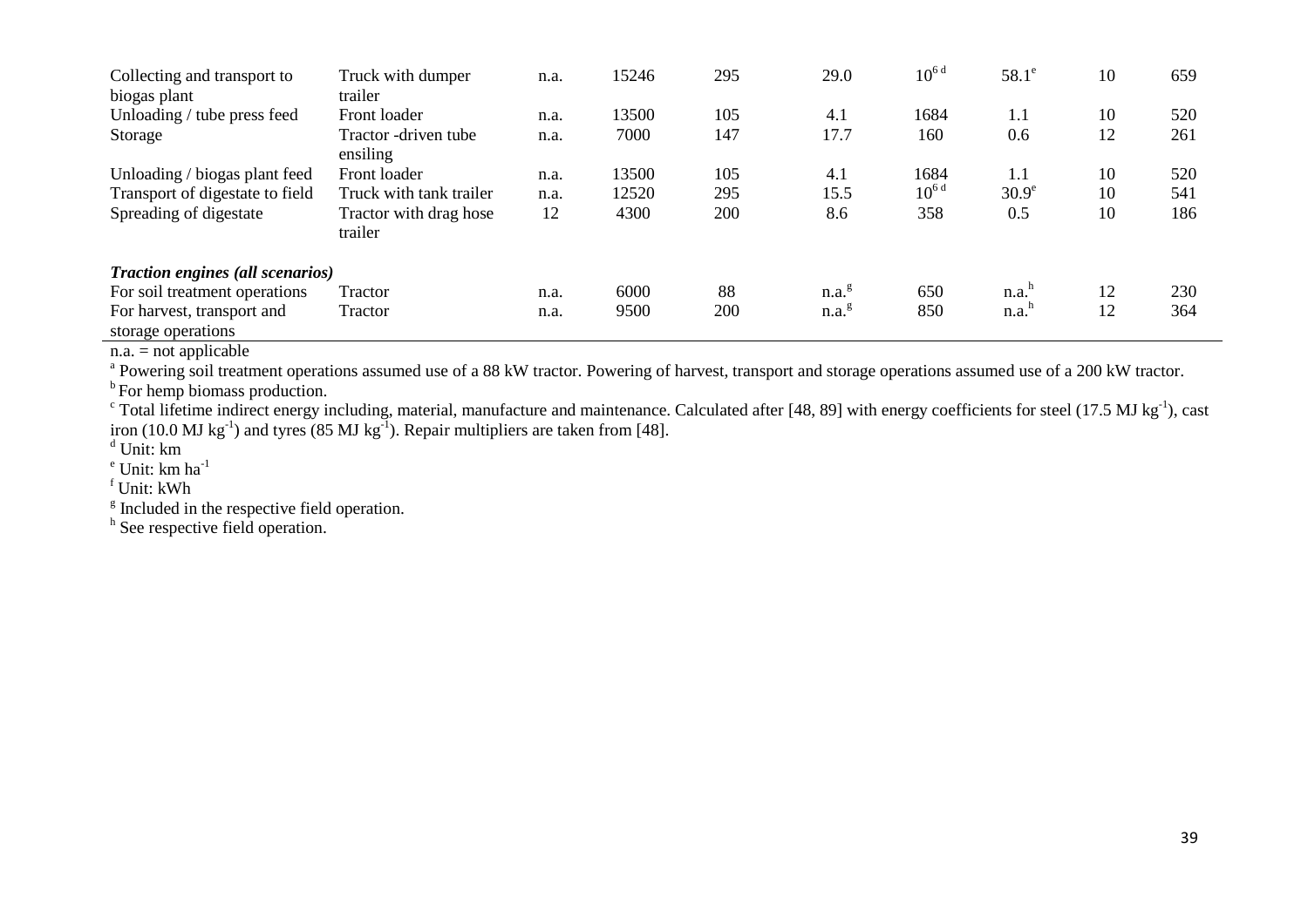| | | | | | | | | | |
|---|---|---|---|---|---|---|---|---|---|
| Collecting and transport to biogas plant | Truck with dumper trailer | n.a. | 15246 | 295 | 29.0 | $10^6$ [d] | 58.1[e] | 10 | 659 |
| Unloading / tube press feed | Front loader | n.a. | 13500 | 105 | 4.1 | 1684 | 1.1 | 10 | 520 |
| Storage | Tractor -driven tube ensiling | n.a. | 7000 | 147 | 17.7 | 160 | 0.6 | 12 | 261 |
| Unloading / biogas plant feed | Front loader | n.a. | 13500 | 105 | 4.1 | 1684 | 1.1 | 10 | 520 |
| Transport of digestate to field | Truck with tank trailer | n.a. | 12520 | 295 | 15.5 | $10^6$ [d] | 30.9[e] | 10 | 541 |
| Spreading of digestate | Tractor with drag hose trailer | 12 | 4300 | 200 | 8.6 | 358 | 0.5 | 10 | 186 |
| ***Traction engines (all scenarios)*** | | | | | | | | | |
| For soil treatment operations | Tractor | n.a. | 6000 | 88 | n.a.[g] | 650 | n.a.[h] | 12 | 230 |
| For harvest, transport and storage operations | Tractor | n.a. | 9500 | 200 | n.a.[g] | 850 | n.a.[h] | 12 | 364 |

n.a. = not applicable

[a] Powering soil treatment operations assumed use of a 88 kW tractor. Powering of harvest, transport and storage operations assumed use of a 200 kW tractor.

[b] For hemp biomass production.

[c] Total lifetime indirect energy including, material, manufacture and maintenance. Calculated after [48, 89] with energy coefficients for steel (17.5 MJ $kg^{-1}$), cast iron (10.0 MJ $kg^{-1}$) and tyres (85 MJ $kg^{-1}$). Repair multipliers are taken from [48].

[d] Unit: km

[e] Unit: km $ha^{-1}$

[f] Unit: kWh

[g] Included in the respective field operation.

[h] See respective field operation.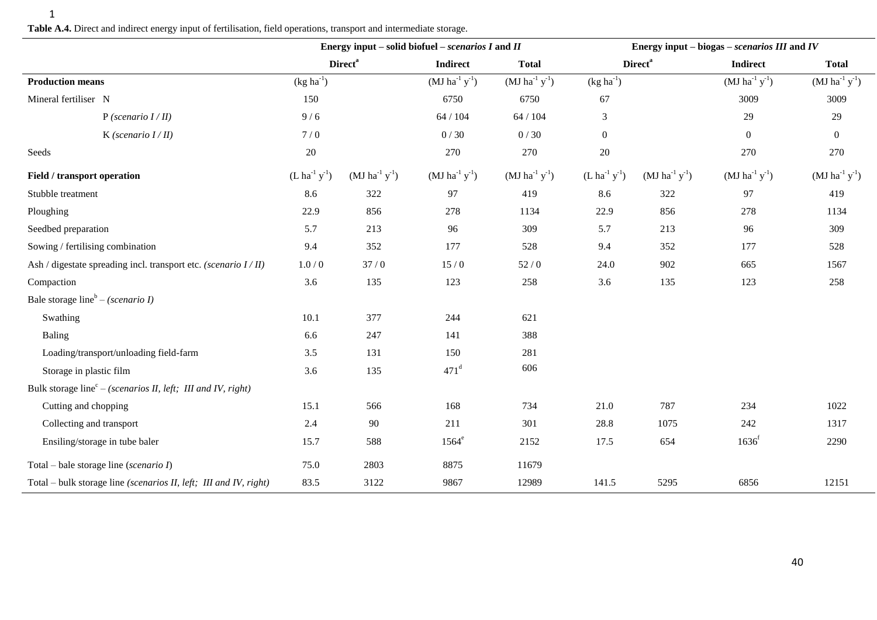**Table A.4.** Direct and indirect energy input of fertilisation, field operations, transport and intermediate storage.

| | Energy input – solid biofuel – *scenarios I and II* | | | | Energy input – biogas – *scenarios III and IV* | | | |
|---|---|---|---|---|---|---|---|---|
| | Direct[a] | | Indirect | Total | Direct[a] | | Indirect | Total |
| **Production means** | (kg ha$^{-1}$) | | (MJ ha$^{-1}$ y$^{-1}$) | (MJ ha$^{-1}$ y$^{-1}$) | (kg ha$^{-1}$) | | (MJ ha$^{-1}$ y$^{-1}$) | (MJ ha$^{-1}$ y$^{-1}$) |
| Mineral fertiliser N | 150 | | 6750 | 6750 | 67 | | 3009 | 3009 |
| P *(scenario I / II)* | 9 / 6 | | 64 / 104 | 64 / 104 | 3 | | 29 | 29 |
| K *(scenario I / II)* | 7 / 0 | | 0 / 30 | 0 / 30 | 0 | | 0 | 0 |
| Seeds | 20 | | 270 | 270 | 20 | | 270 | 270 |
| **Field / transport operation** | (L ha$^{-1}$ y$^{-1}$) | (MJ ha$^{-1}$ y$^{-1}$) | (MJ ha$^{-1}$ y$^{-1}$) | (MJ ha$^{-1}$ y$^{-1}$) | (L ha$^{-1}$ y$^{-1}$) | (MJ ha$^{-1}$ y$^{-1}$) | (MJ ha$^{-1}$ y$^{-1}$) | (MJ ha$^{-1}$ y$^{-1}$) |
| Stubble treatment | 8.6 | 322 | 97 | 419 | 8.6 | 322 | 97 | 419 |
| Ploughing | 22.9 | 856 | 278 | 1134 | 22.9 | 856 | 278 | 1134 |
| Seedbed preparation | 5.7 | 213 | 96 | 309 | 5.7 | 213 | 96 | 309 |
| Sowing / fertilising combination | 9.4 | 352 | 177 | 528 | 9.4 | 352 | 177 | 528 |
| Ash / digestate spreading incl. transport etc. *(scenario I / II)* | 1.0 / 0 | 37 / 0 | 15 / 0 | 52 / 0 | 24.0 | 902 | 665 | 1567 |
| Compaction | 3.6 | 135 | 123 | 258 | 3.6 | 135 | 123 | 258 |
| Bale storage line[b] – *(scenario I)* | | | | | | | | |
| Swathing | 10.1 | 377 | 244 | 621 | | | | |
| Baling | 6.6 | 247 | 141 | 388 | | | | |
| Loading/transport/unloading field-farm | 3.5 | 131 | 150 | 281 | | | | |
| Storage in plastic film | 3.6 | 135 | 471[d] | 606 | | | | |
| Bulk storage line[c] – *(scenarios II, left; III and IV, right)* | | | | | | | | |
| Cutting and chopping | 15.1 | 566 | 168 | 734 | 21.0 | 787 | 234 | 1022 |
| Collecting and transport | 2.4 | 90 | 211 | 301 | 28.8 | 1075 | 242 | 1317 |
| Ensiling/storage in tube baler | 15.7 | 588 | 1564[e] | 2152 | 17.5 | 654 | 1636[f] | 2290 |
| Total – bale storage line (*scenario I*) | 75.0 | 2803 | 8875 | 11679 | | | | |
| Total – bulk storage line *(scenarios II, left; III and IV, right)* | 83.5 | 3122 | 9867 | 12989 | 141.5 | 5295 | 6856 | 12151 |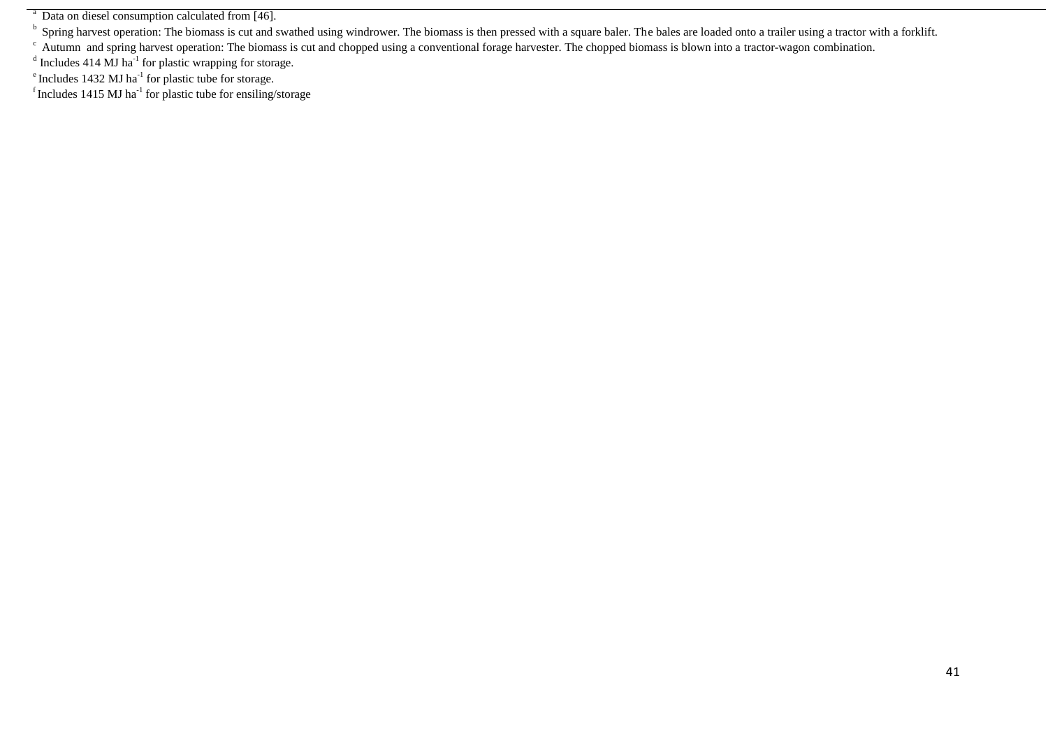[a] Data on diesel consumption calculated from [46].

[b] Spring harvest operation: The biomass is cut and swathed using windrower. The biomass is then pressed with a square baler. The bales are loaded onto a trailer using a tractor with a forklift.

[c] Autumn and spring harvest operation: The biomass is cut and chopped using a conventional forage harvester. The chopped biomass is blown into a tractor-wagon combination.

[d] Includes 414 MJ $ha^{-1}$ for plastic wrapping for storage.

[e] Includes 1432 MJ $ha^{-1}$ for plastic tube for storage.

[f] Includes 1415 MJ $ha^{-1}$ for plastic tube for ensiling/storage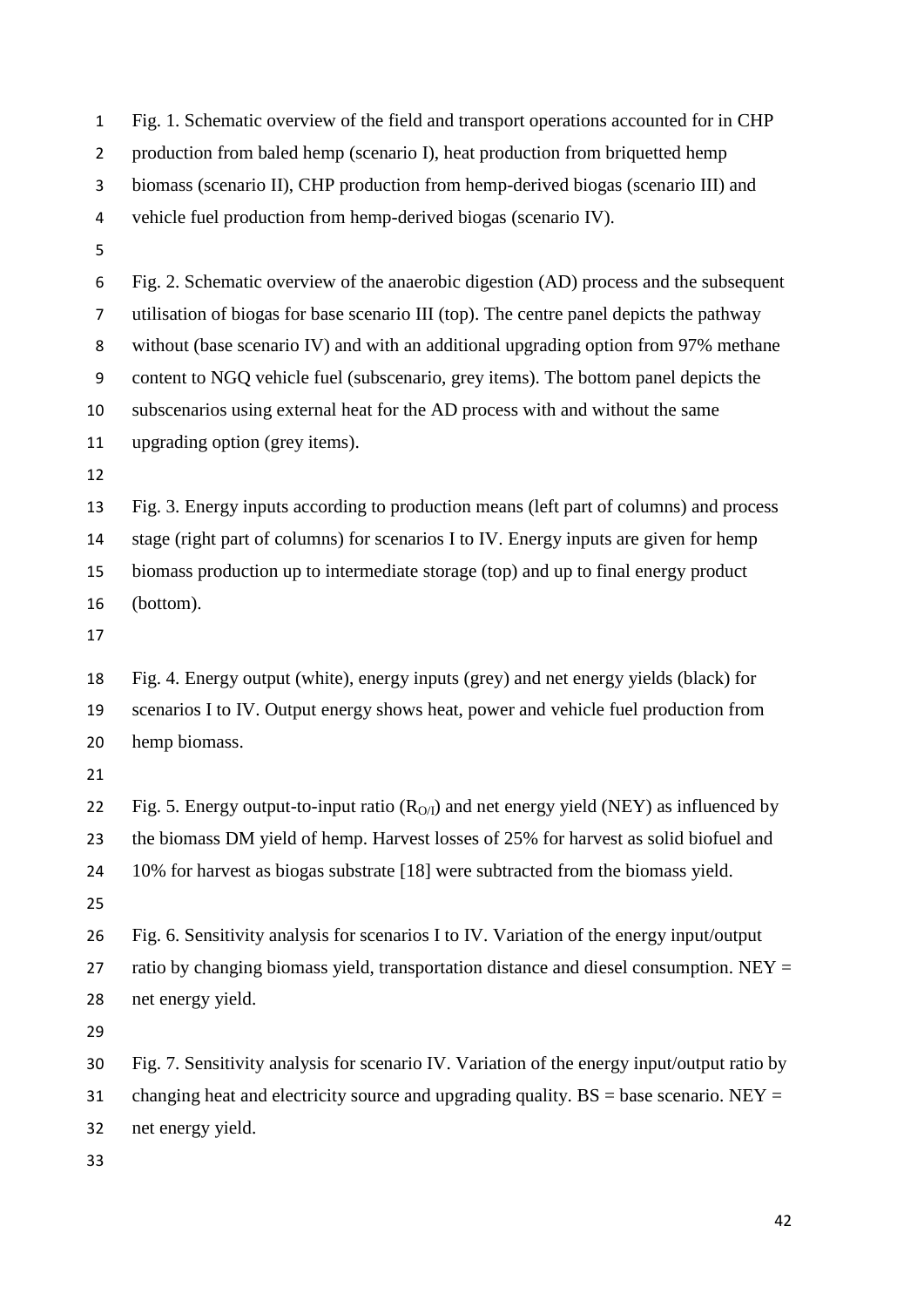Fig. 1. Schematic overview of the field and transport operations accounted for in CHP production from baled hemp (scenario I), heat production from briquetted hemp biomass (scenario II), CHP production from hemp-derived biogas (scenario III) and vehicle fuel production from hemp-derived biogas (scenario IV).

Fig. 2. Schematic overview of the anaerobic digestion (AD) process and the subsequent utilisation of biogas for base scenario III (top). The centre panel depicts the pathway without (base scenario IV) and with an additional upgrading option from 97% methane content to NGQ vehicle fuel (subscenario, grey items). The bottom panel depicts the subscenarios using external heat for the AD process with and without the same upgrading option (grey items).

Fig. 3. Energy inputs according to production means (left part of columns) and process stage (right part of columns) for scenarios I to IV. Energy inputs are given for hemp biomass production up to intermediate storage (top) and up to final energy product (bottom).

Fig. 4. Energy output (white), energy inputs (grey) and net energy yields (black) for scenarios I to IV. Output energy shows heat, power and vehicle fuel production from hemp biomass.

Fig. 5. Energy output-to-input ratio ($R_{O/I}$) and net energy yield (NEY) as influenced by the biomass DM yield of hemp. Harvest losses of 25% for harvest as solid biofuel and 10% for harvest as biogas substrate [18] were subtracted from the biomass yield.

Fig. 6. Sensitivity analysis for scenarios I to IV. Variation of the energy input/output ratio by changing biomass yield, transportation distance and diesel consumption. NEY = net energy yield.

Fig. 7. Sensitivity analysis for scenario IV. Variation of the energy input/output ratio by changing heat and electricity source and upgrading quality. BS = base scenario. NEY = net energy yield.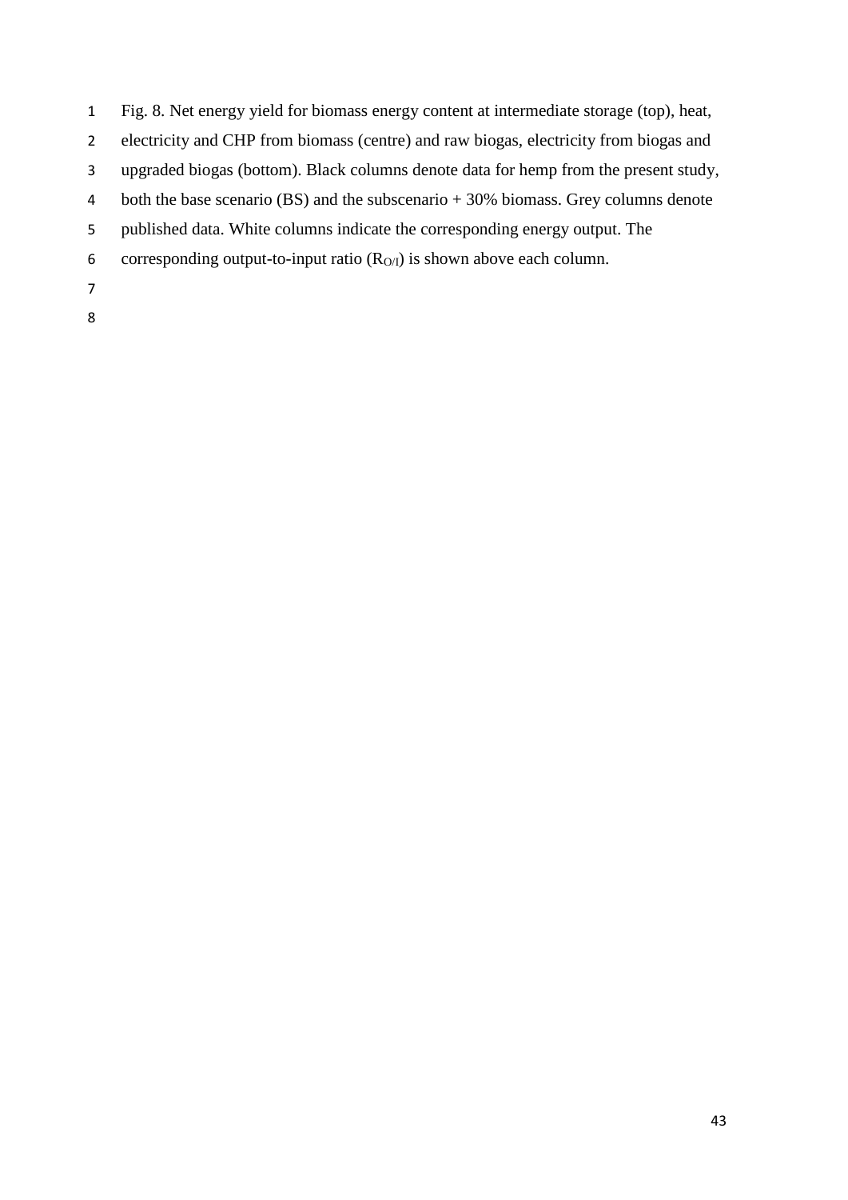Fig. 8. Net energy yield for biomass energy content at intermediate storage (top), heat, electricity and CHP from biomass (centre) and raw biogas, electricity from biogas and upgraded biogas (bottom). Black columns denote data for hemp from the present study, both the base scenario (BS) and the subscenario + 30% biomass. Grey columns denote published data. White columns indicate the corresponding energy output. The corresponding output-to-input ratio ($R_{O/I}$) is shown above each column.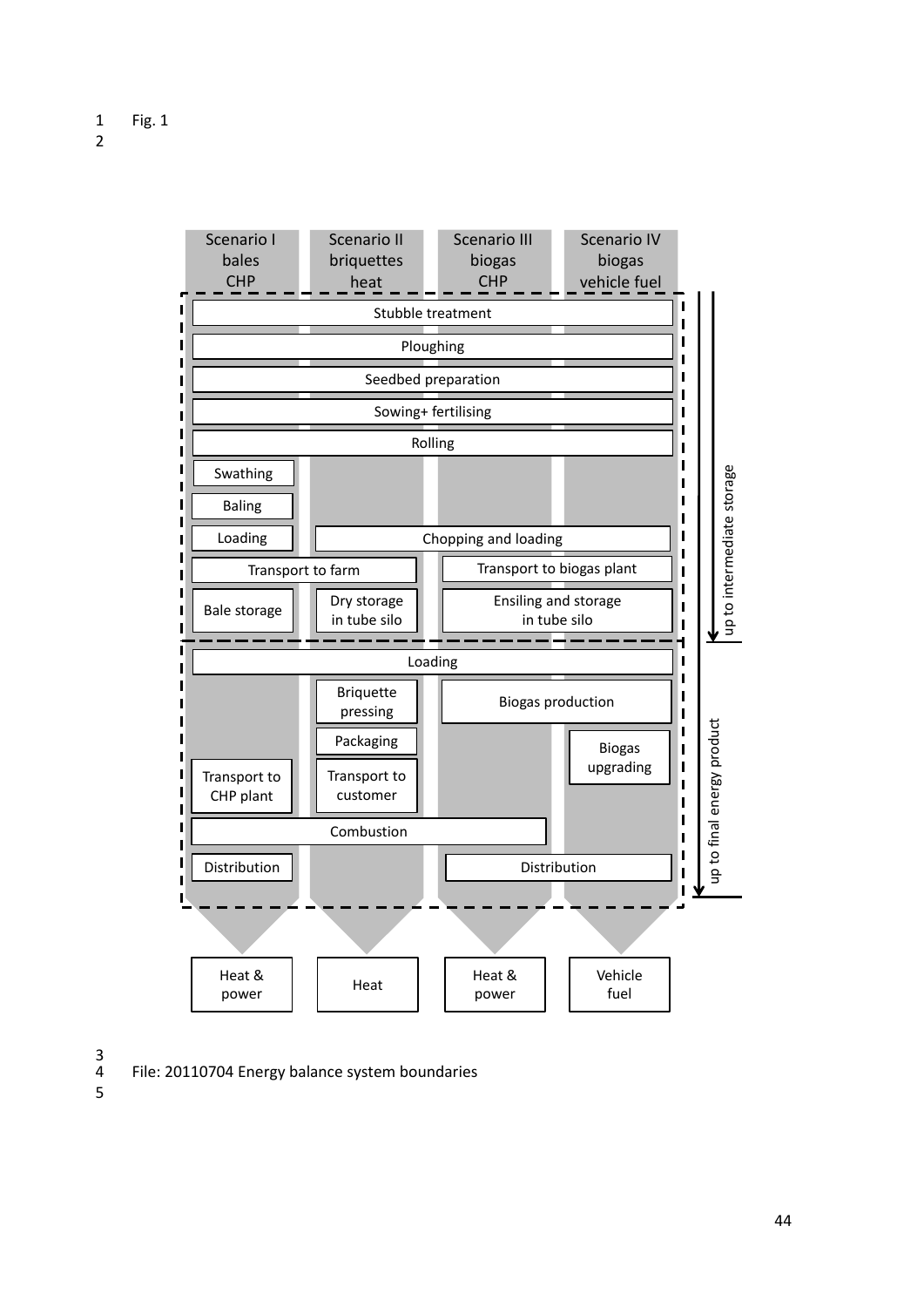Fig. 1

Scenario I
bales
CHP

Scenario II
briquettes
heat

Scenario III
biogas
CHP

Scenario IV
biogas
vehicle fuel

Stubble treatment

Ploughing

Seedbed preparation

Sowing+ fertilising

Rolling

Swathing

Baling

Loading

Chopping and loading

Transport to farm

Transport to biogas plant

Bale storage

Dry storage
in tube silo

Ensiling and storage
in tube silo

Loading

Briquette
pressing

Biogas production

Packaging

Biogas
upgrading

Transport to
CHP plant

Transport to
customer

Combustion

Distribution

Distribution

Heat &
power

Heat

Heat &
power

Vehicle
fuel

up to intermediate storage

up to final energy product

File: 20110704 Energy balance system boundaries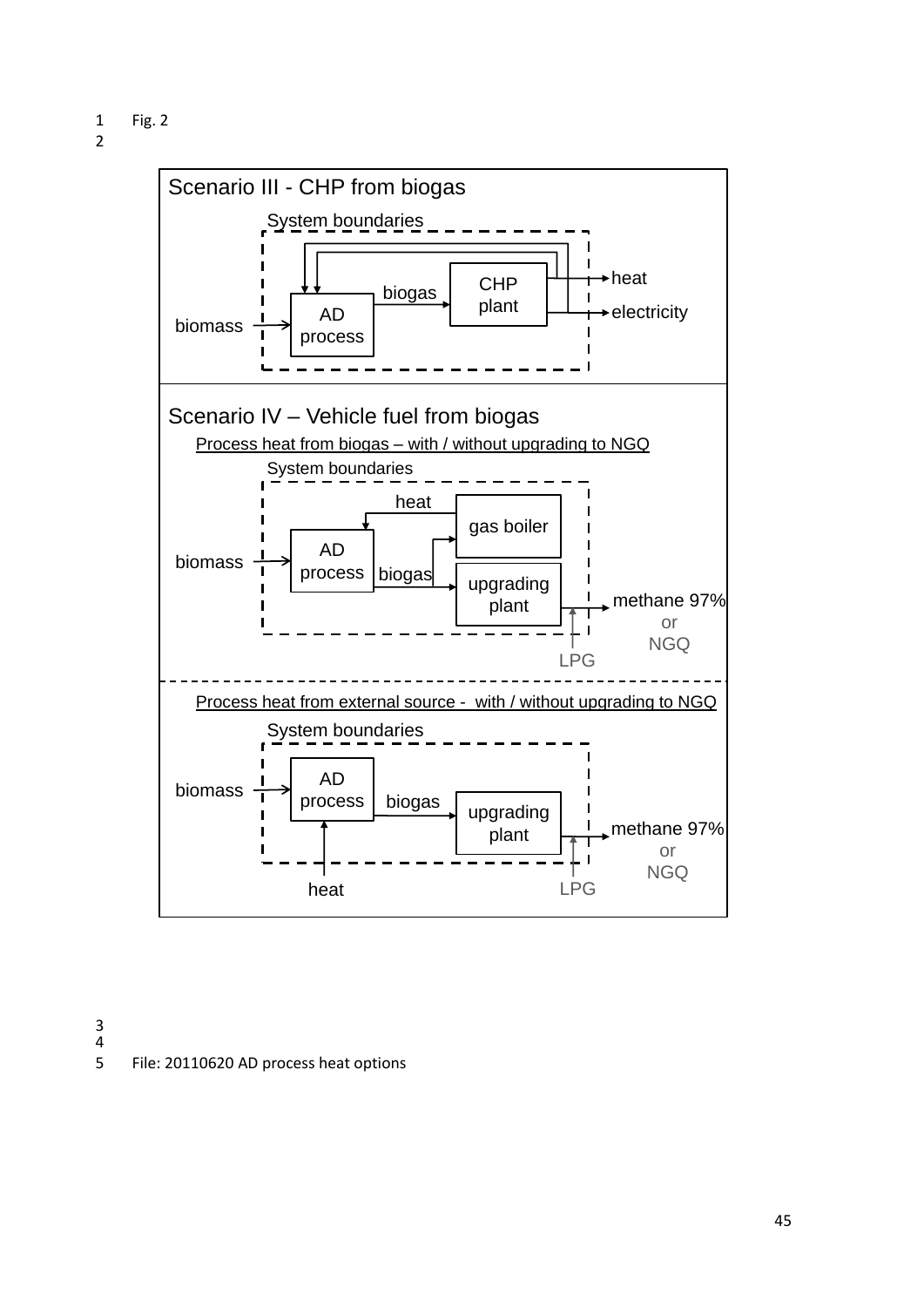Fig. 2

Scenario III - CHP from biogas

System boundaries

biomass

AD process

biogas

CHP plant

heat

electricity

Scenario IV – Vehicle fuel from biogas

Process heat from biogas – with / without upgrading to NGQ

System boundaries

heat

gas boiler

biomass

AD process

biogas

upgrading plant

methane 97% or NGQ

LPG

Process heat from external source - with / without upgrading to NGQ

System boundaries

biomass

AD process

biogas

upgrading plant

methane 97% or NGQ

heat

LPG

File: 20110620 AD process heat options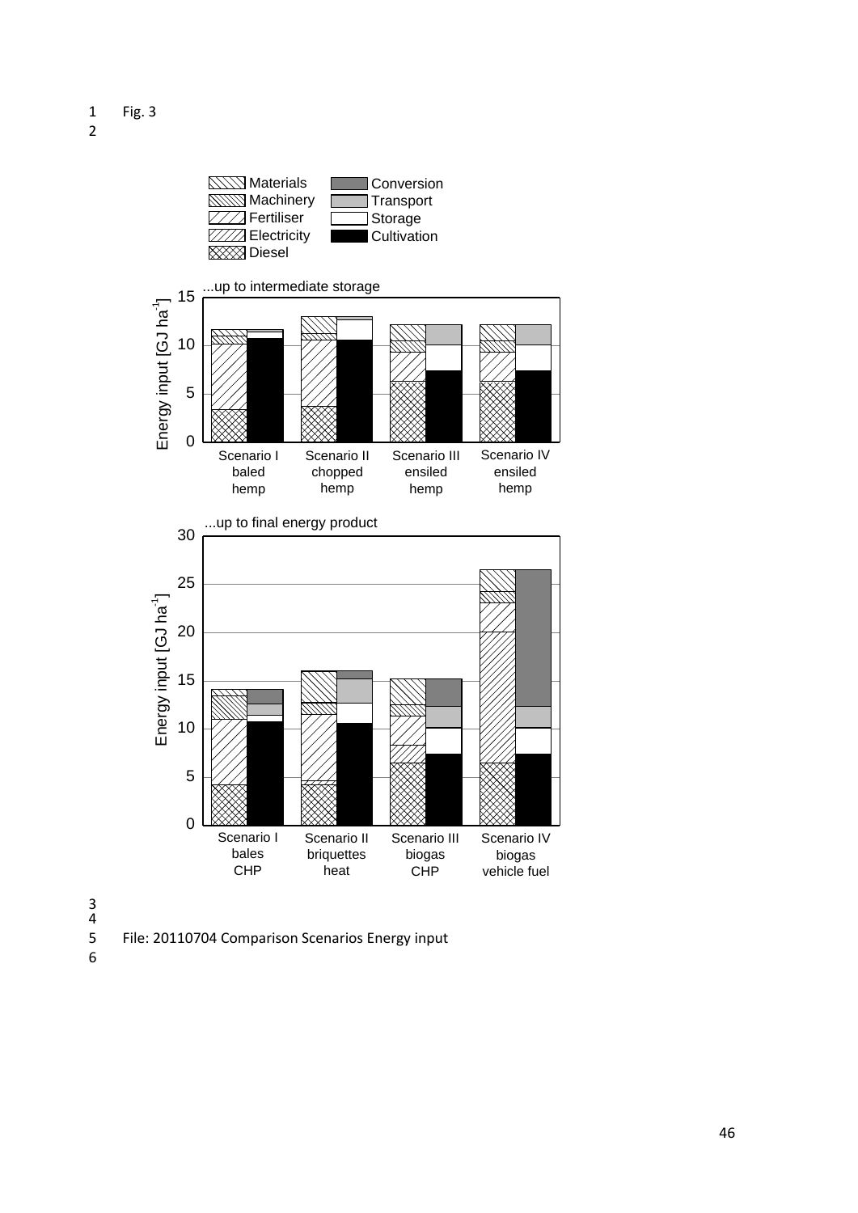Fig. 3

Materials
Machinery
Fertiliser
Electricity
Diesel
Conversion
Transport
Storage
Cultivation

...up to intermediate storage

Energy input [GJ ha$^{-1}$]

0
5
10
15

Scenario I baled hemp
Scenario II chopped hemp
Scenario III ensiled hemp
Scenario IV ensiled hemp

...up to final energy product

Energy input [GJ ha$^{-1}$]

0
5
10
15
20
25
30

Scenario I bales CHP
Scenario II briquettes heat
Scenario III biogas CHP
Scenario IV biogas vehicle fuel

File: 20110704 Comparison Scenarios Energy input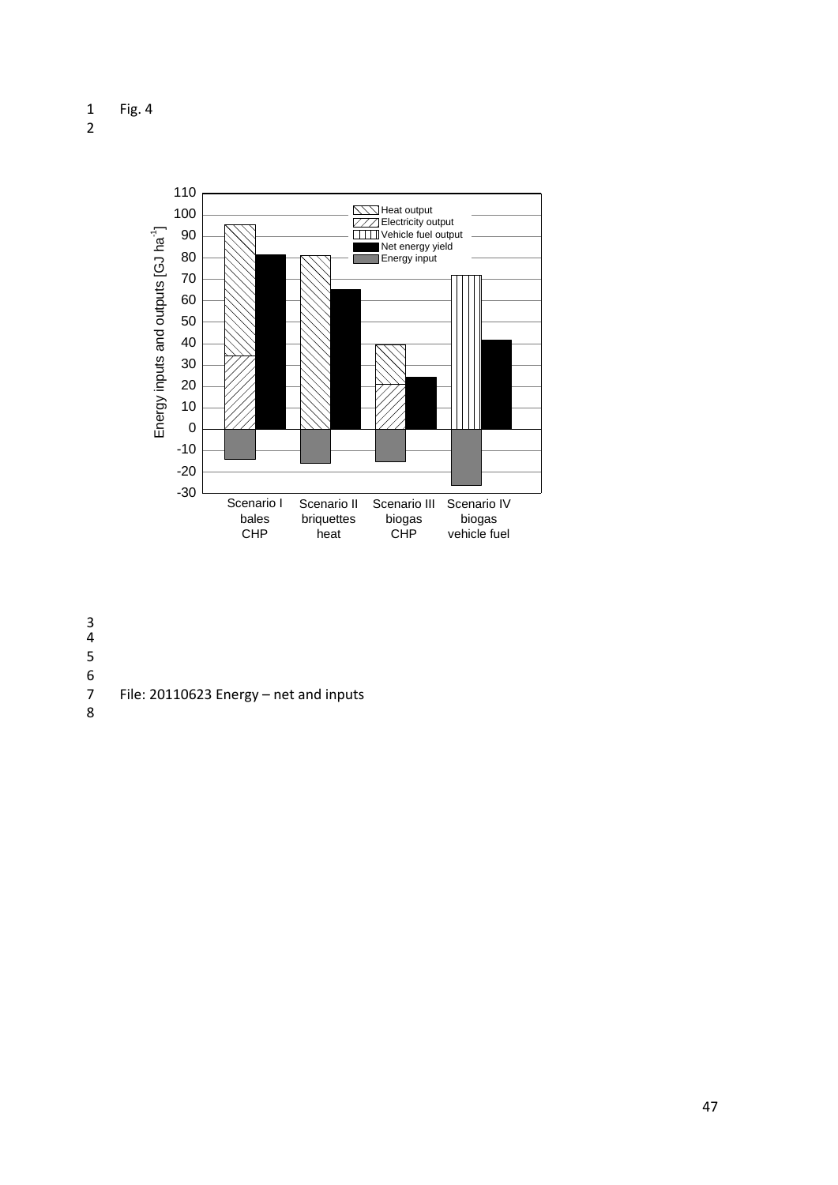Fig. 4

Energy inputs and outputs [GJ ha$^{-1}$]

110
100
90
80
70
60
50
40
30
20
10
0
-10
-20
-30

Heat output
Electricity output
Vehicle fuel output
Net energy yield
Energy input

Scenario I bales CHP
Scenario II briquettes heat
Scenario III biogas CHP
Scenario IV biogas vehicle fuel

File: 20110623 Energy – net and inputs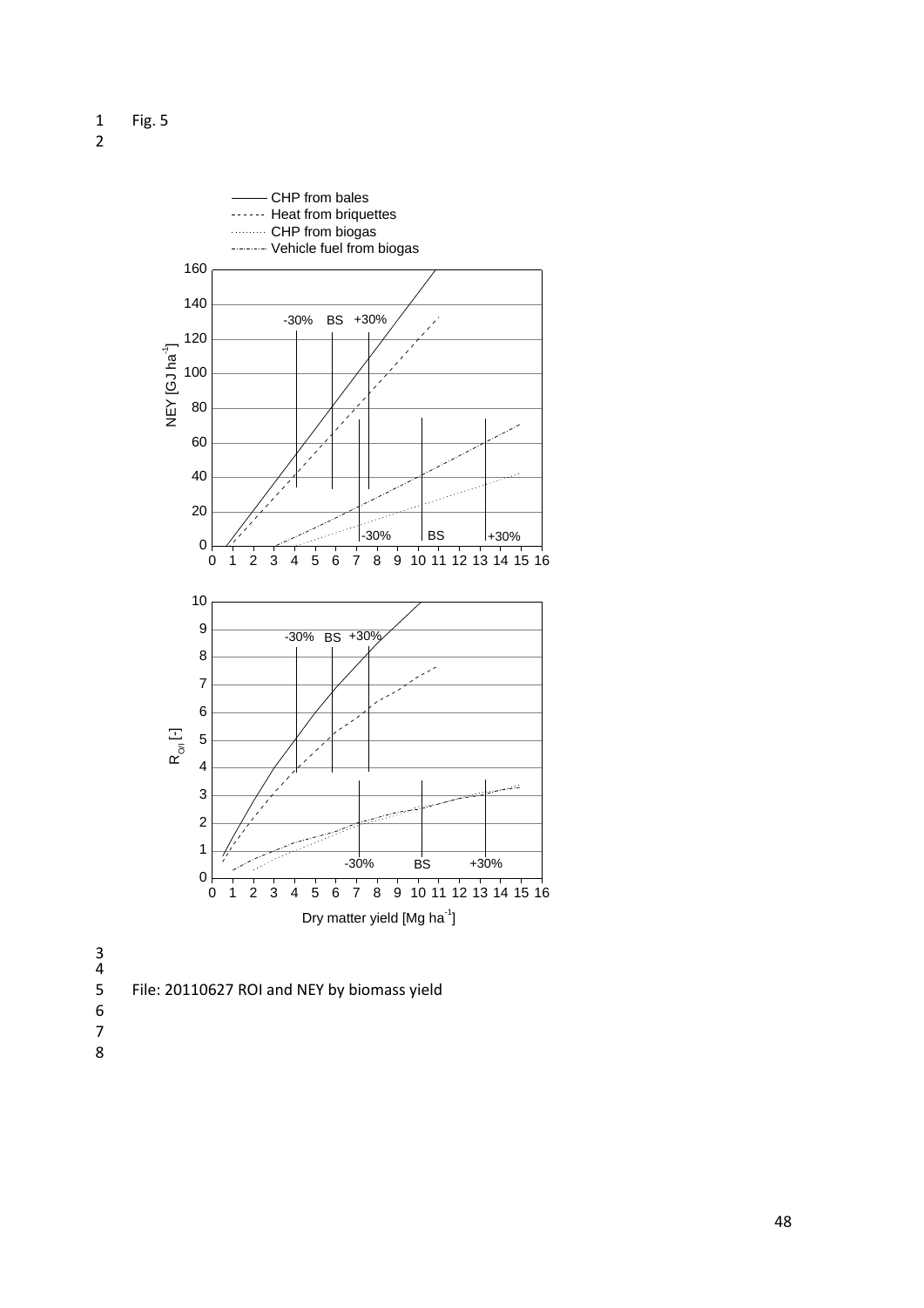Fig. 5

CHP from bales
Heat from briquettes
CHP from biogas
Vehicle fuel from biogas

NEY [GJ ha$^{-1}$]

160
140
120
100
80
60
40
20
0

-30% BS +30%

-30% BS +30%

0 1 2 3 4 5 6 7 8 9 10 11 12 13 14 15 16

$R_{OI}$ [-]

10
9
8
7
6
5
4
3
2
1
0

-30% BS +30%

-30% BS +30%

0 1 2 3 4 5 6 7 8 9 10 11 12 13 14 15 16

Dry matter yield [Mg ha$^{-1}$]

File: 20110627 ROI and NEY by biomass yield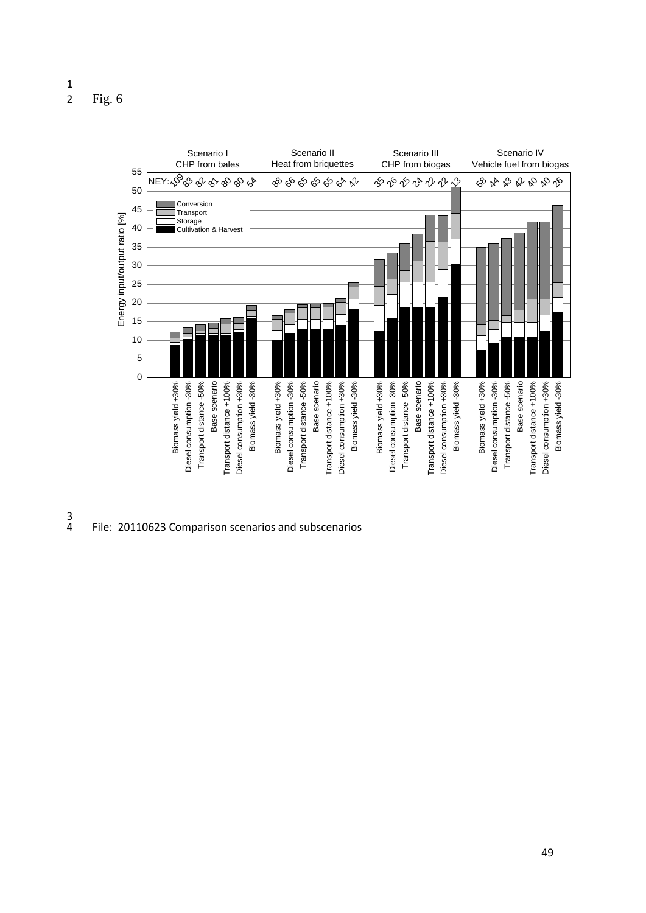Fig. 6

Scenario I
CHP from bales

Scenario II
Heat from briquettes

Scenario III
CHP from biogas

Scenario IV
Vehicle fuel from biogas

NEY: 109 83 82 81 80 80 54 88 66 65 65 65 64 42 35 26 25 24 22 22 13 58 44 43 42 40 40 26

Conversion
Transport
Storage
Cultivation & Harvest

Energy input/output ratio [%]

0 5 10 15 20 25 30 35 40 45 50 55

Biomass yield +30%
Diesel consumption -30%
Transport distance -50%
Base scenario
Transport distance +100%
Diesel consumption +30%
Biomass yield -30%

File: 20110623 Comparison scenarios and subscenarios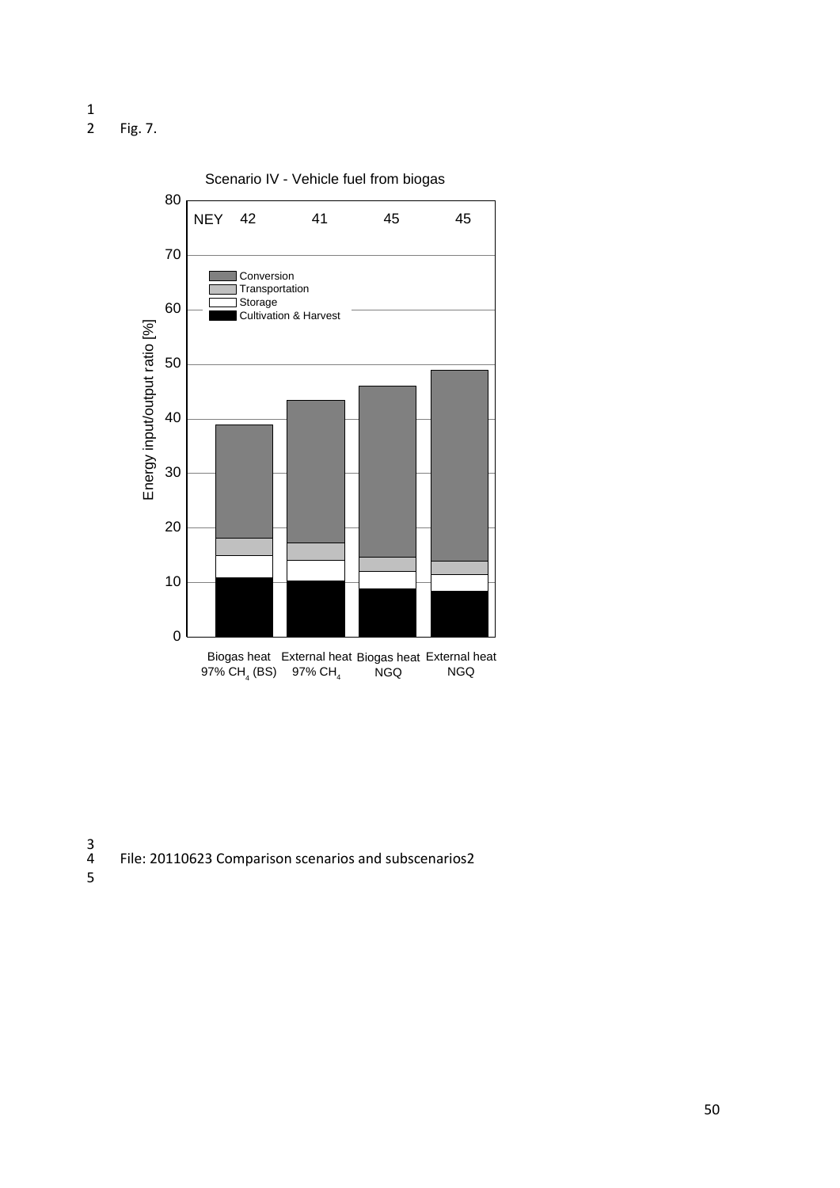Fig. 7.

Scenario IV - Vehicle fuel from biogas

NEY 42 41 45 45

Conversion
Transportation
Storage
Cultivation & Harvest

Energy input/output ratio [%]

0
10
20
30
40
50
60
70
80

Biogas heat 97% $CH_4$ (BS)
External heat 97% $CH_4$
Biogas heat NGQ
External heat NGQ

File: 20110623 Comparison scenarios and subscenarios2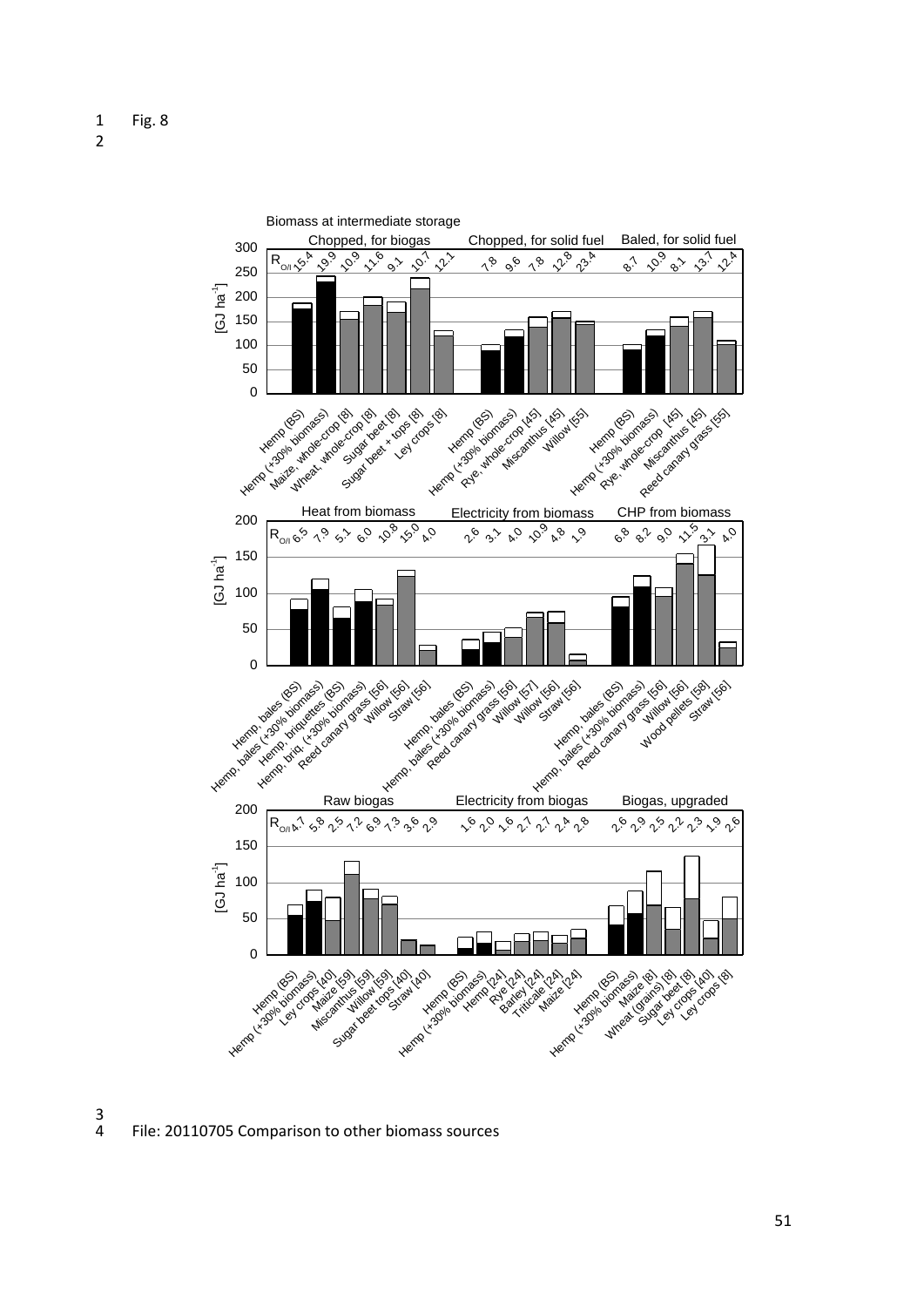Fig. 8

Biomass at intermediate storage

Chopped, for biogas

Chopped, for solid fuel

Baled, for solid fuel

300

250

200

150

100

50

0

[GJ ha$^{-1}$]

$R_{O/I}$ 15.4 19.9 10.9 11.6 9.1 10.7 12.1

7.8 9.6 7.8 12.8 23.4

8.7 10.9 8.1 13.7 12.4

Hemp (BS)
Hemp (+30% biomass)
Maize, whole-crop [8]
Wheat, whole-crop [8]
Sugar beet [8]
Sugar beet + tops [8]
Ley crops [8]
Hemp (BS)
Hemp (+30% biomass)
Rye, whole-crop [45]
Miscanthus [45]
Willow [55]
Hemp (BS)
Hemp (+30% biomass)
Rye, whole-crop [45]
Miscanthus [45]
Reed canary grass [55]

Heat from biomass

Electricity from biomass

CHP from biomass

200

150

100

50

0

[GJ ha$^{-1}$]

$R_{O/I}$ 6.5 7.9 5.1 6.0 10.8 15.0 4.0

2.6 3.1 4.0 10.9 4.8 1.9

6.8 8.2 9.0 11.5 3.1 4.0

Hemp, bales (BS)
Hemp, bales (+30% biomass)
Hemp, briquettes (BS)
Hemp, briq. (+30% biomass)
Reed canary grass [56]
Willow [56]
Straw [56]
Hemp, bales (BS)
Hemp, bales (+30% biomass)
Reed canary grass [56]
Willow [57]
Willow [56]
Straw [56]
Hemp, bales (BS)
Hemp, bales (+30% biomass)
Reed canary grass [56]
Willow [56]
Wood pellets [58]
Straw [56]

Raw biogas

Electricity from biogas

Biogas, upgraded

200

150

100

50

0

[GJ ha$^{-1}$]

$R_{O/I}$ 4.7 5.8 2.5 7.2 6.9 7.3 3.6 2.9

1.6 2.0 1.6 2.7 2.7 2.4 2.8

2.6 2.9 2.5 2.2 2.3 1.9 2.6

Hemp (BS)
Hemp (+30% biomass)
Ley crops [40]
Maize [59]
Miscanthus [59]
Willow [59]
Sugar beet tops [40]
Straw [40]
Hemp (BS)
Hemp (+30% biomass)
Hemp [24]
Rye [24]
Barley [24]
Triticale [24]
Maize [24]
Hemp (BS)
Hemp (+30% biomass)
Maize [8]
Wheat (grains) [8]
Sugar beet [8]
Ley crops [40]
Ley crops [8]

File: 20110705 Comparison to other biomass sources